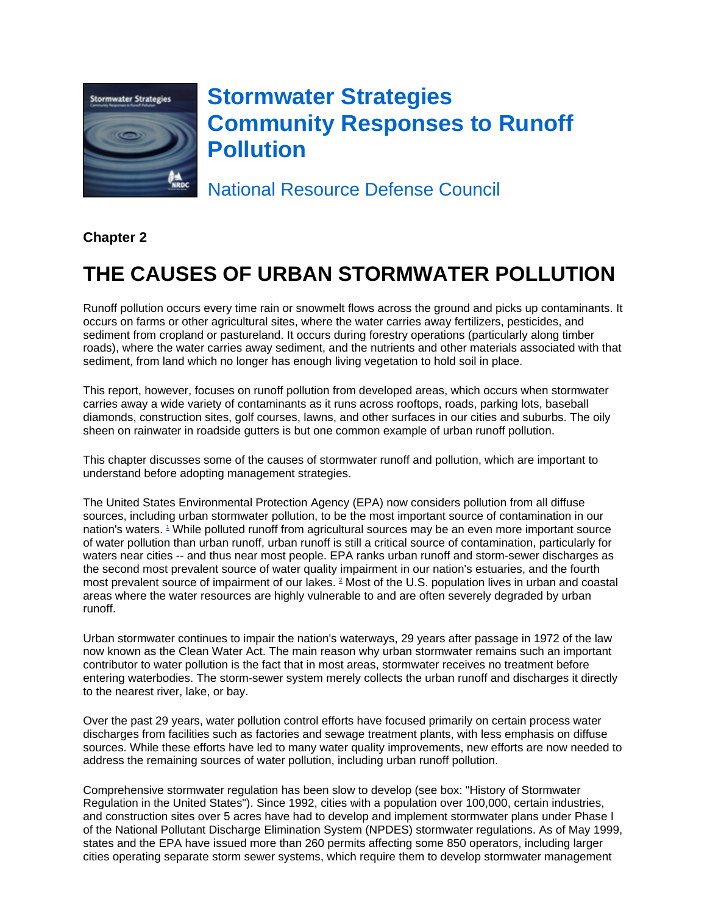# Stormwater Strategies
# Community Responses to Runoff Pollution

National Resource Defense Council

**Chapter 2**

## THE CAUSES OF URBAN STORMWATER POLLUTION

Runoff pollution occurs every time rain or snowmelt flows across the ground and picks up contaminants. It occurs on farms or other agricultural sites, where the water carries away fertilizers, pesticides, and sediment from cropland or pastureland. It occurs during forestry operations (particularly along timber roads), where the water carries away sediment, and the nutrients and other materials associated with that sediment, from land which no longer has enough living vegetation to hold soil in place.

This report, however, focuses on runoff pollution from developed areas, which occurs when stormwater carries away a wide variety of contaminants as it runs across rooftops, roads, parking lots, baseball diamonds, construction sites, golf courses, lawns, and other surfaces in our cities and suburbs. The oily sheen on rainwater in roadside gutters is but one common example of urban runoff pollution.

This chapter discusses some of the causes of stormwater runoff and pollution, which are important to understand before adopting management strategies.

The United States Environmental Protection Agency (EPA) now considers pollution from all diffuse sources, including urban stormwater pollution, to be the most important source of contamination in our nation's waters. [1] While polluted runoff from agricultural sources may be an even more important source of water pollution than urban runoff, urban runoff is still a critical source of contamination, particularly for waters near cities -- and thus near most people. EPA ranks urban runoff and storm-sewer discharges as the second most prevalent source of water quality impairment in our nation's estuaries, and the fourth most prevalent source of impairment of our lakes. [2] Most of the U.S. population lives in urban and coastal areas where the water resources are highly vulnerable to and are often severely degraded by urban runoff.

Urban stormwater continues to impair the nation's waterways, 29 years after passage in 1972 of the law now known as the Clean Water Act. The main reason why urban stormwater remains such an important contributor to water pollution is the fact that in most areas, stormwater receives no treatment before entering waterbodies. The storm-sewer system merely collects the urban runoff and discharges it directly to the nearest river, lake, or bay.

Over the past 29 years, water pollution control efforts have focused primarily on certain process water discharges from facilities such as factories and sewage treatment plants, with less emphasis on diffuse sources. While these efforts have led to many water quality improvements, new efforts are now needed to address the remaining sources of water pollution, including urban runoff pollution.

Comprehensive stormwater regulation has been slow to develop (see box: "History of Stormwater Regulation in the United States"). Since 1992, cities with a population over 100,000, certain industries, and construction sites over 5 acres have had to develop and implement stormwater plans under Phase I of the National Pollutant Discharge Elimination System (NPDES) stormwater regulations. As of May 1999, states and the EPA have issued more than 260 permits affecting some 850 operators, including larger cities operating separate storm sewer systems, which require them to develop stormwater management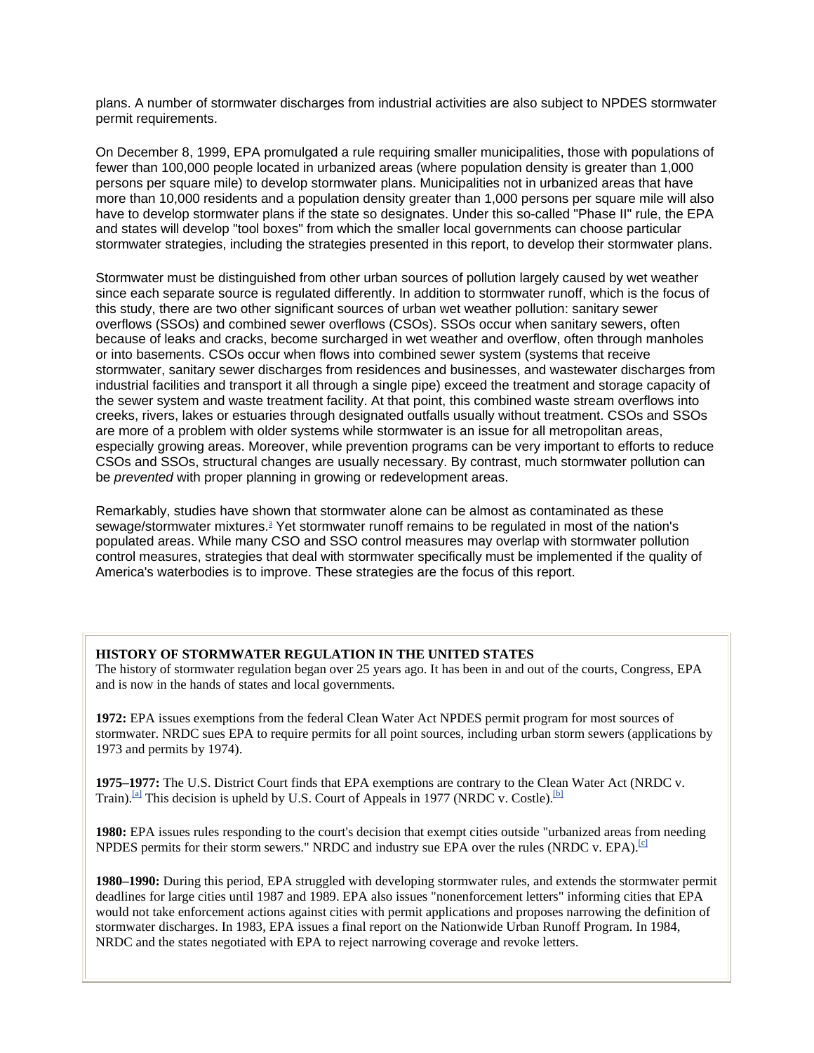plans. A number of stormwater discharges from industrial activities are also subject to NPDES stormwater permit requirements.

On December 8, 1999, EPA promulgated a rule requiring smaller municipalities, those with populations of fewer than 100,000 people located in urbanized areas (where population density is greater than 1,000 persons per square mile) to develop stormwater plans. Municipalities not in urbanized areas that have more than 10,000 residents and a population density greater than 1,000 persons per square mile will also have to develop stormwater plans if the state so designates. Under this so-called "Phase II" rule, the EPA and states will develop "tool boxes" from which the smaller local governments can choose particular stormwater strategies, including the strategies presented in this report, to develop their stormwater plans.

Stormwater must be distinguished from other urban sources of pollution largely caused by wet weather since each separate source is regulated differently. In addition to stormwater runoff, which is the focus of this study, there are two other significant sources of urban wet weather pollution: sanitary sewer overflows (SSOs) and combined sewer overflows (CSOs). SSOs occur when sanitary sewers, often because of leaks and cracks, become surcharged in wet weather and overflow, often through manholes or into basements. CSOs occur when flows into combined sewer system (systems that receive stormwater, sanitary sewer discharges from residences and businesses, and wastewater discharges from industrial facilities and transport it all through a single pipe) exceed the treatment and storage capacity of the sewer system and waste treatment facility. At that point, this combined waste stream overflows into creeks, rivers, lakes or estuaries through designated outfalls usually without treatment. CSOs and SSOs are more of a problem with older systems while stormwater is an issue for all metropolitan areas, especially growing areas. Moreover, while prevention programs can be very important to efforts to reduce CSOs and SSOs, structural changes are usually necessary. By contrast, much stormwater pollution can be *prevented* with proper planning in growing or redevelopment areas.

Remarkably, studies have shown that stormwater alone can be almost as contaminated as these sewage/stormwater mixtures.[3] Yet stormwater runoff remains to be regulated in most of the nation's populated areas. While many CSO and SSO control measures may overlap with stormwater pollution control measures, strategies that deal with stormwater specifically must be implemented if the quality of America's waterbodies is to improve. These strategies are the focus of this report.

**HISTORY OF STORMWATER REGULATION IN THE UNITED STATES**

The history of stormwater regulation began over 25 years ago. It has been in and out of the courts, Congress, EPA and is now in the hands of states and local governments.

**1972:** EPA issues exemptions from the federal Clean Water Act NPDES permit program for most sources of stormwater. NRDC sues EPA to require permits for all point sources, including urban storm sewers (applications by 1973 and permits by 1974).

**1975–1977:** The U.S. District Court finds that EPA exemptions are contrary to the Clean Water Act (NRDC v. Train).[a] This decision is upheld by U.S. Court of Appeals in 1977 (NRDC v. Costle).[b]

**1980:** EPA issues rules responding to the court's decision that exempt cities outside "urbanized areas from needing NPDES permits for their storm sewers." NRDC and industry sue EPA over the rules (NRDC v. EPA).[c]

**1980–1990:** During this period, EPA struggled with developing stormwater rules, and extends the stormwater permit deadlines for large cities until 1987 and 1989. EPA also issues "nonenforcement letters" informing cities that EPA would not take enforcement actions against cities with permit applications and proposes narrowing the definition of stormwater discharges. In 1983, EPA issues a final report on the Nationwide Urban Runoff Program. In 1984, NRDC and the states negotiated with EPA to reject narrowing coverage and revoke letters.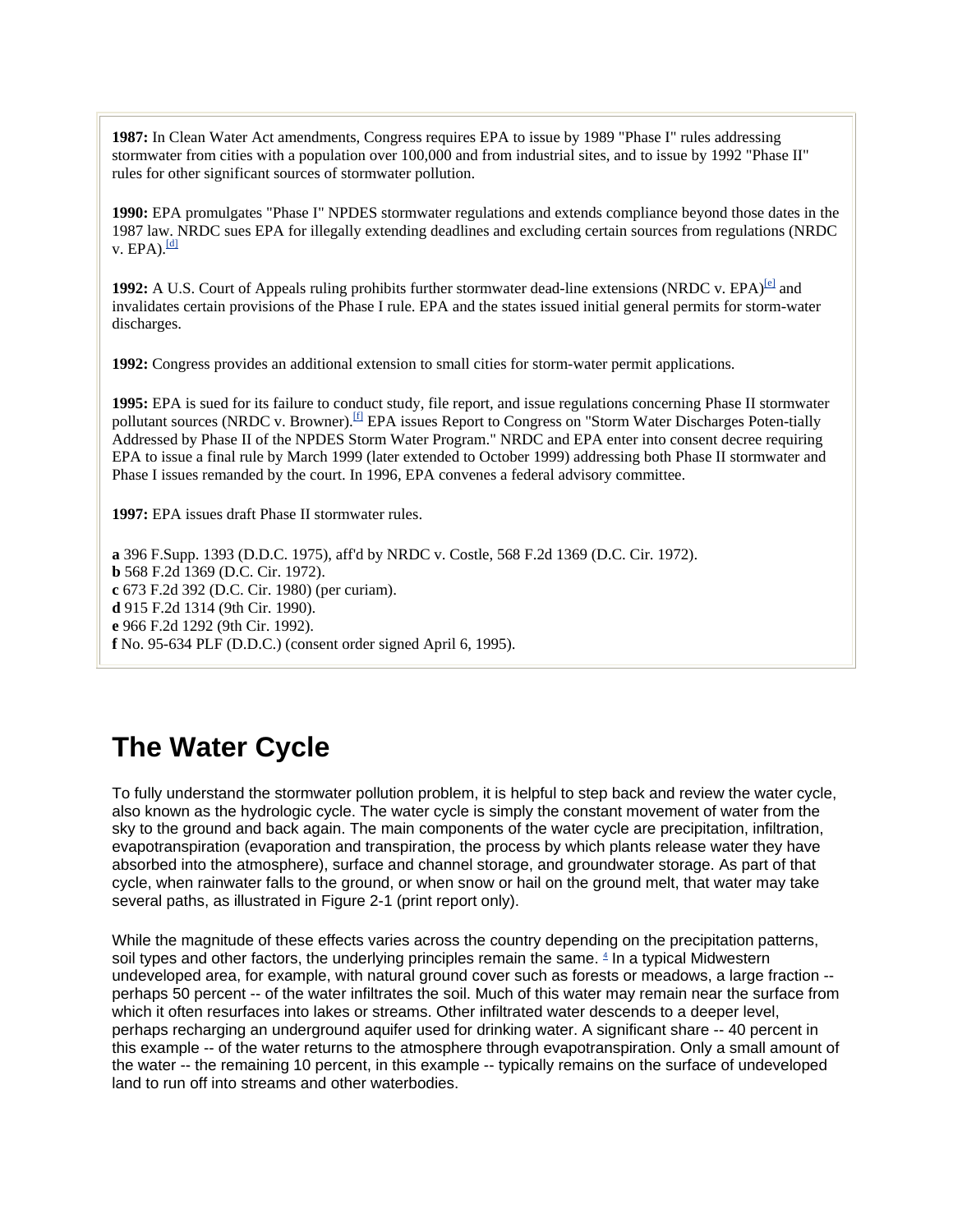**1987:** In Clean Water Act amendments, Congress requires EPA to issue by 1989 "Phase I" rules addressing stormwater from cities with a population over 100,000 and from industrial sites, and to issue by 1992 "Phase II" rules for other significant sources of stormwater pollution.

**1990:** EPA promulgates "Phase I" NPDES stormwater regulations and extends compliance beyond those dates in the 1987 law. NRDC sues EPA for illegally extending deadlines and excluding certain sources from regulations (NRDC v. EPA).[d]

**1992:** A U.S. Court of Appeals ruling prohibits further stormwater dead-line extensions (NRDC v. EPA)[e] and invalidates certain provisions of the Phase I rule. EPA and the states issued initial general permits for storm-water discharges.

**1992:** Congress provides an additional extension to small cities for storm-water permit applications.

**1995:** EPA is sued for its failure to conduct study, file report, and issue regulations concerning Phase II stormwater pollutant sources (NRDC v. Browner).[f] EPA issues Report to Congress on "Storm Water Discharges Poten-tially Addressed by Phase II of the NPDES Storm Water Program." NRDC and EPA enter into consent decree requiring EPA to issue a final rule by March 1999 (later extended to October 1999) addressing both Phase II stormwater and Phase I issues remanded by the court. In 1996, EPA convenes a federal advisory committee.

**1997:** EPA issues draft Phase II stormwater rules.

**a** 396 F.Supp. 1393 (D.D.C. 1975), aff'd by NRDC v. Costle, 568 F.2d 1369 (D.C. Cir. 1972).
**b** 568 F.2d 1369 (D.C. Cir. 1972).
**c** 673 F.2d 392 (D.C. Cir. 1980) (per curiam).
**d** 915 F.2d 1314 (9th Cir. 1990).
**e** 966 F.2d 1292 (9th Cir. 1992).
**f** No. 95-634 PLF (D.D.C.) (consent order signed April 6, 1995).

# The Water Cycle

To fully understand the stormwater pollution problem, it is helpful to step back and review the water cycle, also known as the hydrologic cycle. The water cycle is simply the constant movement of water from the sky to the ground and back again. The main components of the water cycle are precipitation, infiltration, evapotranspiration (evaporation and transpiration, the process by which plants release water they have absorbed into the atmosphere), surface and channel storage, and groundwater storage. As part of that cycle, when rainwater falls to the ground, or when snow or hail on the ground melt, that water may take several paths, as illustrated in Figure 2-1 (print report only).

While the magnitude of these effects varies across the country depending on the precipitation patterns, soil types and other factors, the underlying principles remain the same. [4] In a typical Midwestern undeveloped area, for example, with natural ground cover such as forests or meadows, a large fraction -- perhaps 50 percent -- of the water infiltrates the soil. Much of this water may remain near the surface from which it often resurfaces into lakes or streams. Other infiltrated water descends to a deeper level, perhaps recharging an underground aquifer used for drinking water. A significant share -- 40 percent in this example -- of the water returns to the atmosphere through evapotranspiration. Only a small amount of the water -- the remaining 10 percent, in this example -- typically remains on the surface of undeveloped land to run off into streams and other waterbodies.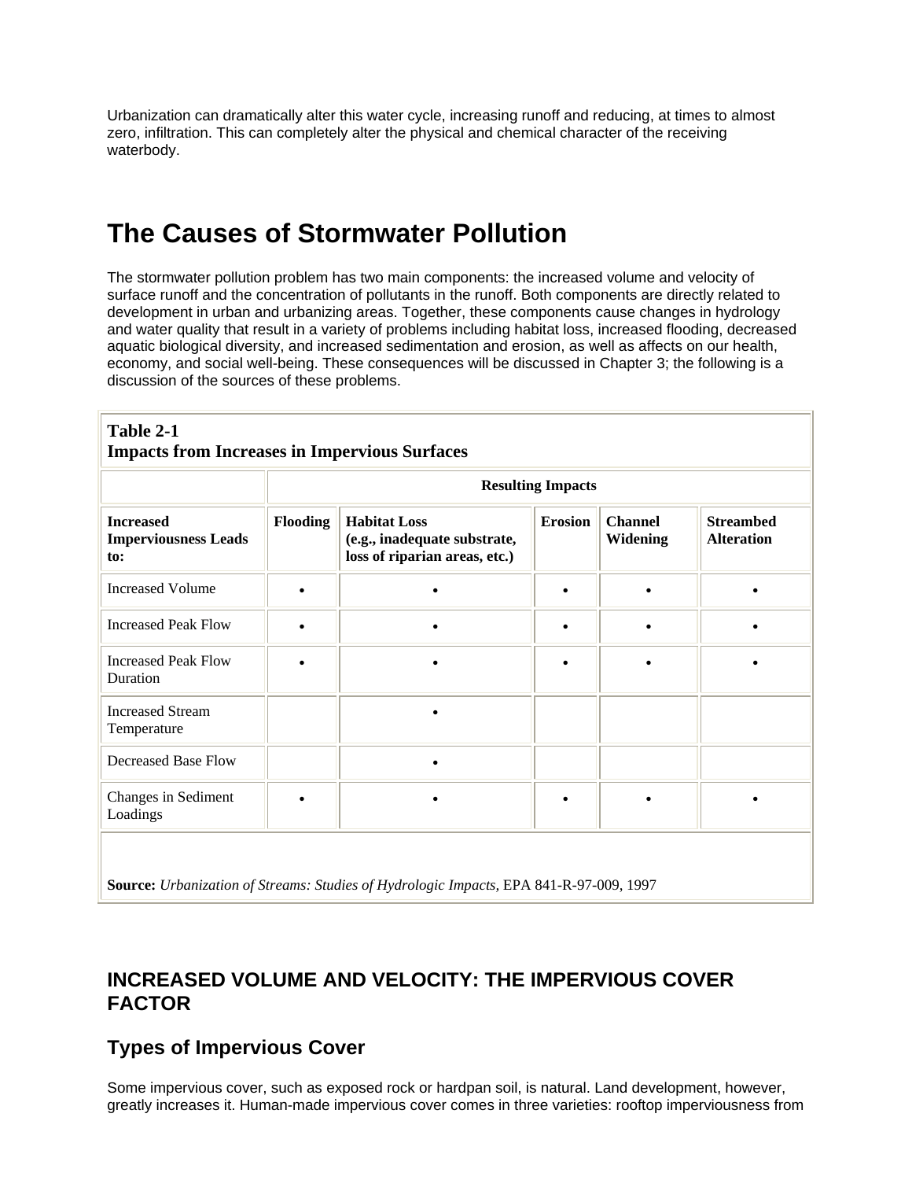Urbanization can dramatically alter this water cycle, increasing runoff and reducing, at times to almost zero, infiltration. This can completely alter the physical and chemical character of the receiving waterbody.

# The Causes of Stormwater Pollution

The stormwater pollution problem has two main components: the increased volume and velocity of surface runoff and the concentration of pollutants in the runoff. Both components are directly related to development in urban and urbanizing areas. Together, these components cause changes in hydrology and water quality that result in a variety of problems including habitat loss, increased flooding, decreased aquatic biological diversity, and increased sedimentation and erosion, as well as affects on our health, economy, and social well-being. These consequences will be discussed in Chapter 3; the following is a discussion of the sources of these problems.

**Table 2-1**
**Impacts from Increases in Impervious Surfaces**

| | Resulting Impacts | | | | |
|---|---|---|---|---|---|
| **Increased Imperviousness Leads to:** | **Flooding** | **Habitat Loss (e.g., inadequate substrate, loss of riparian areas, etc.)** | **Erosion** | **Channel Widening** | **Streambed Alteration** |
| Increased Volume | • | • | • | • | • |
| Increased Peak Flow | • | • | • | • | • |
| Increased Peak Flow Duration | • | • | • | • | • |
| Increased Stream Temperature | | • | | | |
| Decreased Base Flow | | • | | | |
| Changes in Sediment Loadings | • | • | • | • | • |

**Source:** *Urbanization of Streams: Studies of Hydrologic Impacts,* EPA 841-R-97-009, 1997

## INCREASED VOLUME AND VELOCITY: THE IMPERVIOUS COVER FACTOR

### Types of Impervious Cover

Some impervious cover, such as exposed rock or hardpan soil, is natural. Land development, however, greatly increases it. Human-made impervious cover comes in three varieties: rooftop imperviousness from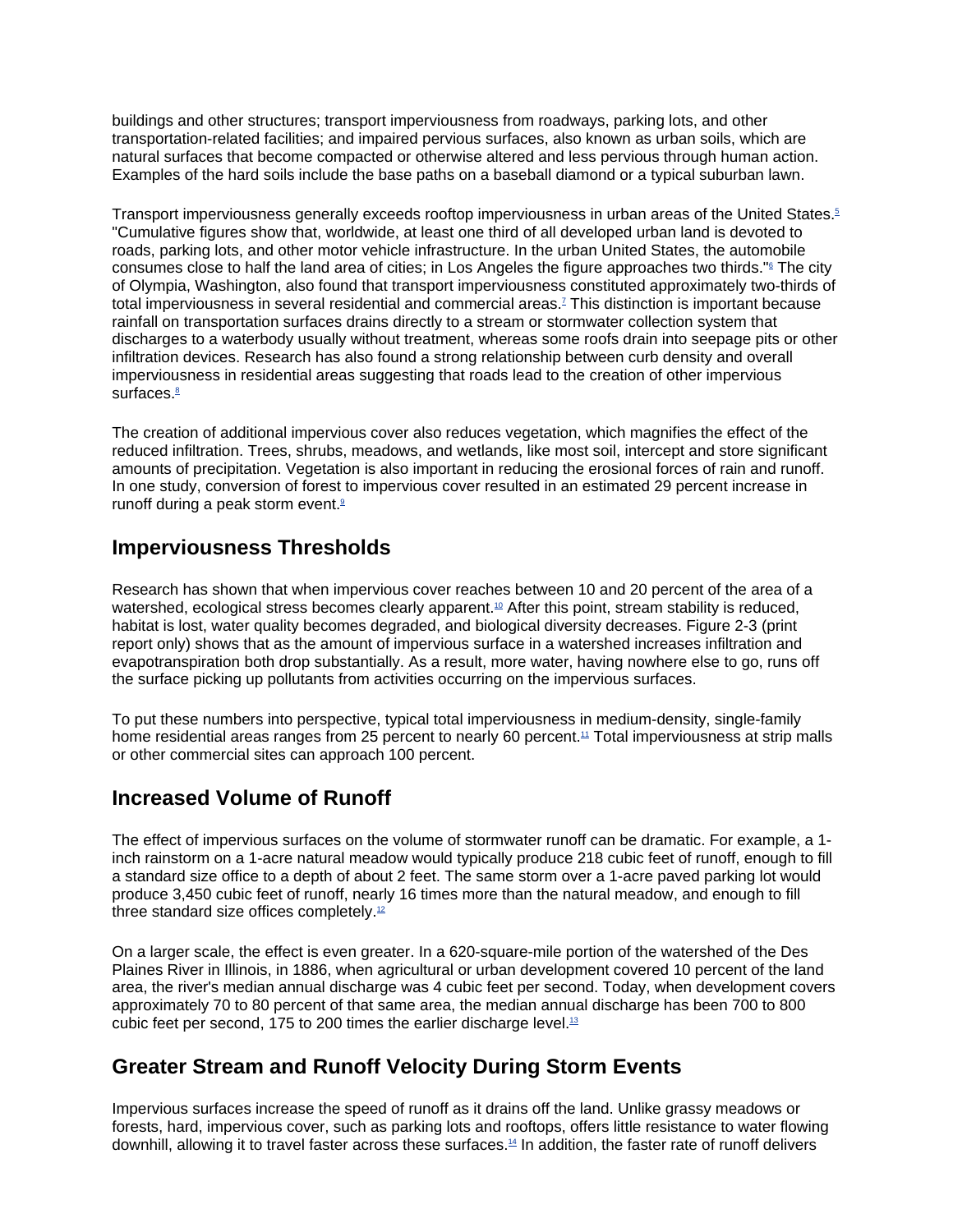buildings and other structures; transport imperviousness from roadways, parking lots, and other transportation-related facilities; and impaired pervious surfaces, also known as urban soils, which are natural surfaces that become compacted or otherwise altered and less pervious through human action. Examples of the hard soils include the base paths on a baseball diamond or a typical suburban lawn.

Transport imperviousness generally exceeds rooftop imperviousness in urban areas of the United States.[5] "Cumulative figures show that, worldwide, at least one third of all developed urban land is devoted to roads, parking lots, and other motor vehicle infrastructure. In the urban United States, the automobile consumes close to half the land area of cities; in Los Angeles the figure approaches two thirds."[6] The city of Olympia, Washington, also found that transport imperviousness constituted approximately two-thirds of total imperviousness in several residential and commercial areas.[7] This distinction is important because rainfall on transportation surfaces drains directly to a stream or stormwater collection system that discharges to a waterbody usually without treatment, whereas some roofs drain into seepage pits or other infiltration devices. Research has also found a strong relationship between curb density and overall imperviousness in residential areas suggesting that roads lead to the creation of other impervious surfaces.[8]

The creation of additional impervious cover also reduces vegetation, which magnifies the effect of the reduced infiltration. Trees, shrubs, meadows, and wetlands, like most soil, intercept and store significant amounts of precipitation. Vegetation is also important in reducing the erosional forces of rain and runoff. In one study, conversion of forest to impervious cover resulted in an estimated 29 percent increase in runoff during a peak storm event.[9]

## Imperviousness Thresholds

Research has shown that when impervious cover reaches between 10 and 20 percent of the area of a watershed, ecological stress becomes clearly apparent.[10] After this point, stream stability is reduced, habitat is lost, water quality becomes degraded, and biological diversity decreases. Figure 2-3 (print report only) shows that as the amount of impervious surface in a watershed increases infiltration and evapotranspiration both drop substantially. As a result, more water, having nowhere else to go, runs off the surface picking up pollutants from activities occurring on the impervious surfaces.

To put these numbers into perspective, typical total imperviousness in medium-density, single-family home residential areas ranges from 25 percent to nearly 60 percent.[11] Total imperviousness at strip malls or other commercial sites can approach 100 percent.

## Increased Volume of Runoff

The effect of impervious surfaces on the volume of stormwater runoff can be dramatic. For example, a 1-inch rainstorm on a 1-acre natural meadow would typically produce 218 cubic feet of runoff, enough to fill a standard size office to a depth of about 2 feet. The same storm over a 1-acre paved parking lot would produce 3,450 cubic feet of runoff, nearly 16 times more than the natural meadow, and enough to fill three standard size offices completely.[12]

On a larger scale, the effect is even greater. In a 620-square-mile portion of the watershed of the Des Plaines River in Illinois, in 1886, when agricultural or urban development covered 10 percent of the land area, the river's median annual discharge was 4 cubic feet per second. Today, when development covers approximately 70 to 80 percent of that same area, the median annual discharge has been 700 to 800 cubic feet per second, 175 to 200 times the earlier discharge level.[13]

## Greater Stream and Runoff Velocity During Storm Events

Impervious surfaces increase the speed of runoff as it drains off the land. Unlike grassy meadows or forests, hard, impervious cover, such as parking lots and rooftops, offers little resistance to water flowing downhill, allowing it to travel faster across these surfaces.[14] In addition, the faster rate of runoff delivers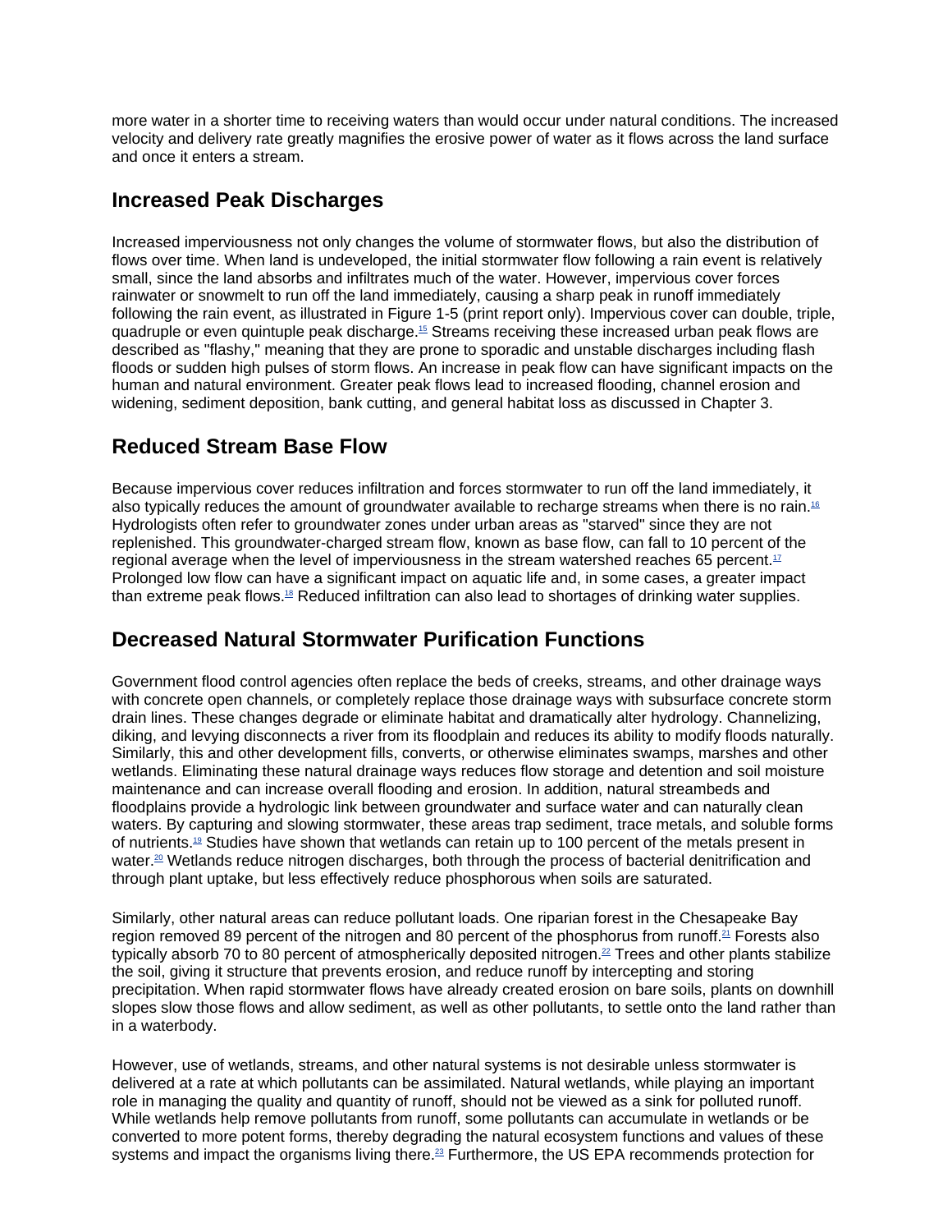more water in a shorter time to receiving waters than would occur under natural conditions. The increased velocity and delivery rate greatly magnifies the erosive power of water as it flows across the land surface and once it enters a stream.

## Increased Peak Discharges

Increased imperviousness not only changes the volume of stormwater flows, but also the distribution of flows over time. When land is undeveloped, the initial stormwater flow following a rain event is relatively small, since the land absorbs and infiltrates much of the water. However, impervious cover forces rainwater or snowmelt to run off the land immediately, causing a sharp peak in runoff immediately following the rain event, as illustrated in Figure 1-5 (print report only). Impervious cover can double, triple, quadruple or even quintuple peak discharge.[15] Streams receiving these increased urban peak flows are described as "flashy," meaning that they are prone to sporadic and unstable discharges including flash floods or sudden high pulses of storm flows. An increase in peak flow can have significant impacts on the human and natural environment. Greater peak flows lead to increased flooding, channel erosion and widening, sediment deposition, bank cutting, and general habitat loss as discussed in Chapter 3.

## Reduced Stream Base Flow

Because impervious cover reduces infiltration and forces stormwater to run off the land immediately, it also typically reduces the amount of groundwater available to recharge streams when there is no rain.[16] Hydrologists often refer to groundwater zones under urban areas as "starved" since they are not replenished. This groundwater-charged stream flow, known as base flow, can fall to 10 percent of the regional average when the level of imperviousness in the stream watershed reaches 65 percent.[17] Prolonged low flow can have a significant impact on aquatic life and, in some cases, a greater impact than extreme peak flows.[18] Reduced infiltration can also lead to shortages of drinking water supplies.

## Decreased Natural Stormwater Purification Functions

Government flood control agencies often replace the beds of creeks, streams, and other drainage ways with concrete open channels, or completely replace those drainage ways with subsurface concrete storm drain lines. These changes degrade or eliminate habitat and dramatically alter hydrology. Channelizing, diking, and levying disconnects a river from its floodplain and reduces its ability to modify floods naturally. Similarly, this and other development fills, converts, or otherwise eliminates swamps, marshes and other wetlands. Eliminating these natural drainage ways reduces flow storage and detention and soil moisture maintenance and can increase overall flooding and erosion. In addition, natural streambeds and floodplains provide a hydrologic link between groundwater and surface water and can naturally clean waters. By capturing and slowing stormwater, these areas trap sediment, trace metals, and soluble forms of nutrients.[19] Studies have shown that wetlands can retain up to 100 percent of the metals present in water.[20] Wetlands reduce nitrogen discharges, both through the process of bacterial denitrification and through plant uptake, but less effectively reduce phosphorous when soils are saturated.

Similarly, other natural areas can reduce pollutant loads. One riparian forest in the Chesapeake Bay region removed 89 percent of the nitrogen and 80 percent of the phosphorus from runoff.[21] Forests also typically absorb 70 to 80 percent of atmospherically deposited nitrogen.[22] Trees and other plants stabilize the soil, giving it structure that prevents erosion, and reduce runoff by intercepting and storing precipitation. When rapid stormwater flows have already created erosion on bare soils, plants on downhill slopes slow those flows and allow sediment, as well as other pollutants, to settle onto the land rather than in a waterbody.

However, use of wetlands, streams, and other natural systems is not desirable unless stormwater is delivered at a rate at which pollutants can be assimilated. Natural wetlands, while playing an important role in managing the quality and quantity of runoff, should not be viewed as a sink for polluted runoff. While wetlands help remove pollutants from runoff, some pollutants can accumulate in wetlands or be converted to more potent forms, thereby degrading the natural ecosystem functions and values of these systems and impact the organisms living there.[23] Furthermore, the US EPA recommends protection for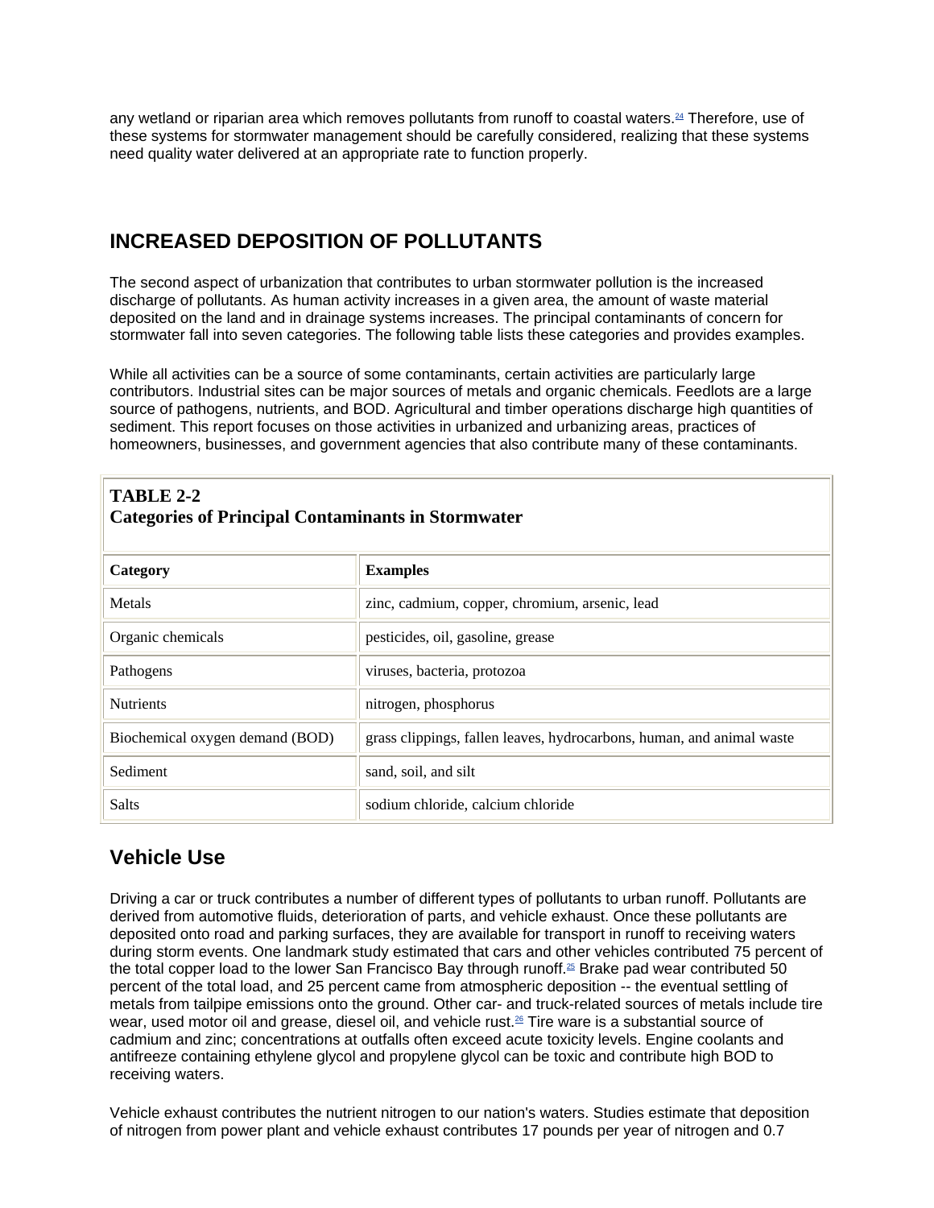any wetland or riparian area which removes pollutants from runoff to coastal waters.[24] Therefore, use of these systems for stormwater management should be carefully considered, realizing that these systems need quality water delivered at an appropriate rate to function properly.

## INCREASED DEPOSITION OF POLLUTANTS

The second aspect of urbanization that contributes to urban stormwater pollution is the increased discharge of pollutants. As human activity increases in a given area, the amount of waste material deposited on the land and in drainage systems increases. The principal contaminants of concern for stormwater fall into seven categories. The following table lists these categories and provides examples.

While all activities can be a source of some contaminants, certain activities are particularly large contributors. Industrial sites can be major sources of metals and organic chemicals. Feedlots are a large source of pathogens, nutrients, and BOD. Agricultural and timber operations discharge high quantities of sediment. This report focuses on those activities in urbanized and urbanizing areas, practices of homeowners, businesses, and government agencies that also contribute many of these contaminants.

**TABLE 2-2**
**Categories of Principal Contaminants in Stormwater**

| Category | Examples |
|---|---|
| Metals | zinc, cadmium, copper, chromium, arsenic, lead |
| Organic chemicals | pesticides, oil, gasoline, grease |
| Pathogens | viruses, bacteria, protozoa |
| Nutrients | nitrogen, phosphorus |
| Biochemical oxygen demand (BOD) | grass clippings, fallen leaves, hydrocarbons, human, and animal waste |
| Sediment | sand, soil, and silt |
| Salts | sodium chloride, calcium chloride |

### Vehicle Use

Driving a car or truck contributes a number of different types of pollutants to urban runoff. Pollutants are derived from automotive fluids, deterioration of parts, and vehicle exhaust. Once these pollutants are deposited onto road and parking surfaces, they are available for transport in runoff to receiving waters during storm events. One landmark study estimated that cars and other vehicles contributed 75 percent of the total copper load to the lower San Francisco Bay through runoff.[25] Brake pad wear contributed 50 percent of the total load, and 25 percent came from atmospheric deposition -- the eventual settling of metals from tailpipe emissions onto the ground. Other car- and truck-related sources of metals include tire wear, used motor oil and grease, diesel oil, and vehicle rust.[26] Tire ware is a substantial source of cadmium and zinc; concentrations at outfalls often exceed acute toxicity levels. Engine coolants and antifreeze containing ethylene glycol and propylene glycol can be toxic and contribute high BOD to receiving waters.

Vehicle exhaust contributes the nutrient nitrogen to our nation's waters. Studies estimate that deposition of nitrogen from power plant and vehicle exhaust contributes 17 pounds per year of nitrogen and 0.7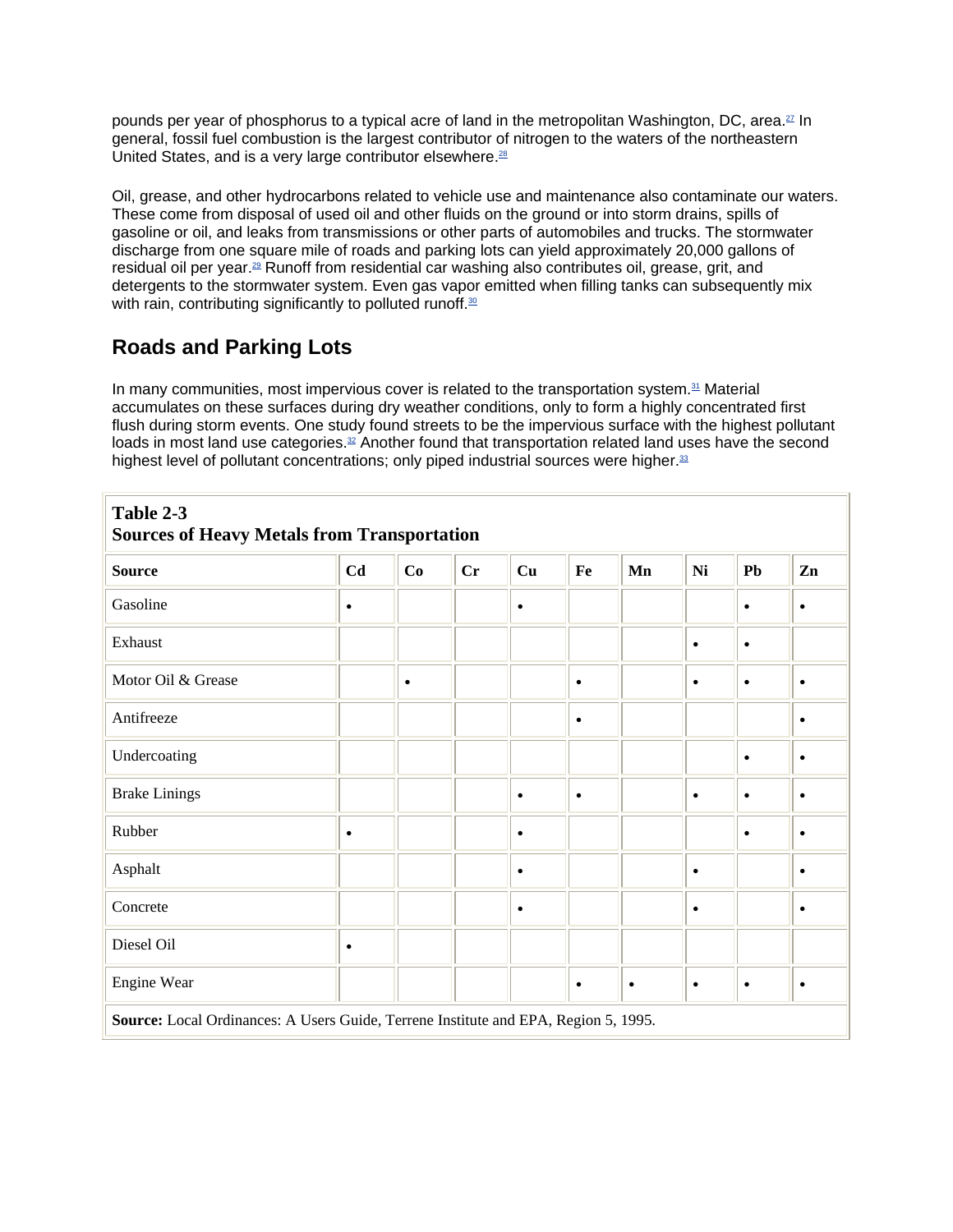pounds per year of phosphorus to a typical acre of land in the metropolitan Washington, DC, area.[27] In general, fossil fuel combustion is the largest contributor of nitrogen to the waters of the northeastern United States, and is a very large contributor elsewhere.[28]

Oil, grease, and other hydrocarbons related to vehicle use and maintenance also contaminate our waters. These come from disposal of used oil and other fluids on the ground or into storm drains, spills of gasoline or oil, and leaks from transmissions or other parts of automobiles and trucks. The stormwater discharge from one square mile of roads and parking lots can yield approximately 20,000 gallons of residual oil per year.[29] Runoff from residential car washing also contributes oil, grease, grit, and detergents to the stormwater system. Even gas vapor emitted when filling tanks can subsequently mix with rain, contributing significantly to polluted runoff.[30]

## Roads and Parking Lots

In many communities, most impervious cover is related to the transportation system.[31] Material accumulates on these surfaces during dry weather conditions, only to form a highly concentrated first flush during storm events. One study found streets to be the impervious surface with the highest pollutant loads in most land use categories.[32] Another found that transportation related land uses have the second highest level of pollutant concentrations; only piped industrial sources were higher.[33]

**Table 2-3**
**Sources of Heavy Metals from Transportation**

| Source | Cd | Co | Cr | Cu | Fe | Mn | Ni | Pb | Zn |
|---|---|---|---|---|---|---|---|---|---|
| Gasoline | • | | | • | | | | • | • |
| Exhaust | | | | | | | • | • | |
| Motor Oil & Grease | | • | | | • | | • | • | • |
| Antifreeze | | | | | • | | | | • |
| Undercoating | | | | | | | | • | • |
| Brake Linings | | | | • | • | | • | • | • |
| Rubber | • | | | • | | | | • | • |
| Asphalt | | | | • | | | • | | • |
| Concrete | | | | • | | | • | | • |
| Diesel Oil | • | | | | | | | | |
| Engine Wear | | | | | • | • | • | • | • |

**Source:** Local Ordinances: A Users Guide, Terrene Institute and EPA, Region 5, 1995.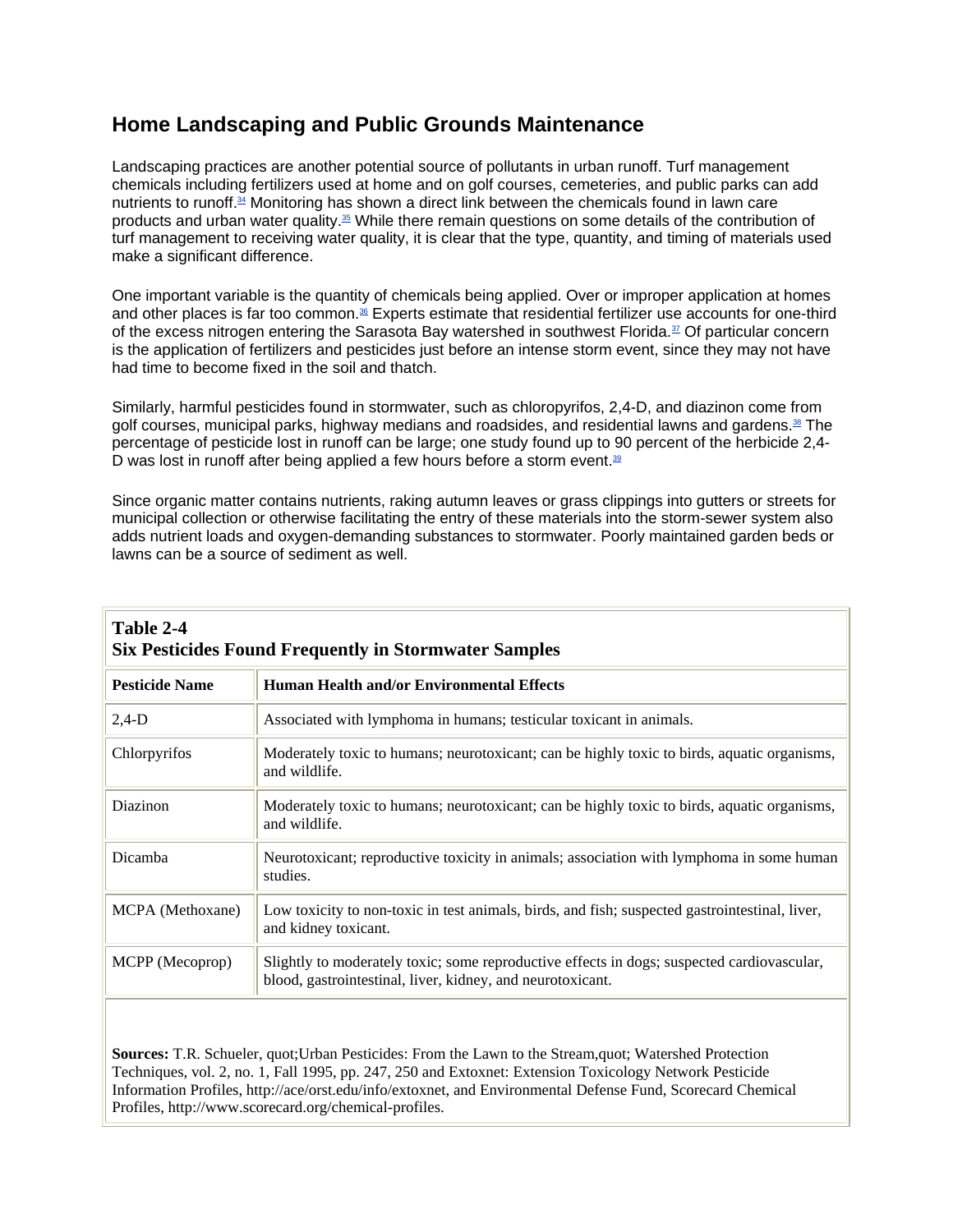## Home Landscaping and Public Grounds Maintenance

Landscaping practices are another potential source of pollutants in urban runoff. Turf management chemicals including fertilizers used at home and on golf courses, cemeteries, and public parks can add nutrients to runoff.[34] Monitoring has shown a direct link between the chemicals found in lawn care products and urban water quality.[35] While there remain questions on some details of the contribution of turf management to receiving water quality, it is clear that the type, quantity, and timing of materials used make a significant difference.

One important variable is the quantity of chemicals being applied. Over or improper application at homes and other places is far too common.[36] Experts estimate that residential fertilizer use accounts for one-third of the excess nitrogen entering the Sarasota Bay watershed in southwest Florida.[37] Of particular concern is the application of fertilizers and pesticides just before an intense storm event, since they may not have had time to become fixed in the soil and thatch.

Similarly, harmful pesticides found in stormwater, such as chloropyrifos, 2,4-D, and diazinon come from golf courses, municipal parks, highway medians and roadsides, and residential lawns and gardens.[38] The percentage of pesticide lost in runoff can be large; one study found up to 90 percent of the herbicide 2,4-D was lost in runoff after being applied a few hours before a storm event.[39]

Since organic matter contains nutrients, raking autumn leaves or grass clippings into gutters or streets for municipal collection or otherwise facilitating the entry of these materials into the storm-sewer system also adds nutrient loads and oxygen-demanding substances to stormwater. Poorly maintained garden beds or lawns can be a source of sediment as well.

**Table 2-4**
**Six Pesticides Found Frequently in Stormwater Samples**

| Pesticide Name | Human Health and/or Environmental Effects |
|---|---|
| 2,4-D | Associated with lymphoma in humans; testicular toxicant in animals. |
| Chlorpyrifos | Moderately toxic to humans; neurotoxicant; can be highly toxic to birds, aquatic organisms, and wildlife. |
| Diazinon | Moderately toxic to humans; neurotoxicant; can be highly toxic to birds, aquatic organisms, and wildlife. |
| Dicamba | Neurotoxicant; reproductive toxicity in animals; association with lymphoma in some human studies. |
| MCPA (Methoxane) | Low toxicity to non-toxic in test animals, birds, and fish; suspected gastrointestinal, liver, and kidney toxicant. |
| MCPP (Mecoprop) | Slightly to moderately toxic; some reproductive effects in dogs; suspected cardiovascular, blood, gastrointestinal, liver, kidney, and neurotoxicant. |

**Sources:** T.R. Schueler, quot;Urban Pesticides: From the Lawn to the Stream,quot; Watershed Protection Techniques, vol. 2, no. 1, Fall 1995, pp. 247, 250 and Extoxnet: Extension Toxicology Network Pesticide Information Profiles, http://ace/orst.edu/info/extoxnet, and Environmental Defense Fund, Scorecard Chemical Profiles, http://www.scorecard.org/chemical-profiles.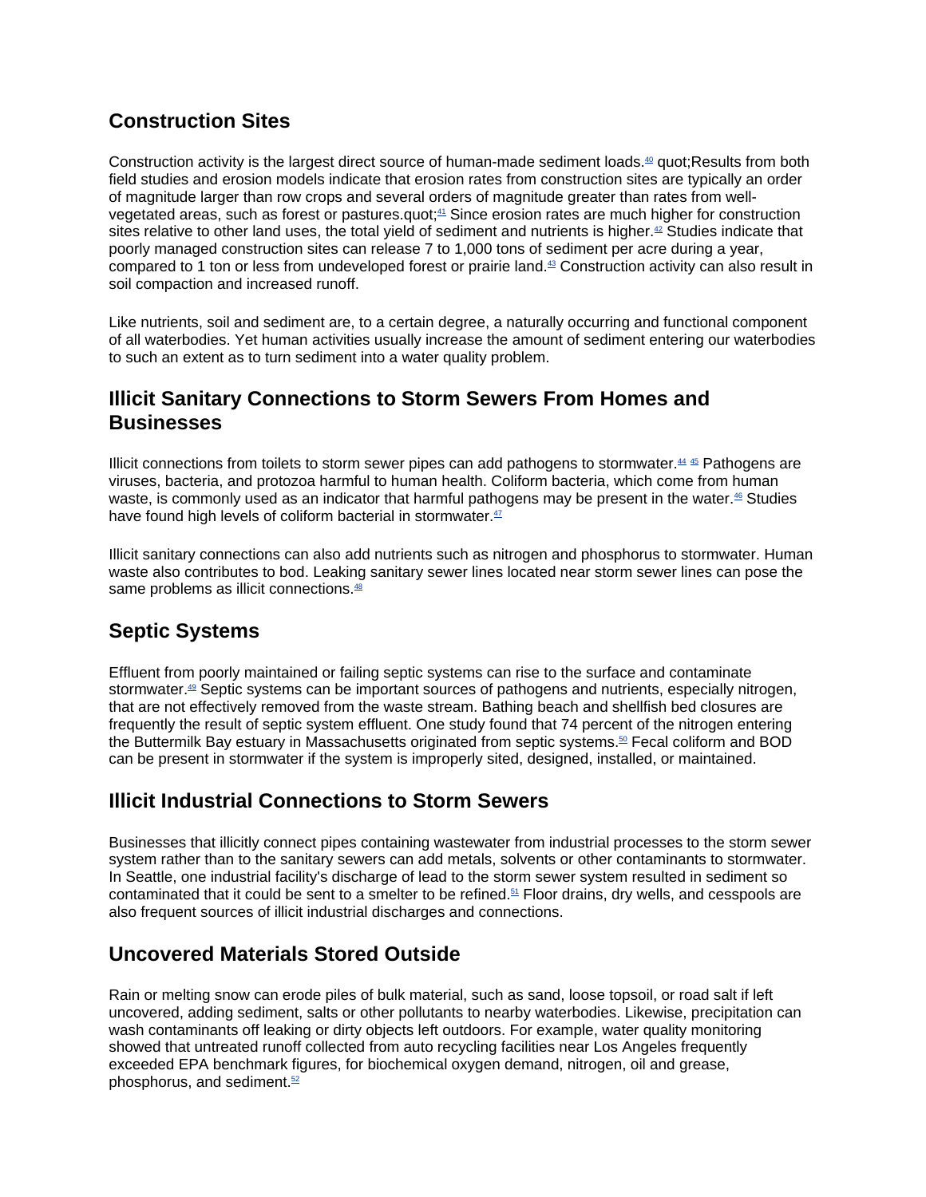## Construction Sites

Construction activity is the largest direct source of human-made sediment loads.[40] quot;Results from both field studies and erosion models indicate that erosion rates from construction sites are typically an order of magnitude larger than row crops and several orders of magnitude greater than rates from well-vegetated areas, such as forest or pastures.quot;[41] Since erosion rates are much higher for construction sites relative to other land uses, the total yield of sediment and nutrients is higher.[42] Studies indicate that poorly managed construction sites can release 7 to 1,000 tons of sediment per acre during a year, compared to 1 ton or less from undeveloped forest or prairie land.[43] Construction activity can also result in soil compaction and increased runoff.

Like nutrients, soil and sediment are, to a certain degree, a naturally occurring and functional component of all waterbodies. Yet human activities usually increase the amount of sediment entering our waterbodies to such an extent as to turn sediment into a water quality problem.

## Illicit Sanitary Connections to Storm Sewers From Homes and Businesses

Illicit connections from toilets to storm sewer pipes can add pathogens to stormwater.[44] [45] Pathogens are viruses, bacteria, and protozoa harmful to human health. Coliform bacteria, which come from human waste, is commonly used as an indicator that harmful pathogens may be present in the water.[46] Studies have found high levels of coliform bacterial in stormwater.[47]

Illicit sanitary connections can also add nutrients such as nitrogen and phosphorus to stormwater. Human waste also contributes to bod. Leaking sanitary sewer lines located near storm sewer lines can pose the same problems as illicit connections.[48]

## Septic Systems

Effluent from poorly maintained or failing septic systems can rise to the surface and contaminate stormwater.[49] Septic systems can be important sources of pathogens and nutrients, especially nitrogen, that are not effectively removed from the waste stream. Bathing beach and shellfish bed closures are frequently the result of septic system effluent. One study found that 74 percent of the nitrogen entering the Buttermilk Bay estuary in Massachusetts originated from septic systems.[50] Fecal coliform and BOD can be present in stormwater if the system is improperly sited, designed, installed, or maintained.

## Illicit Industrial Connections to Storm Sewers

Businesses that illicitly connect pipes containing wastewater from industrial processes to the storm sewer system rather than to the sanitary sewers can add metals, solvents or other contaminants to stormwater. In Seattle, one industrial facility's discharge of lead to the storm sewer system resulted in sediment so contaminated that it could be sent to a smelter to be refined.[51] Floor drains, dry wells, and cesspools are also frequent sources of illicit industrial discharges and connections.

## Uncovered Materials Stored Outside

Rain or melting snow can erode piles of bulk material, such as sand, loose topsoil, or road salt if left uncovered, adding sediment, salts or other pollutants to nearby waterbodies. Likewise, precipitation can wash contaminants off leaking or dirty objects left outdoors. For example, water quality monitoring showed that untreated runoff collected from auto recycling facilities near Los Angeles frequently exceeded EPA benchmark figures, for biochemical oxygen demand, nitrogen, oil and grease, phosphorus, and sediment.[52]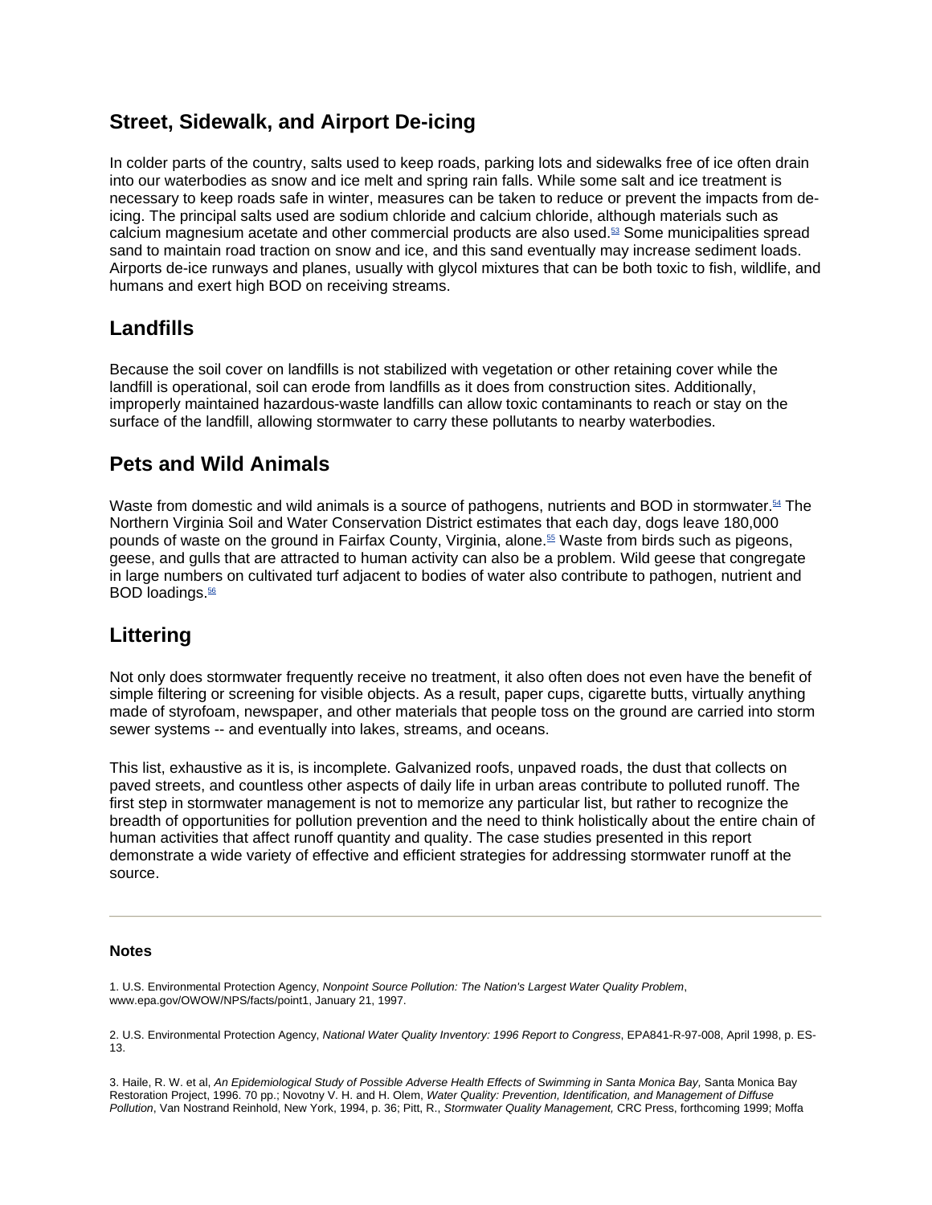## Street, Sidewalk, and Airport De-icing

In colder parts of the country, salts used to keep roads, parking lots and sidewalks free of ice often drain into our waterbodies as snow and ice melt and spring rain falls. While some salt and ice treatment is necessary to keep roads safe in winter, measures can be taken to reduce or prevent the impacts from de-icing. The principal salts used are sodium chloride and calcium chloride, although materials such as calcium magnesium acetate and other commercial products are also used.[53] Some municipalities spread sand to maintain road traction on snow and ice, and this sand eventually may increase sediment loads. Airports de-ice runways and planes, usually with glycol mixtures that can be both toxic to fish, wildlife, and humans and exert high BOD on receiving streams.

## Landfills

Because the soil cover on landfills is not stabilized with vegetation or other retaining cover while the landfill is operational, soil can erode from landfills as it does from construction sites. Additionally, improperly maintained hazardous-waste landfills can allow toxic contaminants to reach or stay on the surface of the landfill, allowing stormwater to carry these pollutants to nearby waterbodies.

## Pets and Wild Animals

Waste from domestic and wild animals is a source of pathogens, nutrients and BOD in stormwater.[54] The Northern Virginia Soil and Water Conservation District estimates that each day, dogs leave 180,000 pounds of waste on the ground in Fairfax County, Virginia, alone.[55] Waste from birds such as pigeons, geese, and gulls that are attracted to human activity can also be a problem. Wild geese that congregate in large numbers on cultivated turf adjacent to bodies of water also contribute to pathogen, nutrient and BOD loadings.[56]

## Littering

Not only does stormwater frequently receive no treatment, it also often does not even have the benefit of simple filtering or screening for visible objects. As a result, paper cups, cigarette butts, virtually anything made of styrofoam, newspaper, and other materials that people toss on the ground are carried into storm sewer systems -- and eventually into lakes, streams, and oceans.

This list, exhaustive as it is, is incomplete. Galvanized roofs, unpaved roads, the dust that collects on paved streets, and countless other aspects of daily life in urban areas contribute to polluted runoff. The first step in stormwater management is not to memorize any particular list, but rather to recognize the breadth of opportunities for pollution prevention and the need to think holistically about the entire chain of human activities that affect runoff quantity and quality. The case studies presented in this report demonstrate a wide variety of effective and efficient strategies for addressing stormwater runoff at the source.

---

**Notes**

1. U.S. Environmental Protection Agency, *Nonpoint Source Pollution: The Nation's Largest Water Quality Problem*, www.epa.gov/OWOW/NPS/facts/point1, January 21, 1997.

2. U.S. Environmental Protection Agency, *National Water Quality Inventory: 1996 Report to Congress*, EPA841-R-97-008, April 1998, p. ES-13.

3. Haile, R. W. et al, *An Epidemiological Study of Possible Adverse Health Effects of Swimming in Santa Monica Bay,* Santa Monica Bay Restoration Project, 1996. 70 pp.; Novotny V. H. and H. Olem, *Water Quality: Prevention, Identification, and Management of Diffuse Pollution*, Van Nostrand Reinhold, New York, 1994, p. 36; Pitt, R., *Stormwater Quality Management,* CRC Press, forthcoming 1999; Moffa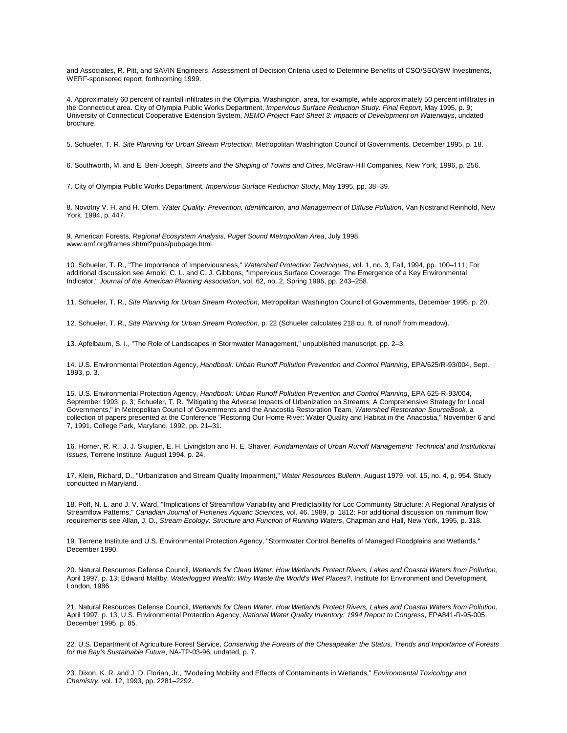and Associates, R. Pitt, and SAVIN Engineers, Assessment of Decision Criteria used to Determine Benefits of CSO/SSO/SW Investments, WERF-sponsored report, forthcoming 1999.

4. Approximately 60 percent of rainfall infiltrates in the Olympia, Washington, area, for example, while approximately 50 percent infiltrates in the Connecticut area. City of Olympia Public Works Department, *Impervious Surface Reduction Study: Final Report*, May 1995, p. 9; University of Connecticut Cooperative Extension System, *NEMO Project Fact Sheet 3: Impacts of Development on Waterways*, undated brochure.

5. Schueler, T. R. *Site Planning for Urban Stream Protection*, Metropolitan Washington Council of Governments, December 1995, p. 18.

6. Southworth, M. and E. Ben-Joseph, *Streets and the Shaping of Towns and Cities*, McGraw-Hill Companies, New York, 1996, p. 256.

7. City of Olympia Public Works Department, *Impervious Surface Reduction Study*, May 1995, pp. 38–39.

8. Novotny V. H. and H. Olem, *Water Quality: Prevention, Identification, and Management of Diffuse Pollution*, Van Nostrand Reinhold, New York, 1994, p. 447.

9. American Forests, *Regional Ecosystem Analysis, Puget Sound Metropolitan Area*, July 1998, www.amf.org/frames.shtml?pubs/pubpage.html.

10. Schueler, T. R., "The Importance of Imperviousness," *Watershed Protection Techniques*, vol. 1, no. 3, Fall, 1994, pp. 100–111; For additional discussion see Arnold, C. L. and C. J. Gibbons, "Impervious Surface Coverage: The Emergence of a Key Environmental Indicator," *Journal of the American Planning Association*, vol. 62, no. 2, Spring 1996, pp. 243–258.

11. Schueler, T. R., *Site Planning for Urban Stream Protection*, Metropolitan Washington Council of Governments, December 1995, p. 20.

12. Schueler, T. R., *Site Planning for Urban Stream Protection*, p. 22 (Schueler calculates 218 cu. ft. of runoff from meadow).

13. Apfelbaum, S. I., "The Role of Landscapes in Stormwater Management," unpublished manuscript, pp. 2–3.

14. U.S. Environmental Protection Agency, *Handbook: Urban Runoff Pollution Prevention and Control Planning*, EPA/625/R-93/004, Sept. 1993, p. 3.

15. U.S. Environmental Protection Agency, *Handbook: Urban Runoff Pollution Prevention and Control Planning*, EPA 625-R-93/004, September 1993, p. 3; Schueler, T. R. "Mitigating the Adverse Impacts of Urbanization on Streams: A Comprehensive Strategy for Local Governments," in Metropolitan Council of Governments and the Anacostia Restoration Team, *Watershed Restoration SourceBook*, a collection of papers presented at the Conference "Restoring Our Home River: Water Quality and Habitat in the Anacostia," November 6 and 7, 1991, College Park, Maryland, 1992, pp. 21–31.

16. Horner, R. R., J. J. Skupien, E. H. Livingston and H. E. Shaver, *Fundamentals of Urban Runoff Management: Technical and Institutional Issues*, Terrene Institute, August 1994, p. 24.

17. Klein, Richard, D., "Urbanization and Stream Quality Impairment," *Water Resources Bulletin*, August 1979, vol. 15, no. 4, p. 954. Study conducted in Maryland.

18. Poff, N. L. and J. V. Ward, "Implications of Streamflow Variability and Predictability for Loc Community Structure: A Regional Analysis of Streamflow Patterns," *Canadian Journal of Fisheries Aquatic Sciences,* vol. 46, 1989, p. 1812; For additional discussion on minimum flow requirements see Allan, J. D., *Stream Ecology: Structure and Function of Running Waters*, Chapman and Hall, New York, 1995, p. 318.

19. Terrene Institute and U.S. Environmental Protection Agency, "Stormwater Control Benefits of Managed Floodplains and Wetlands," December 1990.

20. Natural Resources Defense Council, *Wetlands for Clean Water: How Wetlands Protect Rivers, Lakes and Coastal Waters from Pollution*, April 1997, p. 13; Edward Maltby, *Waterlogged Wealth: Why Waste the World's Wet Places?*, Institute for Environment and Development, London, 1986.

21. Natural Resources Defense Council, *Wetlands for Clean Water: How Wetlands Protect Rivers, Lakes and Coastal Waters from Pollution*, April 1997, p. 13; U.S. Environmental Protection Agency, *National Water Quality Inventory: 1994 Report to Congress*, EPA841-R-95-005, December 1995, p. 85.

22. U.S. Department of Agriculture Forest Service, *Conserving the Forests of the Chesapeake: the Status, Trends and Importance of Forests for the Bay's Sustainable Future*, NA-TP-03-96, undated, p. 7.

23. Dixon, K. R. and J. D. Florian, Jr., "Modeling Mobility and Effects of Contaminants in Wetlands," *Environmental Toxicology and Chemistry*, vol. 12, 1993, pp. 2281–2292.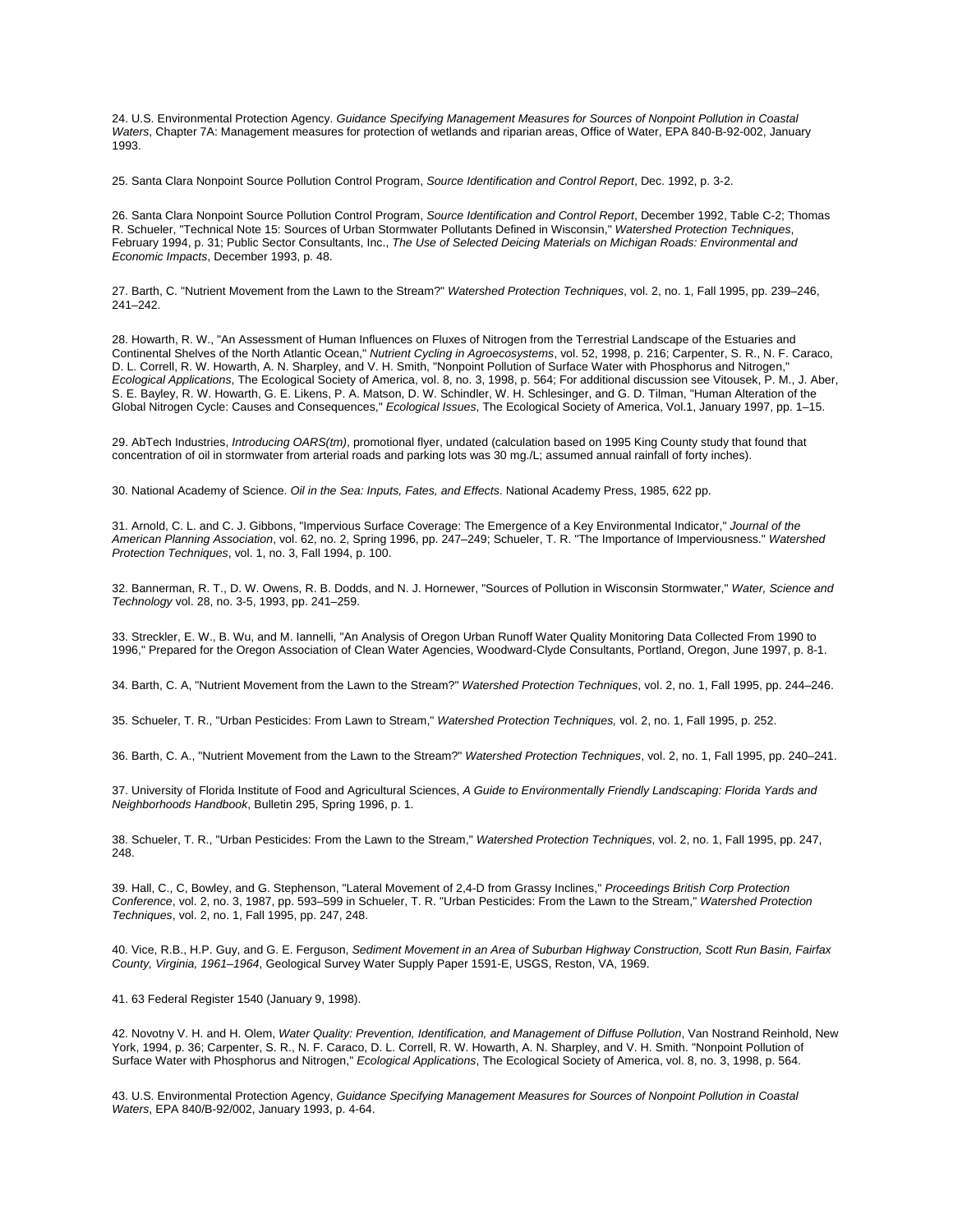24. U.S. Environmental Protection Agency. *Guidance Specifying Management Measures for Sources of Nonpoint Pollution in Coastal Waters*, Chapter 7A: Management measures for protection of wetlands and riparian areas, Office of Water, EPA 840-B-92-002, January 1993.

25. Santa Clara Nonpoint Source Pollution Control Program, *Source Identification and Control Report*, Dec. 1992, p. 3-2.

26. Santa Clara Nonpoint Source Pollution Control Program, *Source Identification and Control Report*, December 1992, Table C-2; Thomas R. Schueler, "Technical Note 15: Sources of Urban Stormwater Pollutants Defined in Wisconsin," *Watershed Protection Techniques*, February 1994, p. 31; Public Sector Consultants, Inc., *The Use of Selected Deicing Materials on Michigan Roads: Environmental and Economic Impacts*, December 1993, p. 48.

27. Barth, C. "Nutrient Movement from the Lawn to the Stream?" *Watershed Protection Techniques*, vol. 2, no. 1, Fall 1995, pp. 239–246, 241–242.

28. Howarth, R. W., "An Assessment of Human Influences on Fluxes of Nitrogen from the Terrestrial Landscape of the Estuaries and Continental Shelves of the North Atlantic Ocean," *Nutrient Cycling in Agroecosystems*, vol. 52, 1998, p. 216; Carpenter, S. R., N. F. Caraco, D. L. Correll, R. W. Howarth, A. N. Sharpley, and V. H. Smith, "Nonpoint Pollution of Surface Water with Phosphorus and Nitrogen," *Ecological Applications*, The Ecological Society of America, vol. 8, no. 3, 1998, p. 564; For additional discussion see Vitousek, P. M., J. Aber, S. E. Bayley, R. W. Howarth, G. E. Likens, P. A. Matson, D. W. Schindler, W. H. Schlesinger, and G. D. Tilman, "Human Alteration of the Global Nitrogen Cycle: Causes and Consequences," *Ecological Issues*, The Ecological Society of America, Vol.1, January 1997, pp. 1–15.

29. AbTech Industries, *Introducing OARS(tm)*, promotional flyer, undated (calculation based on 1995 King County study that found that concentration of oil in stormwater from arterial roads and parking lots was 30 mg./L; assumed annual rainfall of forty inches).

30. National Academy of Science. *Oil in the Sea: Inputs, Fates, and Effects*. National Academy Press, 1985, 622 pp.

31. Arnold, C. L. and C. J. Gibbons, "Impervious Surface Coverage: The Emergence of a Key Environmental Indicator," *Journal of the American Planning Association*, vol. 62, no. 2, Spring 1996, pp. 247–249; Schueler, T. R. "The Importance of Imperviousness." *Watershed Protection Techniques*, vol. 1, no. 3, Fall 1994, p. 100.

32. Bannerman, R. T., D. W. Owens, R. B. Dodds, and N. J. Hornewer, "Sources of Pollution in Wisconsin Stormwater," *Water, Science and Technology* vol. 28, no. 3-5, 1993, pp. 241–259.

33. Streckler, E. W., B. Wu, and M. Iannelli, "An Analysis of Oregon Urban Runoff Water Quality Monitoring Data Collected From 1990 to 1996," Prepared for the Oregon Association of Clean Water Agencies, Woodward-Clyde Consultants, Portland, Oregon, June 1997, p. 8-1.

34. Barth, C. A, "Nutrient Movement from the Lawn to the Stream?" *Watershed Protection Techniques*, vol. 2, no. 1, Fall 1995, pp. 244–246.

35. Schueler, T. R., "Urban Pesticides: From Lawn to Stream," *Watershed Protection Techniques,* vol. 2, no. 1, Fall 1995, p. 252.

36. Barth, C. A., "Nutrient Movement from the Lawn to the Stream?" *Watershed Protection Techniques*, vol. 2, no. 1, Fall 1995, pp. 240–241.

37. University of Florida Institute of Food and Agricultural Sciences, *A Guide to Environmentally Friendly Landscaping: Florida Yards and Neighborhoods Handbook*, Bulletin 295, Spring 1996, p. 1.

38. Schueler, T. R., "Urban Pesticides: From the Lawn to the Stream," *Watershed Protection Techniques*, vol. 2, no. 1, Fall 1995, pp. 247, 248.

39. Hall, C., C, Bowley, and G. Stephenson, "Lateral Movement of 2,4-D from Grassy Inclines," *Proceedings British Corp Protection Conference*, vol. 2, no. 3, 1987, pp. 593–599 in Schueler, T. R. "Urban Pesticides: From the Lawn to the Stream," *Watershed Protection Techniques*, vol. 2, no. 1, Fall 1995, pp. 247, 248.

40. Vice, R.B., H.P. Guy, and G. E. Ferguson, *Sediment Movement in an Area of Suburban Highway Construction, Scott Run Basin, Fairfax County, Virginia, 1961–1964*, Geological Survey Water Supply Paper 1591-E, USGS, Reston, VA, 1969.

41. 63 Federal Register 1540 (January 9, 1998).

42. Novotny V. H. and H. Olem, *Water Quality: Prevention, Identification, and Management of Diffuse Pollution*, Van Nostrand Reinhold, New York, 1994, p. 36; Carpenter, S. R., N. F. Caraco, D. L. Correll, R. W. Howarth, A. N. Sharpley, and V. H. Smith. "Nonpoint Pollution of Surface Water with Phosphorus and Nitrogen," *Ecological Applications*, The Ecological Society of America, vol. 8, no. 3, 1998, p. 564.

43. U.S. Environmental Protection Agency, *Guidance Specifying Management Measures for Sources of Nonpoint Pollution in Coastal Waters*, EPA 840/B-92/002, January 1993, p. 4-64.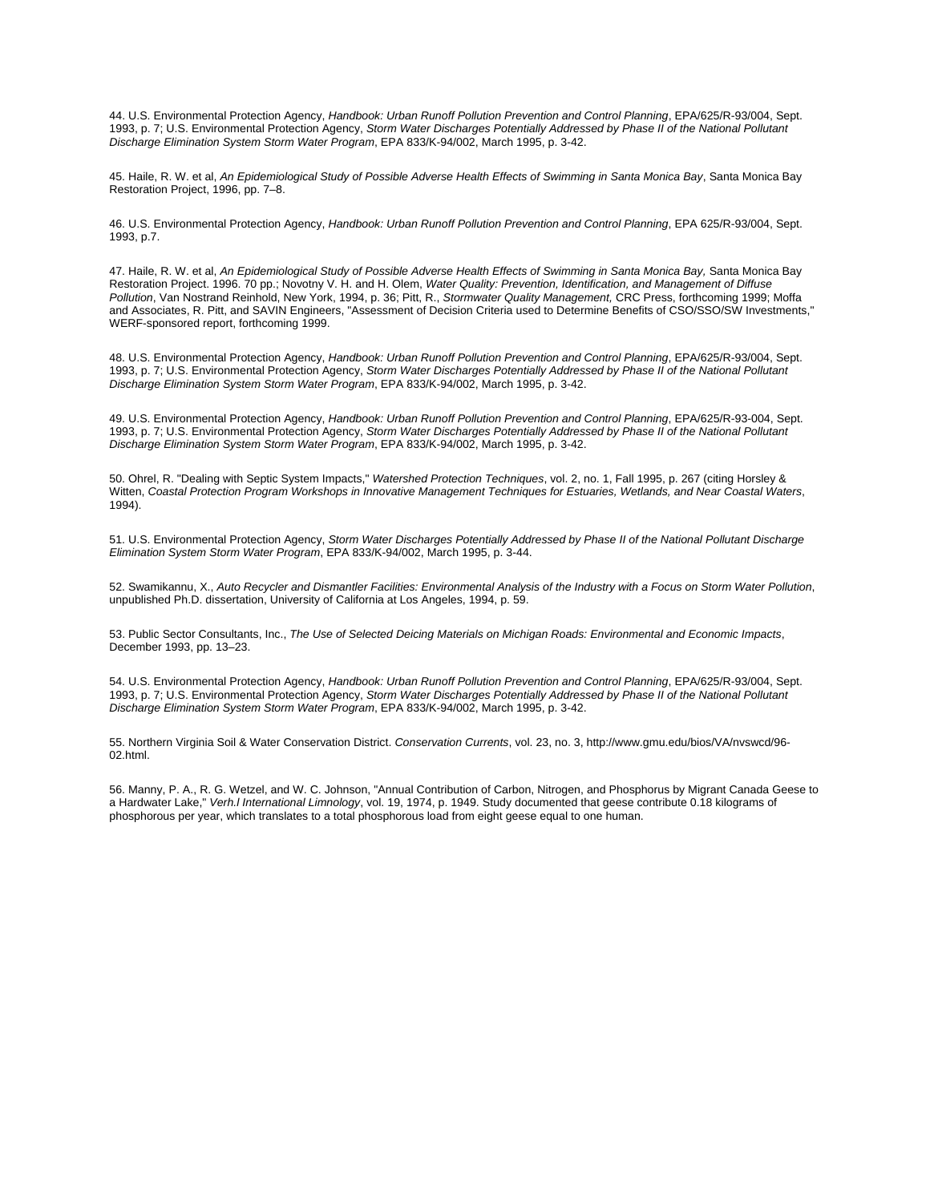44. U.S. Environmental Protection Agency, *Handbook: Urban Runoff Pollution Prevention and Control Planning*, EPA/625/R-93/004, Sept. 1993, p. 7; U.S. Environmental Protection Agency, *Storm Water Discharges Potentially Addressed by Phase II of the National Pollutant Discharge Elimination System Storm Water Program*, EPA 833/K-94/002, March 1995, p. 3-42.

45. Haile, R. W. et al, *An Epidemiological Study of Possible Adverse Health Effects of Swimming in Santa Monica Bay*, Santa Monica Bay Restoration Project, 1996, pp. 7–8.

46. U.S. Environmental Protection Agency, *Handbook: Urban Runoff Pollution Prevention and Control Planning*, EPA 625/R-93/004, Sept. 1993, p.7.

47. Haile, R. W. et al, *An Epidemiological Study of Possible Adverse Health Effects of Swimming in Santa Monica Bay,* Santa Monica Bay Restoration Project. 1996. 70 pp.; Novotny V. H. and H. Olem, *Water Quality: Prevention, Identification, and Management of Diffuse Pollution*, Van Nostrand Reinhold, New York, 1994, p. 36; Pitt, R., *Stormwater Quality Management,* CRC Press, forthcoming 1999; Moffa and Associates, R. Pitt, and SAVIN Engineers, "Assessment of Decision Criteria used to Determine Benefits of CSO/SSO/SW Investments," WERF-sponsored report, forthcoming 1999.

48. U.S. Environmental Protection Agency, *Handbook: Urban Runoff Pollution Prevention and Control Planning*, EPA/625/R-93/004, Sept. 1993, p. 7; U.S. Environmental Protection Agency, *Storm Water Discharges Potentially Addressed by Phase II of the National Pollutant Discharge Elimination System Storm Water Program*, EPA 833/K-94/002, March 1995, p. 3-42.

49. U.S. Environmental Protection Agency, *Handbook: Urban Runoff Pollution Prevention and Control Planning*, EPA/625/R-93-004, Sept. 1993, p. 7; U.S. Environmental Protection Agency, *Storm Water Discharges Potentially Addressed by Phase II of the National Pollutant Discharge Elimination System Storm Water Program*, EPA 833/K-94/002, March 1995, p. 3-42.

50. Ohrel, R. "Dealing with Septic System Impacts," *Watershed Protection Techniques*, vol. 2, no. 1, Fall 1995, p. 267 (citing Horsley & Witten, *Coastal Protection Program Workshops in Innovative Management Techniques for Estuaries, Wetlands, and Near Coastal Waters*, 1994).

51. U.S. Environmental Protection Agency, *Storm Water Discharges Potentially Addressed by Phase II of the National Pollutant Discharge Elimination System Storm Water Program*, EPA 833/K-94/002, March 1995, p. 3-44.

52. Swamikannu, X., *Auto Recycler and Dismantler Facilities: Environmental Analysis of the Industry with a Focus on Storm Water Pollution*, unpublished Ph.D. dissertation, University of California at Los Angeles, 1994, p. 59.

53. Public Sector Consultants, Inc., *The Use of Selected Deicing Materials on Michigan Roads: Environmental and Economic Impacts*, December 1993, pp. 13–23.

54. U.S. Environmental Protection Agency, *Handbook: Urban Runoff Pollution Prevention and Control Planning*, EPA/625/R-93/004, Sept. 1993, p. 7; U.S. Environmental Protection Agency, *Storm Water Discharges Potentially Addressed by Phase II of the National Pollutant Discharge Elimination System Storm Water Program*, EPA 833/K-94/002, March 1995, p. 3-42.

55. Northern Virginia Soil & Water Conservation District. *Conservation Currents*, vol. 23, no. 3, http://www.gmu.edu/bios/VA/nvswcd/96-02.html.

56. Manny, P. A., R. G. Wetzel, and W. C. Johnson, "Annual Contribution of Carbon, Nitrogen, and Phosphorus by Migrant Canada Geese to a Hardwater Lake," *Verh.l International Limnology*, vol. 19, 1974, p. 1949. Study documented that geese contribute 0.18 kilograms of phosphorous per year, which translates to a total phosphorous load from eight geese equal to one human.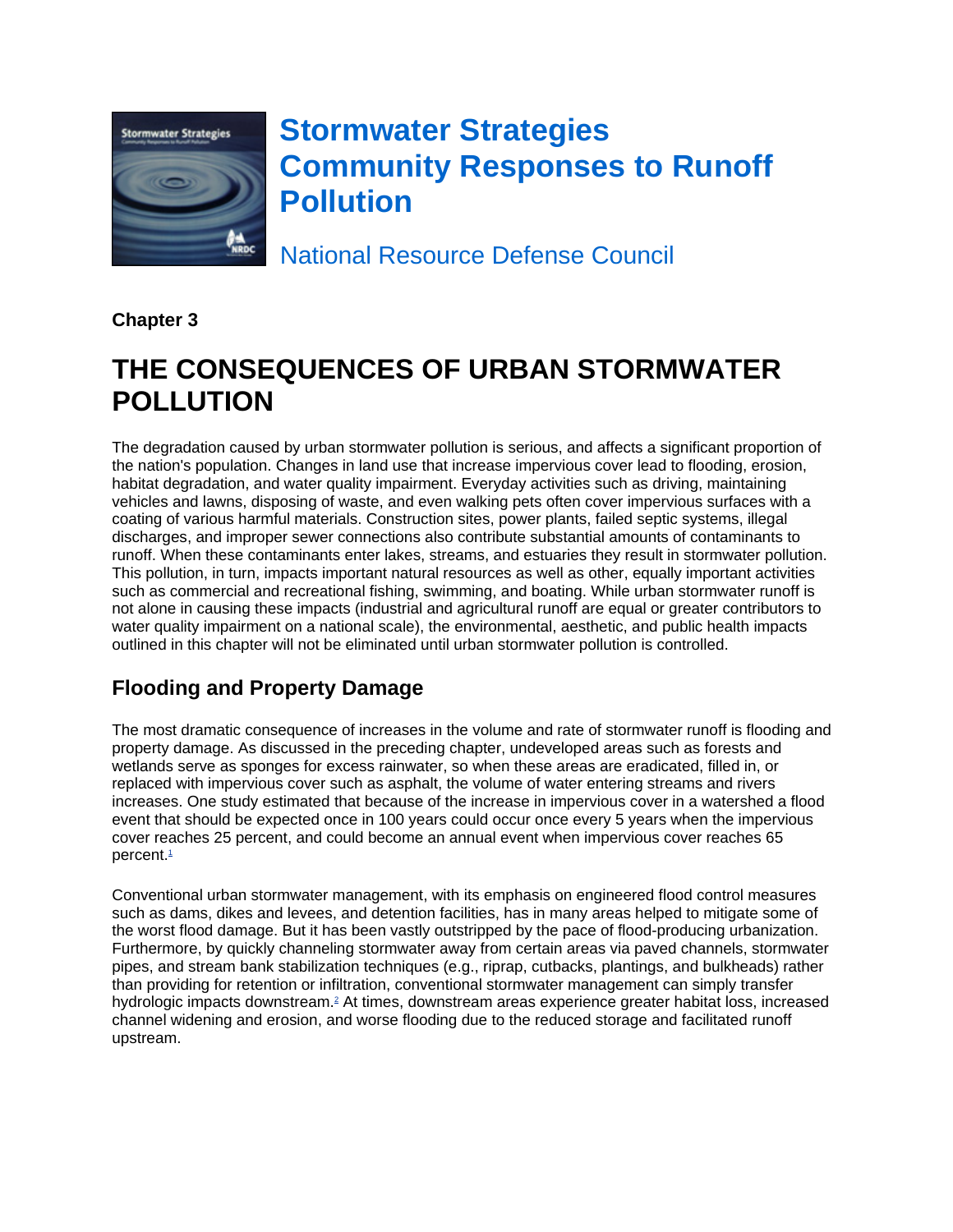# Stormwater Strategies Community Responses to Runoff Pollution

National Resource Defense Council

**Chapter 3**

# THE CONSEQUENCES OF URBAN STORMWATER POLLUTION

The degradation caused by urban stormwater pollution is serious, and affects a significant proportion of the nation's population. Changes in land use that increase impervious cover lead to flooding, erosion, habitat degradation, and water quality impairment. Everyday activities such as driving, maintaining vehicles and lawns, disposing of waste, and even walking pets often cover impervious surfaces with a coating of various harmful materials. Construction sites, power plants, failed septic systems, illegal discharges, and improper sewer connections also contribute substantial amounts of contaminants to runoff. When these contaminants enter lakes, streams, and estuaries they result in stormwater pollution. This pollution, in turn, impacts important natural resources as well as other, equally important activities such as commercial and recreational fishing, swimming, and boating. While urban stormwater runoff is not alone in causing these impacts (industrial and agricultural runoff are equal or greater contributors to water quality impairment on a national scale), the environmental, aesthetic, and public health impacts outlined in this chapter will not be eliminated until urban stormwater pollution is controlled.

## Flooding and Property Damage

The most dramatic consequence of increases in the volume and rate of stormwater runoff is flooding and property damage. As discussed in the preceding chapter, undeveloped areas such as forests and wetlands serve as sponges for excess rainwater, so when these areas are eradicated, filled in, or replaced with impervious cover such as asphalt, the volume of water entering streams and rivers increases. One study estimated that because of the increase in impervious cover in a watershed a flood event that should be expected once in 100 years could occur once every 5 years when the impervious cover reaches 25 percent, and could become an annual event when impervious cover reaches 65 percent.[1]

Conventional urban stormwater management, with its emphasis on engineered flood control measures such as dams, dikes and levees, and detention facilities, has in many areas helped to mitigate some of the worst flood damage. But it has been vastly outstripped by the pace of flood-producing urbanization. Furthermore, by quickly channeling stormwater away from certain areas via paved channels, stormwater pipes, and stream bank stabilization techniques (e.g., riprap, cutbacks, plantings, and bulkheads) rather than providing for retention or infiltration, conventional stormwater management can simply transfer hydrologic impacts downstream.[2] At times, downstream areas experience greater habitat loss, increased channel widening and erosion, and worse flooding due to the reduced storage and facilitated runoff upstream.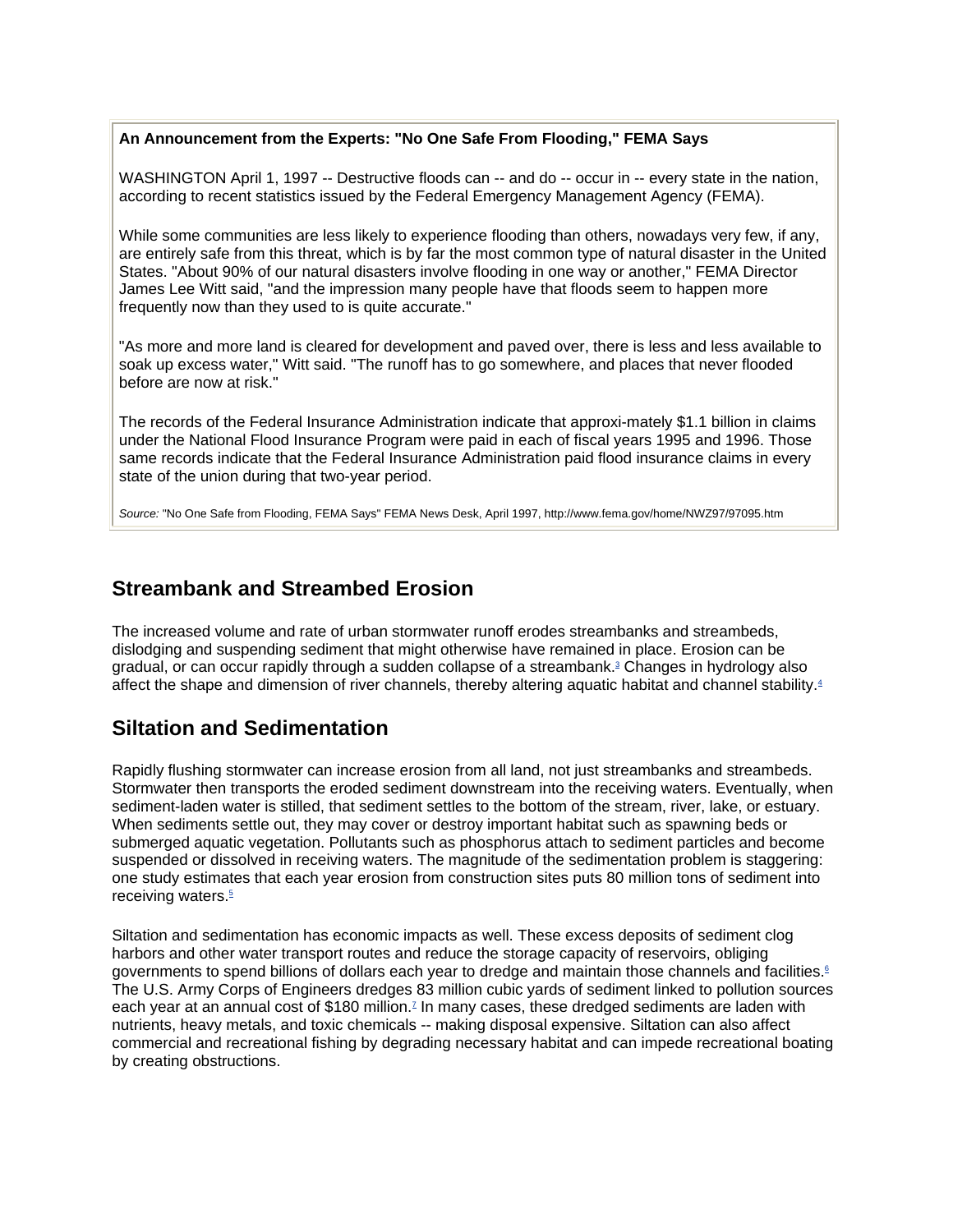**An Announcement from the Experts: "No One Safe From Flooding," FEMA Says**

WASHINGTON April 1, 1997 -- Destructive floods can -- and do -- occur in -- every state in the nation, according to recent statistics issued by the Federal Emergency Management Agency (FEMA).

While some communities are less likely to experience flooding than others, nowadays very few, if any, are entirely safe from this threat, which is by far the most common type of natural disaster in the United States. "About 90% of our natural disasters involve flooding in one way or another," FEMA Director James Lee Witt said, "and the impression many people have that floods seem to happen more frequently now than they used to is quite accurate."

"As more and more land is cleared for development and paved over, there is less and less available to soak up excess water," Witt said. "The runoff has to go somewhere, and places that never flooded before are now at risk."

The records of the Federal Insurance Administration indicate that approxi-mately $1.1 billion in claims under the National Flood Insurance Program were paid in each of fiscal years 1995 and 1996. Those same records indicate that the Federal Insurance Administration paid flood insurance claims in every state of the union during that two-year period.

*Source:* "No One Safe from Flooding, FEMA Says" FEMA News Desk, April 1997, http://www.fema.gov/home/NWZ97/97095.htm

## Streambank and Streambed Erosion

The increased volume and rate of urban stormwater runoff erodes streambanks and streambeds, dislodging and suspending sediment that might otherwise have remained in place. Erosion can be gradual, or can occur rapidly through a sudden collapse of a streambank.[3] Changes in hydrology also affect the shape and dimension of river channels, thereby altering aquatic habitat and channel stability.[4]

## Siltation and Sedimentation

Rapidly flushing stormwater can increase erosion from all land, not just streambanks and streambeds. Stormwater then transports the eroded sediment downstream into the receiving waters. Eventually, when sediment-laden water is stilled, that sediment settles to the bottom of the stream, river, lake, or estuary. When sediments settle out, they may cover or destroy important habitat such as spawning beds or submerged aquatic vegetation. Pollutants such as phosphorus attach to sediment particles and become suspended or dissolved in receiving waters. The magnitude of the sedimentation problem is staggering: one study estimates that each year erosion from construction sites puts 80 million tons of sediment into receiving waters.[5]

Siltation and sedimentation has economic impacts as well. These excess deposits of sediment clog harbors and other water transport routes and reduce the storage capacity of reservoirs, obliging governments to spend billions of dollars each year to dredge and maintain those channels and facilities.[6] The U.S. Army Corps of Engineers dredges 83 million cubic yards of sediment linked to pollution sources each year at an annual cost of $180 million.[7] In many cases, these dredged sediments are laden with nutrients, heavy metals, and toxic chemicals -- making disposal expensive. Siltation can also affect commercial and recreational fishing by degrading necessary habitat and can impede recreational boating by creating obstructions.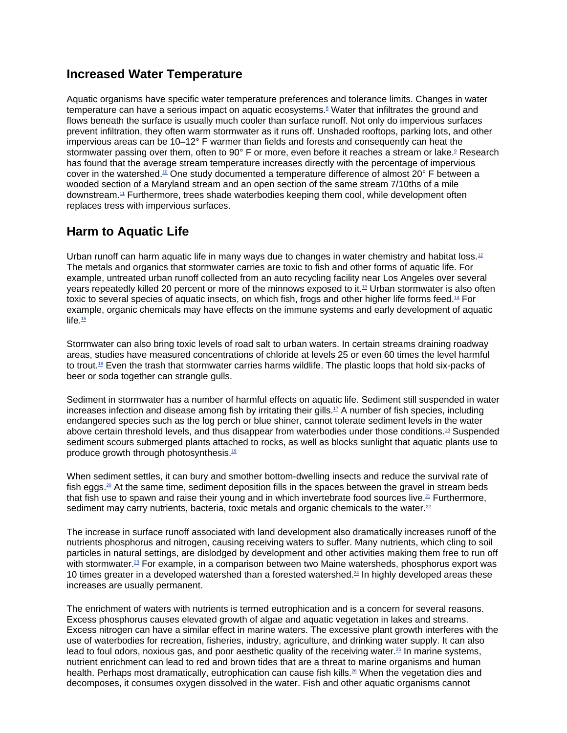## Increased Water Temperature

Aquatic organisms have specific water temperature preferences and tolerance limits. Changes in water temperature can have a serious impact on aquatic ecosystems.[8] Water that infiltrates the ground and flows beneath the surface is usually much cooler than surface runoff. Not only do impervious surfaces prevent infiltration, they often warm stormwater as it runs off. Unshaded rooftops, parking lots, and other impervious areas can be 10–12° F warmer than fields and forests and consequently can heat the stormwater passing over them, often to 90° F or more, even before it reaches a stream or lake.[9] Research has found that the average stream temperature increases directly with the percentage of impervious cover in the watershed.[10] One study documented a temperature difference of almost 20° F between a wooded section of a Maryland stream and an open section of the same stream 7/10ths of a mile downstream.[11] Furthermore, trees shade waterbodies keeping them cool, while development often replaces tress with impervious surfaces.

## Harm to Aquatic Life

Urban runoff can harm aquatic life in many ways due to changes in water chemistry and habitat loss.[12] The metals and organics that stormwater carries are toxic to fish and other forms of aquatic life. For example, untreated urban runoff collected from an auto recycling facility near Los Angeles over several years repeatedly killed 20 percent or more of the minnows exposed to it.[13] Urban stormwater is also often toxic to several species of aquatic insects, on which fish, frogs and other higher life forms feed.[14] For example, organic chemicals may have effects on the immune systems and early development of aquatic life.[15]

Stormwater can also bring toxic levels of road salt to urban waters. In certain streams draining roadway areas, studies have measured concentrations of chloride at levels 25 or even 60 times the level harmful to trout.[16] Even the trash that stormwater carries harms wildlife. The plastic loops that hold six-packs of beer or soda together can strangle gulls.

Sediment in stormwater has a number of harmful effects on aquatic life. Sediment still suspended in water increases infection and disease among fish by irritating their gills.[17] A number of fish species, including endangered species such as the log perch or blue shiner, cannot tolerate sediment levels in the water above certain threshold levels, and thus disappear from waterbodies under those conditions.[18] Suspended sediment scours submerged plants attached to rocks, as well as blocks sunlight that aquatic plants use to produce growth through photosynthesis.[19]

When sediment settles, it can bury and smother bottom-dwelling insects and reduce the survival rate of fish eggs.[20] At the same time, sediment deposition fills in the spaces between the gravel in stream beds that fish use to spawn and raise their young and in which invertebrate food sources live.[21] Furthermore, sediment may carry nutrients, bacteria, toxic metals and organic chemicals to the water.[22]

The increase in surface runoff associated with land development also dramatically increases runoff of the nutrients phosphorus and nitrogen, causing receiving waters to suffer. Many nutrients, which cling to soil particles in natural settings, are dislodged by development and other activities making them free to run off with stormwater.[23] For example, in a comparison between two Maine watersheds, phosphorus export was 10 times greater in a developed watershed than a forested watershed.[24] In highly developed areas these increases are usually permanent.

The enrichment of waters with nutrients is termed eutrophication and is a concern for several reasons. Excess phosphorus causes elevated growth of algae and aquatic vegetation in lakes and streams. Excess nitrogen can have a similar effect in marine waters. The excessive plant growth interferes with the use of waterbodies for recreation, fisheries, industry, agriculture, and drinking water supply. It can also lead to foul odors, noxious gas, and poor aesthetic quality of the receiving water.[25] In marine systems, nutrient enrichment can lead to red and brown tides that are a threat to marine organisms and human health. Perhaps most dramatically, eutrophication can cause fish kills.[26] When the vegetation dies and decomposes, it consumes oxygen dissolved in the water. Fish and other aquatic organisms cannot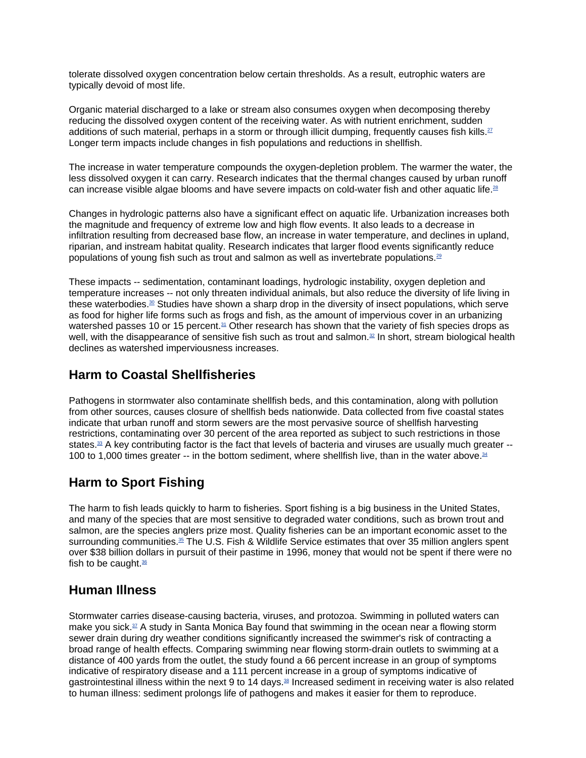tolerate dissolved oxygen concentration below certain thresholds. As a result, eutrophic waters are typically devoid of most life.

Organic material discharged to a lake or stream also consumes oxygen when decomposing thereby reducing the dissolved oxygen content of the receiving water. As with nutrient enrichment, sudden additions of such material, perhaps in a storm or through illicit dumping, frequently causes fish kills.[27] Longer term impacts include changes in fish populations and reductions in shellfish.

The increase in water temperature compounds the oxygen-depletion problem. The warmer the water, the less dissolved oxygen it can carry. Research indicates that the thermal changes caused by urban runoff can increase visible algae blooms and have severe impacts on cold-water fish and other aquatic life.[28]

Changes in hydrologic patterns also have a significant effect on aquatic life. Urbanization increases both the magnitude and frequency of extreme low and high flow events. It also leads to a decrease in infiltration resulting from decreased base flow, an increase in water temperature, and declines in upland, riparian, and instream habitat quality. Research indicates that larger flood events significantly reduce populations of young fish such as trout and salmon as well as invertebrate populations.[29]

These impacts -- sedimentation, contaminant loadings, hydrologic instability, oxygen depletion and temperature increases -- not only threaten individual animals, but also reduce the diversity of life living in these waterbodies.[30] Studies have shown a sharp drop in the diversity of insect populations, which serve as food for higher life forms such as frogs and fish, as the amount of impervious cover in an urbanizing watershed passes 10 or 15 percent.[31] Other research has shown that the variety of fish species drops as well, with the disappearance of sensitive fish such as trout and salmon.[32] In short, stream biological health declines as watershed imperviousness increases.

## Harm to Coastal Shellfisheries

Pathogens in stormwater also contaminate shellfish beds, and this contamination, along with pollution from other sources, causes closure of shellfish beds nationwide. Data collected from five coastal states indicate that urban runoff and storm sewers are the most pervasive source of shellfish harvesting restrictions, contaminating over 30 percent of the area reported as subject to such restrictions in those states.[33] A key contributing factor is the fact that levels of bacteria and viruses are usually much greater -- 100 to 1,000 times greater -- in the bottom sediment, where shellfish live, than in the water above.[34]

## Harm to Sport Fishing

The harm to fish leads quickly to harm to fisheries. Sport fishing is a big business in the United States, and many of the species that are most sensitive to degraded water conditions, such as brown trout and salmon, are the species anglers prize most. Quality fisheries can be an important economic asset to the surrounding communities.[35] The U.S. Fish & Wildlife Service estimates that over 35 million anglers spent over $38 billion dollars in pursuit of their pastime in 1996, money that would not be spent if there were no fish to be caught.[36]

## Human Illness

Stormwater carries disease-causing bacteria, viruses, and protozoa. Swimming in polluted waters can make you sick.[37] A study in Santa Monica Bay found that swimming in the ocean near a flowing storm sewer drain during dry weather conditions significantly increased the swimmer's risk of contracting a broad range of health effects. Comparing swimming near flowing storm-drain outlets to swimming at a distance of 400 yards from the outlet, the study found a 66 percent increase in an group of symptoms indicative of respiratory disease and a 111 percent increase in a group of symptoms indicative of gastrointestinal illness within the next 9 to 14 days.[38] Increased sediment in receiving water is also related to human illness: sediment prolongs life of pathogens and makes it easier for them to reproduce.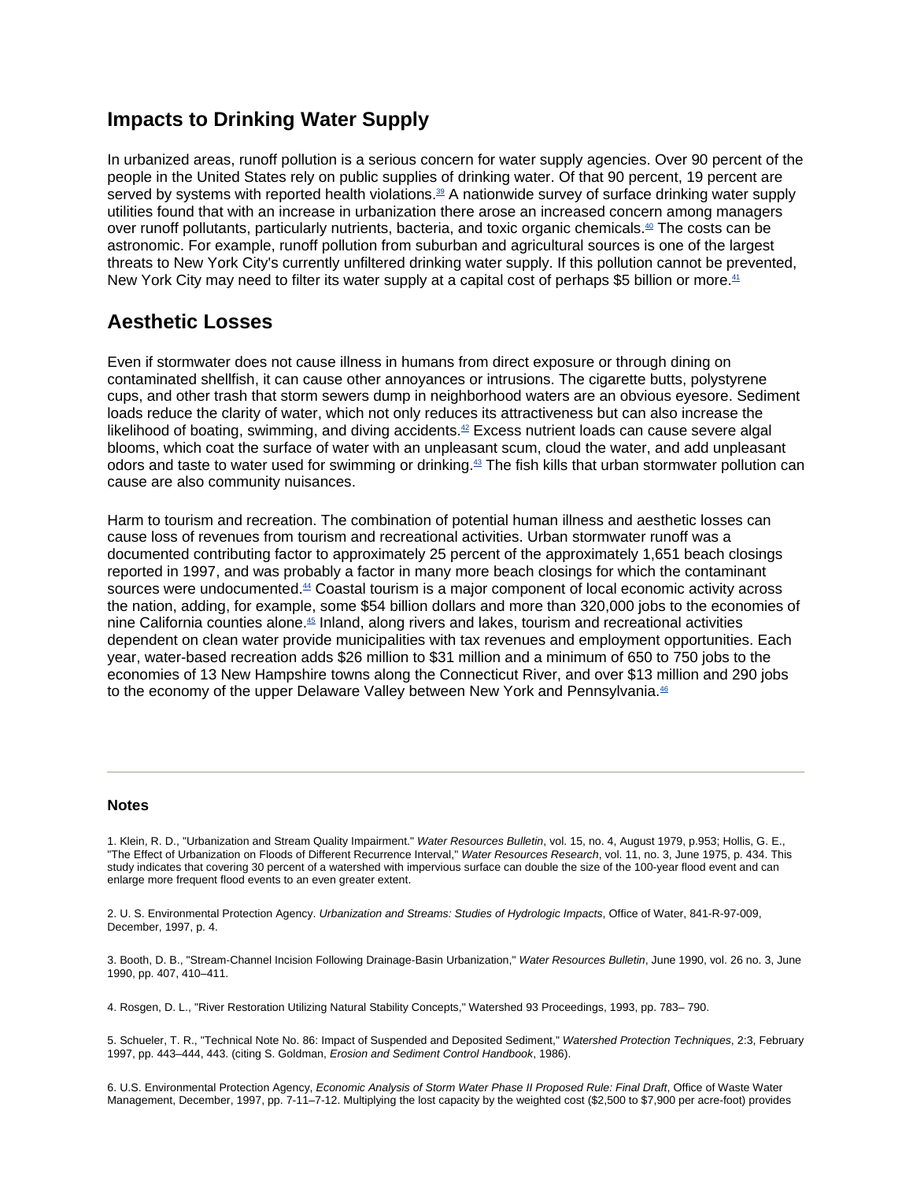## Impacts to Drinking Water Supply

In urbanized areas, runoff pollution is a serious concern for water supply agencies. Over 90 percent of the people in the United States rely on public supplies of drinking water. Of that 90 percent, 19 percent are served by systems with reported health violations.[39] A nationwide survey of surface drinking water supply utilities found that with an increase in urbanization there arose an increased concern among managers over runoff pollutants, particularly nutrients, bacteria, and toxic organic chemicals.[40] The costs can be astronomic. For example, runoff pollution from suburban and agricultural sources is one of the largest threats to New York City's currently unfiltered drinking water supply. If this pollution cannot be prevented, New York City may need to filter its water supply at a capital cost of perhaps $5 billion or more.[41]

## Aesthetic Losses

Even if stormwater does not cause illness in humans from direct exposure or through dining on contaminated shellfish, it can cause other annoyances or intrusions. The cigarette butts, polystyrene cups, and other trash that storm sewers dump in neighborhood waters are an obvious eyesore. Sediment loads reduce the clarity of water, which not only reduces its attractiveness but can also increase the likelihood of boating, swimming, and diving accidents.[42] Excess nutrient loads can cause severe algal blooms, which coat the surface of water with an unpleasant scum, cloud the water, and add unpleasant odors and taste to water used for swimming or drinking.[43] The fish kills that urban stormwater pollution can cause are also community nuisances.

Harm to tourism and recreation. The combination of potential human illness and aesthetic losses can cause loss of revenues from tourism and recreational activities. Urban stormwater runoff was a documented contributing factor to approximately 25 percent of the approximately 1,651 beach closings reported in 1997, and was probably a factor in many more beach closings for which the contaminant sources were undocumented.[44] Coastal tourism is a major component of local economic activity across the nation, adding, for example, some $54 billion dollars and more than 320,000 jobs to the economies of nine California counties alone.[45] Inland, along rivers and lakes, tourism and recreational activities dependent on clean water provide municipalities with tax revenues and employment opportunities. Each year, water-based recreation adds $26 million to $31 million and a minimum of 650 to 750 jobs to the economies of 13 New Hampshire towns along the Connecticut River, and over $13 million and 290 jobs to the economy of the upper Delaware Valley between New York and Pennsylvania.[46]

---

### Notes

1. Klein, R. D., "Urbanization and Stream Quality Impairment." *Water Resources Bulletin*, vol. 15, no. 4, August 1979, p.953; Hollis, G. E., "The Effect of Urbanization on Floods of Different Recurrence Interval," *Water Resources Research*, vol. 11, no. 3, June 1975, p. 434. This study indicates that covering 30 percent of a watershed with impervious surface can double the size of the 100-year flood event and can enlarge more frequent flood events to an even greater extent.

2. U. S. Environmental Protection Agency. *Urbanization and Streams: Studies of Hydrologic Impacts*, Office of Water, 841-R-97-009, December, 1997, p. 4.

3. Booth, D. B., "Stream-Channel Incision Following Drainage-Basin Urbanization," *Water Resources Bulletin*, June 1990, vol. 26 no. 3, June 1990, pp. 407, 410–411.

4. Rosgen, D. L., "River Restoration Utilizing Natural Stability Concepts," Watershed 93 Proceedings, 1993, pp. 783– 790.

5. Schueler, T. R., "Technical Note No. 86: Impact of Suspended and Deposited Sediment," *Watershed Protection Techniques*, 2:3, February 1997, pp. 443–444, 443. (citing S. Goldman, *Erosion and Sediment Control Handbook*, 1986).

6. U.S. Environmental Protection Agency, *Economic Analysis of Storm Water Phase II Proposed Rule: Final Draft*, Office of Waste Water Management, December, 1997, pp. 7-11–7-12. Multiplying the lost capacity by the weighted cost ($2,500 to $7,900 per acre-foot) provides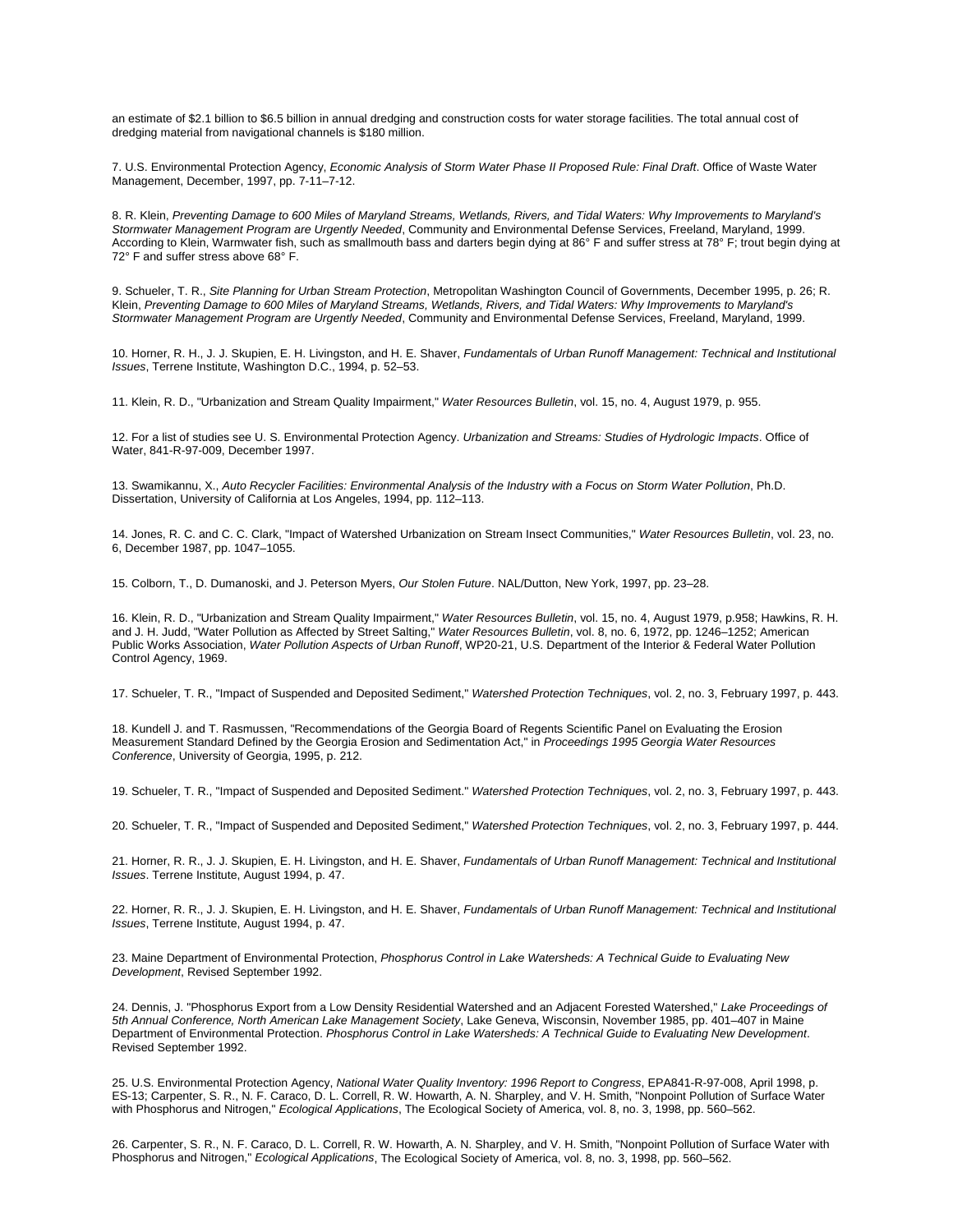an estimate of $2.1 billion to $6.5 billion in annual dredging and construction costs for water storage facilities. The total annual cost of dredging material from navigational channels is $180 million.

7. U.S. Environmental Protection Agency, *Economic Analysis of Storm Water Phase II Proposed Rule: Final Draft*. Office of Waste Water Management, December, 1997, pp. 7-11–7-12.

8. R. Klein, *Preventing Damage to 600 Miles of Maryland Streams, Wetlands, Rivers, and Tidal Waters: Why Improvements to Maryland's Stormwater Management Program are Urgently Needed*, Community and Environmental Defense Services, Freeland, Maryland, 1999. According to Klein, Warmwater fish, such as smallmouth bass and darters begin dying at 86° F and suffer stress at 78° F; trout begin dying at 72° F and suffer stress above 68° F.

9. Schueler, T. R., *Site Planning for Urban Stream Protection*, Metropolitan Washington Council of Governments, December 1995, p. 26; R. Klein, *Preventing Damage to 600 Miles of Maryland Streams, Wetlands, Rivers, and Tidal Waters: Why Improvements to Maryland's Stormwater Management Program are Urgently Needed*, Community and Environmental Defense Services, Freeland, Maryland, 1999.

10. Horner, R. H., J. J. Skupien, E. H. Livingston, and H. E. Shaver, *Fundamentals of Urban Runoff Management: Technical and Institutional Issues*, Terrene Institute, Washington D.C., 1994, p. 52–53.

11. Klein, R. D., "Urbanization and Stream Quality Impairment," *Water Resources Bulletin*, vol. 15, no. 4, August 1979, p. 955.

12. For a list of studies see U. S. Environmental Protection Agency. *Urbanization and Streams: Studies of Hydrologic Impacts*. Office of Water, 841-R-97-009, December 1997.

13. Swamikannu, X., *Auto Recycler Facilities: Environmental Analysis of the Industry with a Focus on Storm Water Pollution*, Ph.D. Dissertation, University of California at Los Angeles, 1994, pp. 112–113.

14. Jones, R. C. and C. C. Clark, "Impact of Watershed Urbanization on Stream Insect Communities," *Water Resources Bulletin*, vol. 23, no. 6, December 1987, pp. 1047–1055.

15. Colborn, T., D. Dumanoski, and J. Peterson Myers, *Our Stolen Future*. NAL/Dutton, New York, 1997, pp. 23–28.

16. Klein, R. D., "Urbanization and Stream Quality Impairment," *Water Resources Bulletin*, vol. 15, no. 4, August 1979, p.958; Hawkins, R. H. and J. H. Judd, "Water Pollution as Affected by Street Salting," *Water Resources Bulletin*, vol. 8, no. 6, 1972, pp. 1246–1252; American Public Works Association, *Water Pollution Aspects of Urban Runoff*, WP20-21, U.S. Department of the Interior & Federal Water Pollution Control Agency, 1969.

17. Schueler, T. R., "Impact of Suspended and Deposited Sediment," *Watershed Protection Techniques*, vol. 2, no. 3, February 1997, p. 443.

18. Kundell J. and T. Rasmussen, "Recommendations of the Georgia Board of Regents Scientific Panel on Evaluating the Erosion Measurement Standard Defined by the Georgia Erosion and Sedimentation Act," in *Proceedings 1995 Georgia Water Resources Conference*, University of Georgia, 1995, p. 212.

19. Schueler, T. R., "Impact of Suspended and Deposited Sediment." *Watershed Protection Techniques*, vol. 2, no. 3, February 1997, p. 443.

20. Schueler, T. R., "Impact of Suspended and Deposited Sediment," *Watershed Protection Techniques*, vol. 2, no. 3, February 1997, p. 444.

21. Horner, R. R., J. J. Skupien, E. H. Livingston, and H. E. Shaver, *Fundamentals of Urban Runoff Management: Technical and Institutional Issues*. Terrene Institute, August 1994, p. 47.

22. Horner, R. R., J. J. Skupien, E. H. Livingston, and H. E. Shaver, *Fundamentals of Urban Runoff Management: Technical and Institutional Issues*, Terrene Institute, August 1994, p. 47.

23. Maine Department of Environmental Protection, *Phosphorus Control in Lake Watersheds: A Technical Guide to Evaluating New Development*, Revised September 1992.

24. Dennis, J. "Phosphorus Export from a Low Density Residential Watershed and an Adjacent Forested Watershed," *Lake Proceedings of 5th Annual Conference, North American Lake Management Society*, Lake Geneva, Wisconsin, November 1985, pp. 401–407 in Maine Department of Environmental Protection. *Phosphorus Control in Lake Watersheds: A Technical Guide to Evaluating New Development*. Revised September 1992.

25. U.S. Environmental Protection Agency, *National Water Quality Inventory: 1996 Report to Congress*, EPA841-R-97-008, April 1998, p. ES-13; Carpenter, S. R., N. F. Caraco, D. L. Correll, R. W. Howarth, A. N. Sharpley, and V. H. Smith, "Nonpoint Pollution of Surface Water with Phosphorus and Nitrogen," *Ecological Applications*, The Ecological Society of America, vol. 8, no. 3, 1998, pp. 560–562.

26. Carpenter, S. R., N. F. Caraco, D. L. Correll, R. W. Howarth, A. N. Sharpley, and V. H. Smith, "Nonpoint Pollution of Surface Water with Phosphorus and Nitrogen," *Ecological Applications*, The Ecological Society of America, vol. 8, no. 3, 1998, pp. 560–562.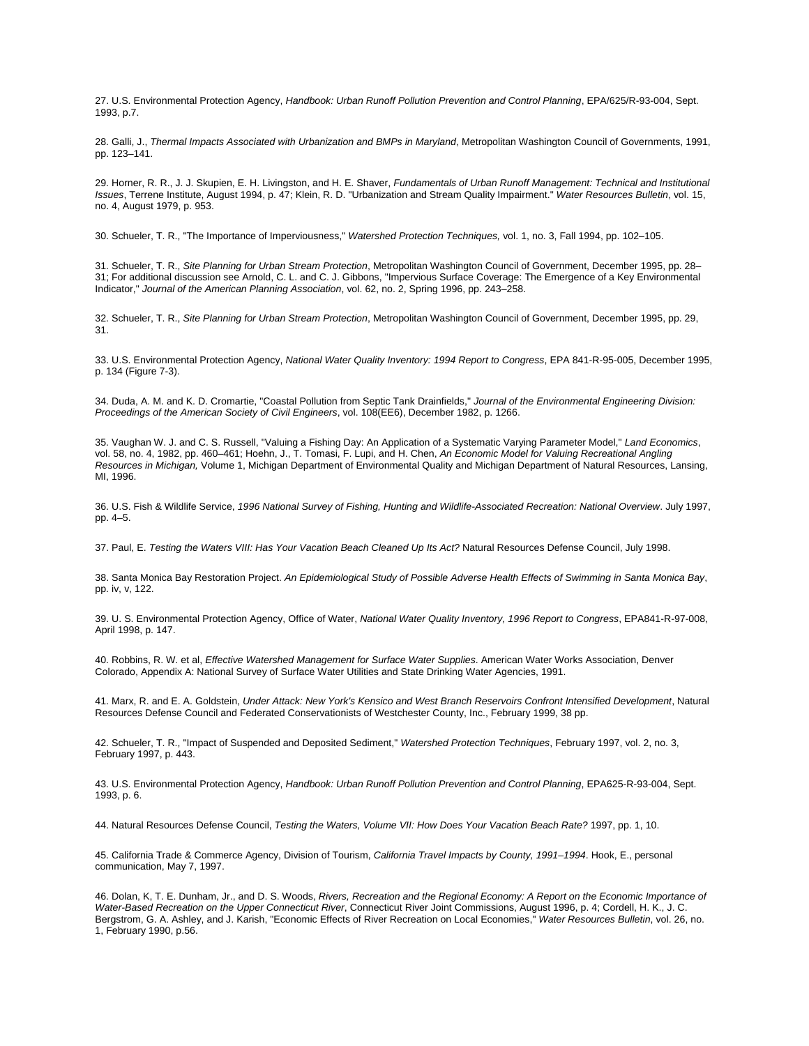27. U.S. Environmental Protection Agency, *Handbook: Urban Runoff Pollution Prevention and Control Planning*, EPA/625/R-93-004, Sept. 1993, p.7.

28. Galli, J., *Thermal Impacts Associated with Urbanization and BMPs in Maryland*, Metropolitan Washington Council of Governments, 1991, pp. 123–141.

29. Horner, R. R., J. J. Skupien, E. H. Livingston, and H. E. Shaver, *Fundamentals of Urban Runoff Management: Technical and Institutional Issues*, Terrene Institute, August 1994, p. 47; Klein, R. D. "Urbanization and Stream Quality Impairment." *Water Resources Bulletin*, vol. 15, no. 4, August 1979, p. 953.

30. Schueler, T. R., "The Importance of Imperviousness," *Watershed Protection Techniques,* vol. 1, no. 3, Fall 1994, pp. 102–105.

31. Schueler, T. R., *Site Planning for Urban Stream Protection*, Metropolitan Washington Council of Government, December 1995, pp. 28–31; For additional discussion see Arnold, C. L. and C. J. Gibbons, "Impervious Surface Coverage: The Emergence of a Key Environmental Indicator," *Journal of the American Planning Association*, vol. 62, no. 2, Spring 1996, pp. 243–258.

32. Schueler, T. R., *Site Planning for Urban Stream Protection*, Metropolitan Washington Council of Government, December 1995, pp. 29, 31.

33. U.S. Environmental Protection Agency, *National Water Quality Inventory: 1994 Report to Congress*, EPA 841-R-95-005, December 1995, p. 134 (Figure 7-3).

34. Duda, A. M. and K. D. Cromartie, "Coastal Pollution from Septic Tank Drainfields," *Journal of the Environmental Engineering Division: Proceedings of the American Society of Civil Engineers*, vol. 108(EE6), December 1982, p. 1266.

35. Vaughan W. J. and C. S. Russell, "Valuing a Fishing Day: An Application of a Systematic Varying Parameter Model," *Land Economics*, vol. 58, no. 4, 1982, pp. 460–461; Hoehn, J., T. Tomasi, F. Lupi, and H. Chen, *An Economic Model for Valuing Recreational Angling Resources in Michigan,* Volume 1, Michigan Department of Environmental Quality and Michigan Department of Natural Resources, Lansing, MI, 1996.

36. U.S. Fish & Wildlife Service, *1996 National Survey of Fishing, Hunting and Wildlife-Associated Recreation: National Overview*. July 1997, pp. 4–5.

37. Paul, E. *Testing the Waters VIII: Has Your Vacation Beach Cleaned Up Its Act?* Natural Resources Defense Council, July 1998.

38. Santa Monica Bay Restoration Project. *An Epidemiological Study of Possible Adverse Health Effects of Swimming in Santa Monica Bay*, pp. iv, v, 122.

39. U. S. Environmental Protection Agency, Office of Water, *National Water Quality Inventory, 1996 Report to Congress*, EPA841-R-97-008, April 1998, p. 147.

40. Robbins, R. W. et al, *Effective Watershed Management for Surface Water Supplies*. American Water Works Association, Denver Colorado, Appendix A: National Survey of Surface Water Utilities and State Drinking Water Agencies, 1991.

41. Marx, R. and E. A. Goldstein, *Under Attack: New York's Kensico and West Branch Reservoirs Confront Intensified Development*, Natural Resources Defense Council and Federated Conservationists of Westchester County, Inc., February 1999, 38 pp.

42. Schueler, T. R., "Impact of Suspended and Deposited Sediment," *Watershed Protection Techniques*, February 1997, vol. 2, no. 3, February 1997, p. 443.

43. U.S. Environmental Protection Agency, *Handbook: Urban Runoff Pollution Prevention and Control Planning*, EPA625-R-93-004, Sept. 1993, p. 6.

44. Natural Resources Defense Council, *Testing the Waters, Volume VII: How Does Your Vacation Beach Rate?* 1997, pp. 1, 10.

45. California Trade & Commerce Agency, Division of Tourism, *California Travel Impacts by County, 1991–1994*. Hook, E., personal communication, May 7, 1997.

46. Dolan, K, T. E. Dunham, Jr., and D. S. Woods, *Rivers, Recreation and the Regional Economy: A Report on the Economic Importance of Water-Based Recreation on the Upper Connecticut River*, Connecticut River Joint Commissions, August 1996, p. 4; Cordell, H. K., J. C. Bergstrom, G. A. Ashley, and J. Karish, "Economic Effects of River Recreation on Local Economies," *Water Resources Bulletin*, vol. 26, no. 1, February 1990, p.56.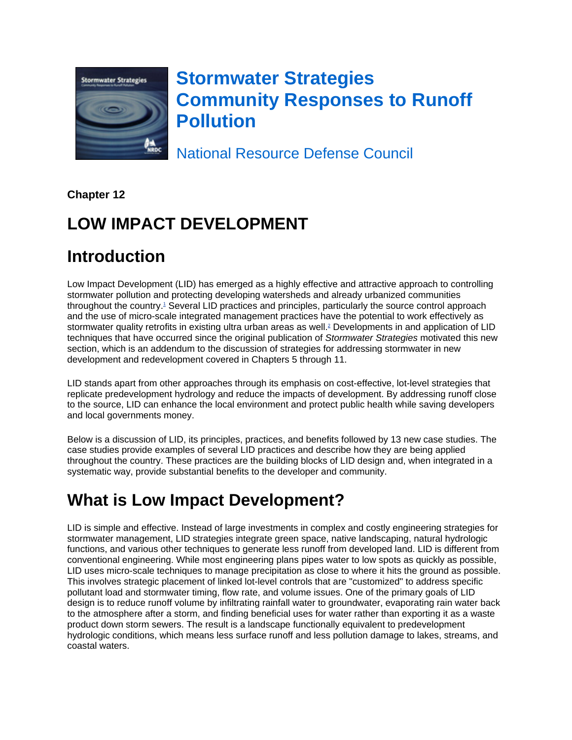# Stormwater Strategies Community Responses to Runoff Pollution

National Resource Defense Council

**Chapter 12**

# LOW IMPACT DEVELOPMENT

## Introduction

Low Impact Development (LID) has emerged as a highly effective and attractive approach to controlling stormwater pollution and protecting developing watersheds and already urbanized communities throughout the country.[1] Several LID practices and principles, particularly the source control approach and the use of micro-scale integrated management practices have the potential to work effectively as stormwater quality retrofits in existing ultra urban areas as well.[2] Developments in and application of LID techniques that have occurred since the original publication of *Stormwater Strategies* motivated this new section, which is an addendum to the discussion of strategies for addressing stormwater in new development and redevelopment covered in Chapters 5 through 11.

LID stands apart from other approaches through its emphasis on cost-effective, lot-level strategies that replicate predevelopment hydrology and reduce the impacts of development. By addressing runoff close to the source, LID can enhance the local environment and protect public health while saving developers and local governments money.

Below is a discussion of LID, its principles, practices, and benefits followed by 13 new case studies. The case studies provide examples of several LID practices and describe how they are being applied throughout the country. These practices are the building blocks of LID design and, when integrated in a systematic way, provide substantial benefits to the developer and community.

## What is Low Impact Development?

LID is simple and effective. Instead of large investments in complex and costly engineering strategies for stormwater management, LID strategies integrate green space, native landscaping, natural hydrologic functions, and various other techniques to generate less runoff from developed land. LID is different from conventional engineering. While most engineering plans pipes water to low spots as quickly as possible, LID uses micro-scale techniques to manage precipitation as close to where it hits the ground as possible. This involves strategic placement of linked lot-level controls that are "customized" to address specific pollutant load and stormwater timing, flow rate, and volume issues. One of the primary goals of LID design is to reduce runoff volume by infiltrating rainfall water to groundwater, evaporating rain water back to the atmosphere after a storm, and finding beneficial uses for water rather than exporting it as a waste product down storm sewers. The result is a landscape functionally equivalent to predevelopment hydrologic conditions, which means less surface runoff and less pollution damage to lakes, streams, and coastal waters.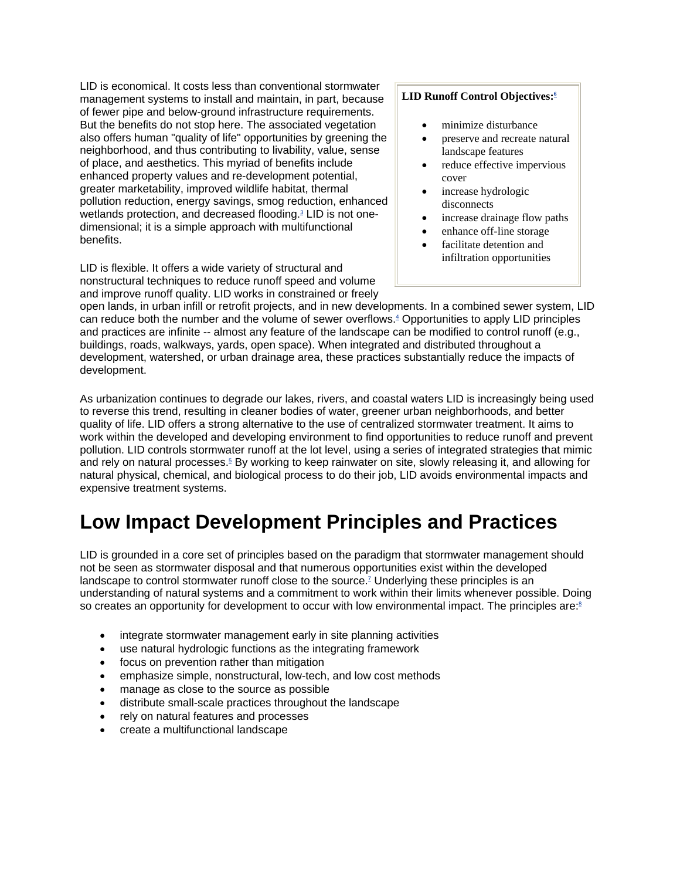LID is economical. It costs less than conventional stormwater management systems to install and maintain, in part, because of fewer pipe and below-ground infrastructure requirements. But the benefits do not stop here. The associated vegetation also offers human "quality of life" opportunities by greening the neighborhood, and thus contributing to livability, value, sense of place, and aesthetics. This myriad of benefits include enhanced property values and re-development potential, greater marketability, improved wildlife habitat, thermal pollution reduction, energy savings, smog reduction, enhanced wetlands protection, and decreased flooding.[3] LID is not one-dimensional; it is a simple approach with multifunctional benefits.

**LID Runoff Control Objectives:**[6]

- minimize disturbance
- preserve and recreate natural landscape features
- reduce effective impervious cover
- increase hydrologic disconnects
- increase drainage flow paths
- enhance off-line storage
- facilitate detention and infiltration opportunities

LID is flexible. It offers a wide variety of structural and nonstructural techniques to reduce runoff speed and volume and improve runoff quality. LID works in constrained or freely open lands, in urban infill or retrofit projects, and in new developments. In a combined sewer system, LID can reduce both the number and the volume of sewer overflows.[4] Opportunities to apply LID principles and practices are infinite -- almost any feature of the landscape can be modified to control runoff (e.g., buildings, roads, walkways, yards, open space). When integrated and distributed throughout a development, watershed, or urban drainage area, these practices substantially reduce the impacts of development.

As urbanization continues to degrade our lakes, rivers, and coastal waters LID is increasingly being used to reverse this trend, resulting in cleaner bodies of water, greener urban neighborhoods, and better quality of life. LID offers a strong alternative to the use of centralized stormwater treatment. It aims to work within the developed and developing environment to find opportunities to reduce runoff and prevent pollution. LID controls stormwater runoff at the lot level, using a series of integrated strategies that mimic and rely on natural processes.[5] By working to keep rainwater on site, slowly releasing it, and allowing for natural physical, chemical, and biological process to do their job, LID avoids environmental impacts and expensive treatment systems.

# Low Impact Development Principles and Practices

LID is grounded in a core set of principles based on the paradigm that stormwater management should not be seen as stormwater disposal and that numerous opportunities exist within the developed landscape to control stormwater runoff close to the source.[7] Underlying these principles is an understanding of natural systems and a commitment to work within their limits whenever possible. Doing so creates an opportunity for development to occur with low environmental impact. The principles are:[8]

- integrate stormwater management early in site planning activities
- use natural hydrologic functions as the integrating framework
- focus on prevention rather than mitigation
- emphasize simple, nonstructural, low-tech, and low cost methods
- manage as close to the source as possible
- distribute small-scale practices throughout the landscape
- rely on natural features and processes
- create a multifunctional landscape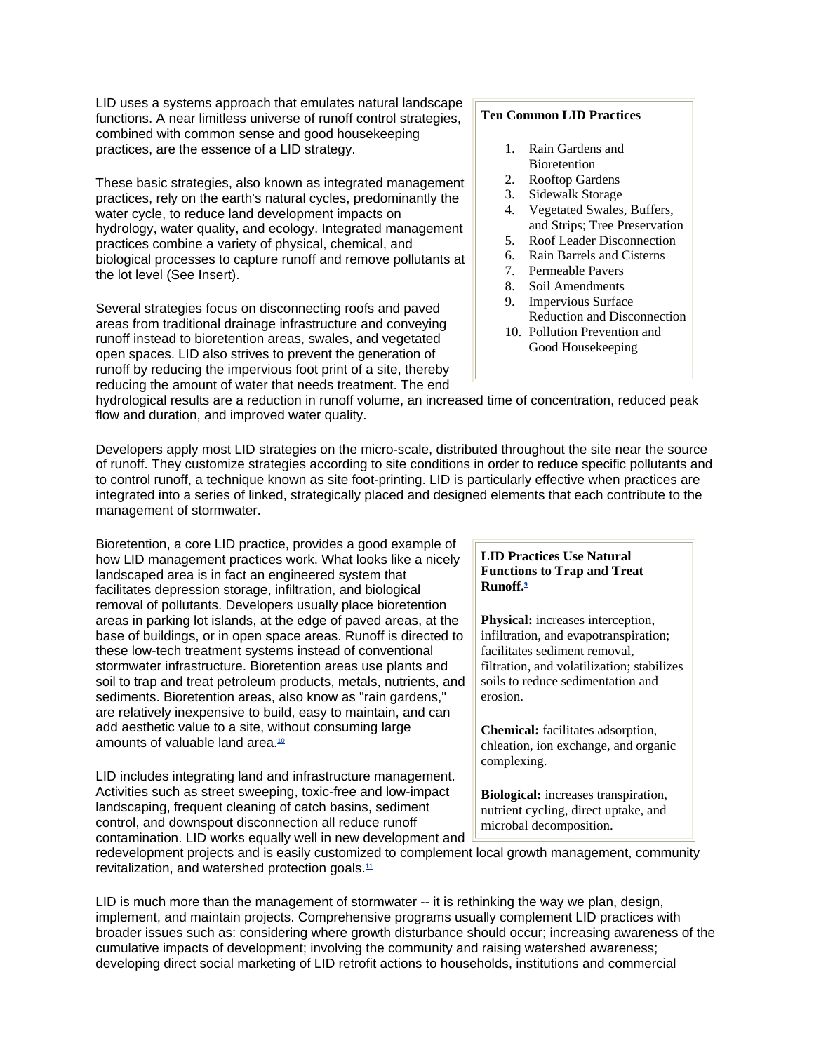LID uses a systems approach that emulates natural landscape functions. A near limitless universe of runoff control strategies, combined with common sense and good housekeeping practices, are the essence of a LID strategy.

These basic strategies, also known as integrated management practices, rely on the earth's natural cycles, predominantly the water cycle, to reduce land development impacts on hydrology, water quality, and ecology. Integrated management practices combine a variety of physical, chemical, and biological processes to capture runoff and remove pollutants at the lot level (See Insert).

Several strategies focus on disconnecting roofs and paved areas from traditional drainage infrastructure and conveying runoff instead to bioretention areas, swales, and vegetated open spaces. LID also strives to prevent the generation of runoff by reducing the impervious foot print of a site, thereby reducing the amount of water that needs treatment. The end hydrological results are a reduction in runoff volume, an increased time of concentration, reduced peak flow and duration, and improved water quality.

**Ten Common LID Practices**

1. Rain Gardens and Bioretention
2. Rooftop Gardens
3. Sidewalk Storage
4. Vegetated Swales, Buffers, and Strips; Tree Preservation
5. Roof Leader Disconnection
6. Rain Barrels and Cisterns
7. Permeable Pavers
8. Soil Amendments
9. Impervious Surface Reduction and Disconnection
10. Pollution Prevention and Good Housekeeping

Developers apply most LID strategies on the micro-scale, distributed throughout the site near the source of runoff. They customize strategies according to site conditions in order to reduce specific pollutants and to control runoff, a technique known as site foot-printing. LID is particularly effective when practices are integrated into a series of linked, strategically placed and designed elements that each contribute to the management of stormwater.

Bioretention, a core LID practice, provides a good example of how LID management practices work. What looks like a nicely landscaped area is in fact an engineered system that facilitates depression storage, infiltration, and biological removal of pollutants. Developers usually place bioretention areas in parking lot islands, at the edge of paved areas, at the base of buildings, or in open space areas. Runoff is directed to these low-tech treatment systems instead of conventional stormwater infrastructure. Bioretention areas use plants and soil to trap and treat petroleum products, metals, nutrients, and sediments. Bioretention areas, also know as "rain gardens," are relatively inexpensive to build, easy to maintain, and can add aesthetic value to a site, without consuming large amounts of valuable land area.[10]

**LID Practices Use Natural Functions to Trap and Treat Runoff.**[9]

**Physical:** increases interception, infiltration, and evapotranspiration; facilitates sediment removal, filtration, and volatilization; stabilizes soils to reduce sedimentation and erosion.

**Chemical:** facilitates adsorption, chleation, ion exchange, and organic complexing.

**Biological:** increases transpiration, nutrient cycling, direct uptake, and microbal decomposition.

LID includes integrating land and infrastructure management. Activities such as street sweeping, toxic-free and low-impact landscaping, frequent cleaning of catch basins, sediment control, and downspout disconnection all reduce runoff contamination. LID works equally well in new development and redevelopment projects and is easily customized to complement local growth management, community revitalization, and watershed protection goals.[11]

LID is much more than the management of stormwater -- it is rethinking the way we plan, design, implement, and maintain projects. Comprehensive programs usually complement LID practices with broader issues such as: considering where growth disturbance should occur; increasing awareness of the cumulative impacts of development; involving the community and raising watershed awareness; developing direct social marketing of LID retrofit actions to households, institutions and commercial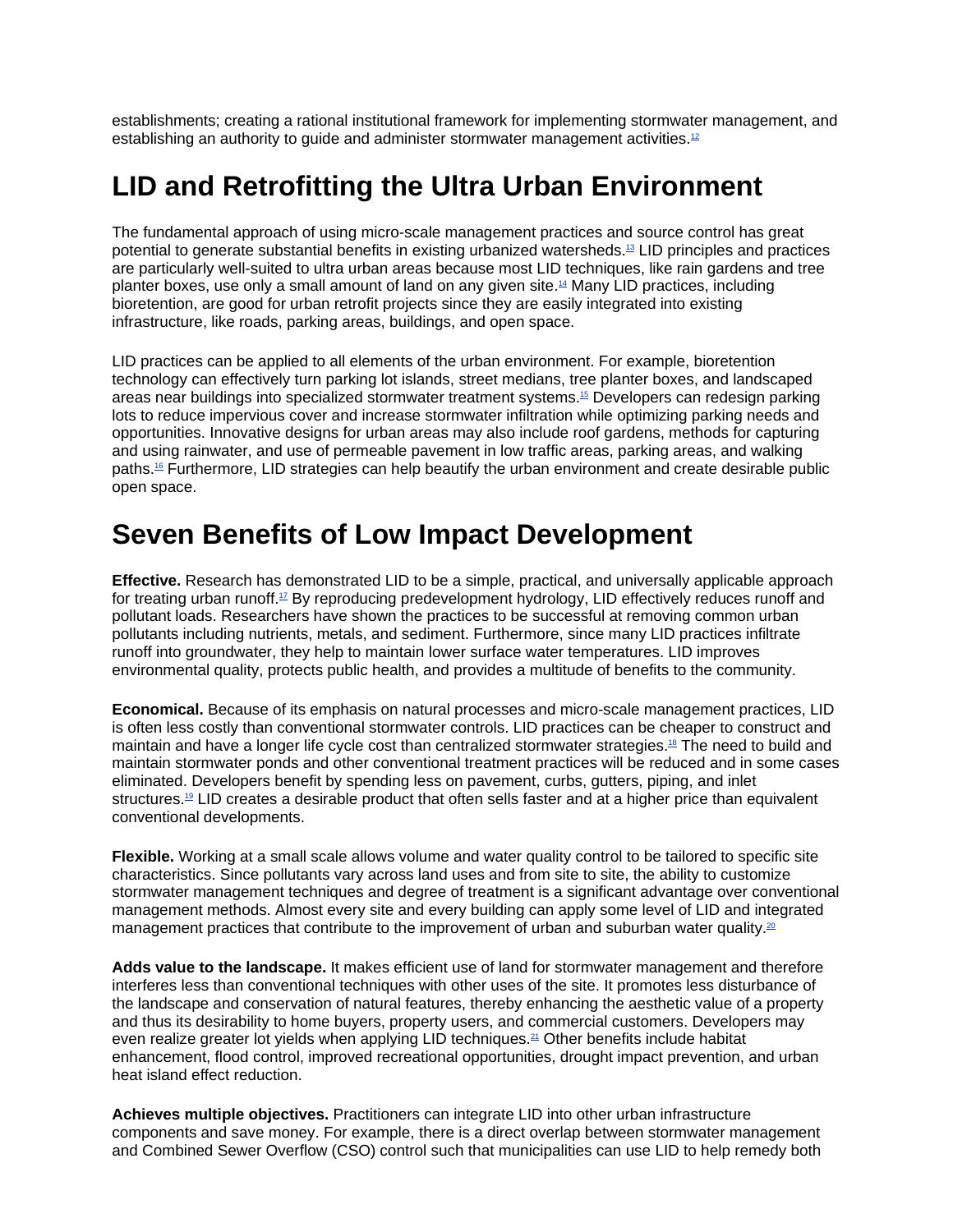establishments; creating a rational institutional framework for implementing stormwater management, and establishing an authority to guide and administer stormwater management activities.[12]

# LID and Retrofitting the Ultra Urban Environment

The fundamental approach of using micro-scale management practices and source control has great potential to generate substantial benefits in existing urbanized watersheds.[13] LID principles and practices are particularly well-suited to ultra urban areas because most LID techniques, like rain gardens and tree planter boxes, use only a small amount of land on any given site.[14] Many LID practices, including bioretention, are good for urban retrofit projects since they are easily integrated into existing infrastructure, like roads, parking areas, buildings, and open space.

LID practices can be applied to all elements of the urban environment. For example, bioretention technology can effectively turn parking lot islands, street medians, tree planter boxes, and landscaped areas near buildings into specialized stormwater treatment systems.[15] Developers can redesign parking lots to reduce impervious cover and increase stormwater infiltration while optimizing parking needs and opportunities. Innovative designs for urban areas may also include roof gardens, methods for capturing and using rainwater, and use of permeable pavement in low traffic areas, parking areas, and walking paths.[16] Furthermore, LID strategies can help beautify the urban environment and create desirable public open space.

# Seven Benefits of Low Impact Development

**Effective.** Research has demonstrated LID to be a simple, practical, and universally applicable approach for treating urban runoff.[17] By reproducing predevelopment hydrology, LID effectively reduces runoff and pollutant loads. Researchers have shown the practices to be successful at removing common urban pollutants including nutrients, metals, and sediment. Furthermore, since many LID practices infiltrate runoff into groundwater, they help to maintain lower surface water temperatures. LID improves environmental quality, protects public health, and provides a multitude of benefits to the community.

**Economical.** Because of its emphasis on natural processes and micro-scale management practices, LID is often less costly than conventional stormwater controls. LID practices can be cheaper to construct and maintain and have a longer life cycle cost than centralized stormwater strategies.[18] The need to build and maintain stormwater ponds and other conventional treatment practices will be reduced and in some cases eliminated. Developers benefit by spending less on pavement, curbs, gutters, piping, and inlet structures.[19] LID creates a desirable product that often sells faster and at a higher price than equivalent conventional developments.

**Flexible.** Working at a small scale allows volume and water quality control to be tailored to specific site characteristics. Since pollutants vary across land uses and from site to site, the ability to customize stormwater management techniques and degree of treatment is a significant advantage over conventional management methods. Almost every site and every building can apply some level of LID and integrated management practices that contribute to the improvement of urban and suburban water quality.[20]

**Adds value to the landscape.** It makes efficient use of land for stormwater management and therefore interferes less than conventional techniques with other uses of the site. It promotes less disturbance of the landscape and conservation of natural features, thereby enhancing the aesthetic value of a property and thus its desirability to home buyers, property users, and commercial customers. Developers may even realize greater lot yields when applying LID techniques.[21] Other benefits include habitat enhancement, flood control, improved recreational opportunities, drought impact prevention, and urban heat island effect reduction.

**Achieves multiple objectives.** Practitioners can integrate LID into other urban infrastructure components and save money. For example, there is a direct overlap between stormwater management and Combined Sewer Overflow (CSO) control such that municipalities can use LID to help remedy both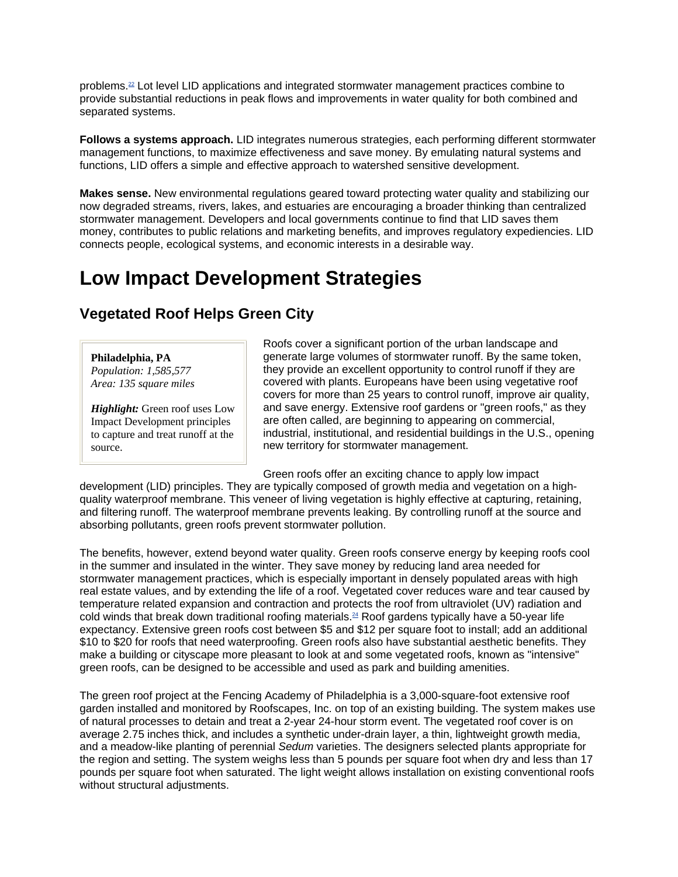problems.[22] Lot level LID applications and integrated stormwater management practices combine to provide substantial reductions in peak flows and improvements in water quality for both combined and separated systems.

**Follows a systems approach.** LID integrates numerous strategies, each performing different stormwater management functions, to maximize effectiveness and save money. By emulating natural systems and functions, LID offers a simple and effective approach to watershed sensitive development.

**Makes sense.** New environmental regulations geared toward protecting water quality and stabilizing our now degraded streams, rivers, lakes, and estuaries are encouraging a broader thinking than centralized stormwater management. Developers and local governments continue to find that LID saves them money, contributes to public relations and marketing benefits, and improves regulatory expediencies. LID connects people, ecological systems, and economic interests in a desirable way.

# Low Impact Development Strategies

## Vegetated Roof Helps Green City

**Philadelphia, PA**
*Population: 1,585,577*
*Area: 135 square miles*

***Highlight:*** Green roof uses Low Impact Development principles to capture and treat runoff at the source.

Roofs cover a significant portion of the urban landscape and generate large volumes of stormwater runoff. By the same token, they provide an excellent opportunity to control runoff if they are covered with plants. Europeans have been using vegetative roof covers for more than 25 years to control runoff, improve air quality, and save energy. Extensive roof gardens or "green roofs," as they are often called, are beginning to appearing on commercial, industrial, institutional, and residential buildings in the U.S., opening new territory for stormwater management.

Green roofs offer an exciting chance to apply low impact development (LID) principles. They are typically composed of growth media and vegetation on a high-quality waterproof membrane. This veneer of living vegetation is highly effective at capturing, retaining, and filtering runoff. The waterproof membrane prevents leaking. By controlling runoff at the source and absorbing pollutants, green roofs prevent stormwater pollution.

The benefits, however, extend beyond water quality. Green roofs conserve energy by keeping roofs cool in the summer and insulated in the winter. They save money by reducing land area needed for stormwater management practices, which is especially important in densely populated areas with high real estate values, and by extending the life of a roof. Vegetated cover reduces ware and tear caused by temperature related expansion and contraction and protects the roof from ultraviolet (UV) radiation and cold winds that break down traditional roofing materials.[24] Roof gardens typically have a 50-year life expectancy. Extensive green roofs cost between \$5 and \$12 per square foot to install; add an additional \$10 to \$20 for roofs that need waterproofing. Green roofs also have substantial aesthetic benefits. They make a building or cityscape more pleasant to look at and some vegetated roofs, known as "intensive" green roofs, can be designed to be accessible and used as park and building amenities.

The green roof project at the Fencing Academy of Philadelphia is a 3,000-square-foot extensive roof garden installed and monitored by Roofscapes, Inc. on top of an existing building. The system makes use of natural processes to detain and treat a 2-year 24-hour storm event. The vegetated roof cover is on average 2.75 inches thick, and includes a synthetic under-drain layer, a thin, lightweight growth media, and a meadow-like planting of perennial *Sedum* varieties. The designers selected plants appropriate for the region and setting. The system weighs less than 5 pounds per square foot when dry and less than 17 pounds per square foot when saturated. The light weight allows installation on existing conventional roofs without structural adjustments.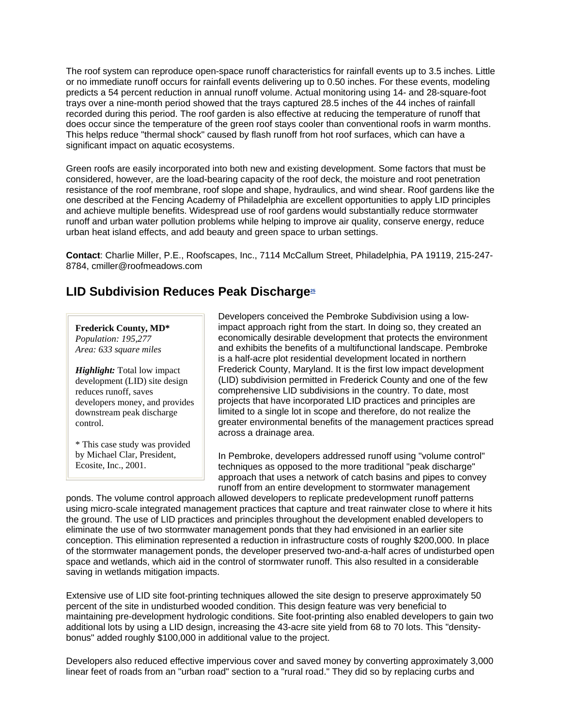The roof system can reproduce open-space runoff characteristics for rainfall events up to 3.5 inches. Little or no immediate runoff occurs for rainfall events delivering up to 0.50 inches. For these events, modeling predicts a 54 percent reduction in annual runoff volume. Actual monitoring using 14- and 28-square-foot trays over a nine-month period showed that the trays captured 28.5 inches of the 44 inches of rainfall recorded during this period. The roof garden is also effective at reducing the temperature of runoff that does occur since the temperature of the green roof stays cooler than conventional roofs in warm months. This helps reduce "thermal shock" caused by flash runoff from hot roof surfaces, which can have a significant impact on aquatic ecosystems.

Green roofs are easily incorporated into both new and existing development. Some factors that must be considered, however, are the load-bearing capacity of the roof deck, the moisture and root penetration resistance of the roof membrane, roof slope and shape, hydraulics, and wind shear. Roof gardens like the one described at the Fencing Academy of Philadelphia are excellent opportunities to apply LID principles and achieve multiple benefits. Widespread use of roof gardens would substantially reduce stormwater runoff and urban water pollution problems while helping to improve air quality, conserve energy, reduce urban heat island effects, and add beauty and green space to urban settings.

**Contact**: Charlie Miller, P.E., Roofscapes, Inc., 7114 McCallum Street, Philadelphia, PA 19119, 215-247-8784, cmiller@roofmeadows.com

## LID Subdivision Reduces Peak Discharge[25]

**Frederick County, MD***
*Population: 195,277*
*Area: 633 square miles*

***Highlight:*** Total low impact development (LID) site design reduces runoff, saves developers money, and provides downstream peak discharge control.

* This case study was provided by Michael Clar, President, Ecosite, Inc., 2001.

Developers conceived the Pembroke Subdivision using a low-impact approach right from the start. In doing so, they created an economically desirable development that protects the environment and exhibits the benefits of a multifunctional landscape. Pembroke is a half-acre plot residential development located in northern Frederick County, Maryland. It is the first low impact development (LID) subdivision permitted in Frederick County and one of the few comprehensive LID subdivisions in the country. To date, most projects that have incorporated LID practices and principles are limited to a single lot in scope and therefore, do not realize the greater environmental benefits of the management practices spread across a drainage area.

In Pembroke, developers addressed runoff using "volume control" techniques as opposed to the more traditional "peak discharge" approach that uses a network of catch basins and pipes to convey runoff from an entire development to stormwater management ponds. The volume control approach allowed developers to replicate predevelopment runoff patterns using micro-scale integrated management practices that capture and treat rainwater close to where it hits the ground. The use of LID practices and principles throughout the development enabled developers to eliminate the use of two stormwater management ponds that they had envisioned in an earlier site conception. This elimination represented a reduction in infrastructure costs of roughly $200,000. In place of the stormwater management ponds, the developer preserved two-and-a-half acres of undisturbed open space and wetlands, which aid in the control of stormwater runoff. This also resulted in a considerable saving in wetlands mitigation impacts.

Extensive use of LID site foot-printing techniques allowed the site design to preserve approximately 50 percent of the site in undisturbed wooded condition. This design feature was very beneficial to maintaining pre-development hydrologic conditions. Site foot-printing also enabled developers to gain two additional lots by using a LID design, increasing the 43-acre site yield from 68 to 70 lots. This "density-bonus" added roughly $100,000 in additional value to the project.

Developers also reduced effective impervious cover and saved money by converting approximately 3,000 linear feet of roads from an "urban road" section to a "rural road." They did so by replacing curbs and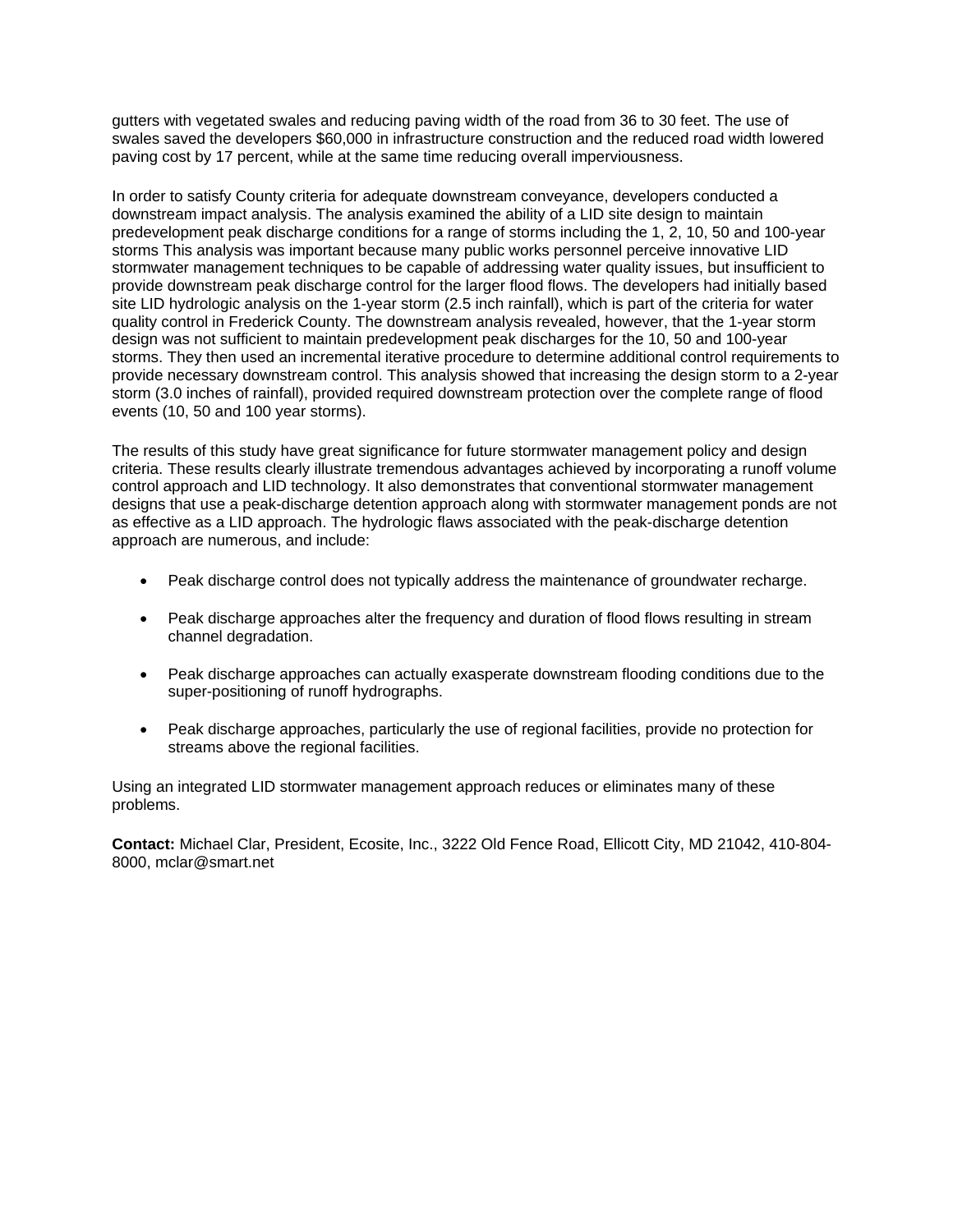gutters with vegetated swales and reducing paving width of the road from 36 to 30 feet. The use of swales saved the developers $60,000 in infrastructure construction and the reduced road width lowered paving cost by 17 percent, while at the same time reducing overall imperviousness.

In order to satisfy County criteria for adequate downstream conveyance, developers conducted a downstream impact analysis. The analysis examined the ability of a LID site design to maintain predevelopment peak discharge conditions for a range of storms including the 1, 2, 10, 50 and 100-year storms This analysis was important because many public works personnel perceive innovative LID stormwater management techniques to be capable of addressing water quality issues, but insufficient to provide downstream peak discharge control for the larger flood flows. The developers had initially based site LID hydrologic analysis on the 1-year storm (2.5 inch rainfall), which is part of the criteria for water quality control in Frederick County. The downstream analysis revealed, however, that the 1-year storm design was not sufficient to maintain predevelopment peak discharges for the 10, 50 and 100-year storms. They then used an incremental iterative procedure to determine additional control requirements to provide necessary downstream control. This analysis showed that increasing the design storm to a 2-year storm (3.0 inches of rainfall), provided required downstream protection over the complete range of flood events (10, 50 and 100 year storms).

The results of this study have great significance for future stormwater management policy and design criteria. These results clearly illustrate tremendous advantages achieved by incorporating a runoff volume control approach and LID technology. It also demonstrates that conventional stormwater management designs that use a peak-discharge detention approach along with stormwater management ponds are not as effective as a LID approach. The hydrologic flaws associated with the peak-discharge detention approach are numerous, and include:

- Peak discharge control does not typically address the maintenance of groundwater recharge.
- Peak discharge approaches alter the frequency and duration of flood flows resulting in stream channel degradation.
- Peak discharge approaches can actually exasperate downstream flooding conditions due to the super-positioning of runoff hydrographs.
- Peak discharge approaches, particularly the use of regional facilities, provide no protection for streams above the regional facilities.

Using an integrated LID stormwater management approach reduces or eliminates many of these problems.

**Contact:** Michael Clar, President, Ecosite, Inc., 3222 Old Fence Road, Ellicott City, MD 21042, 410-804-8000, mclar@smart.net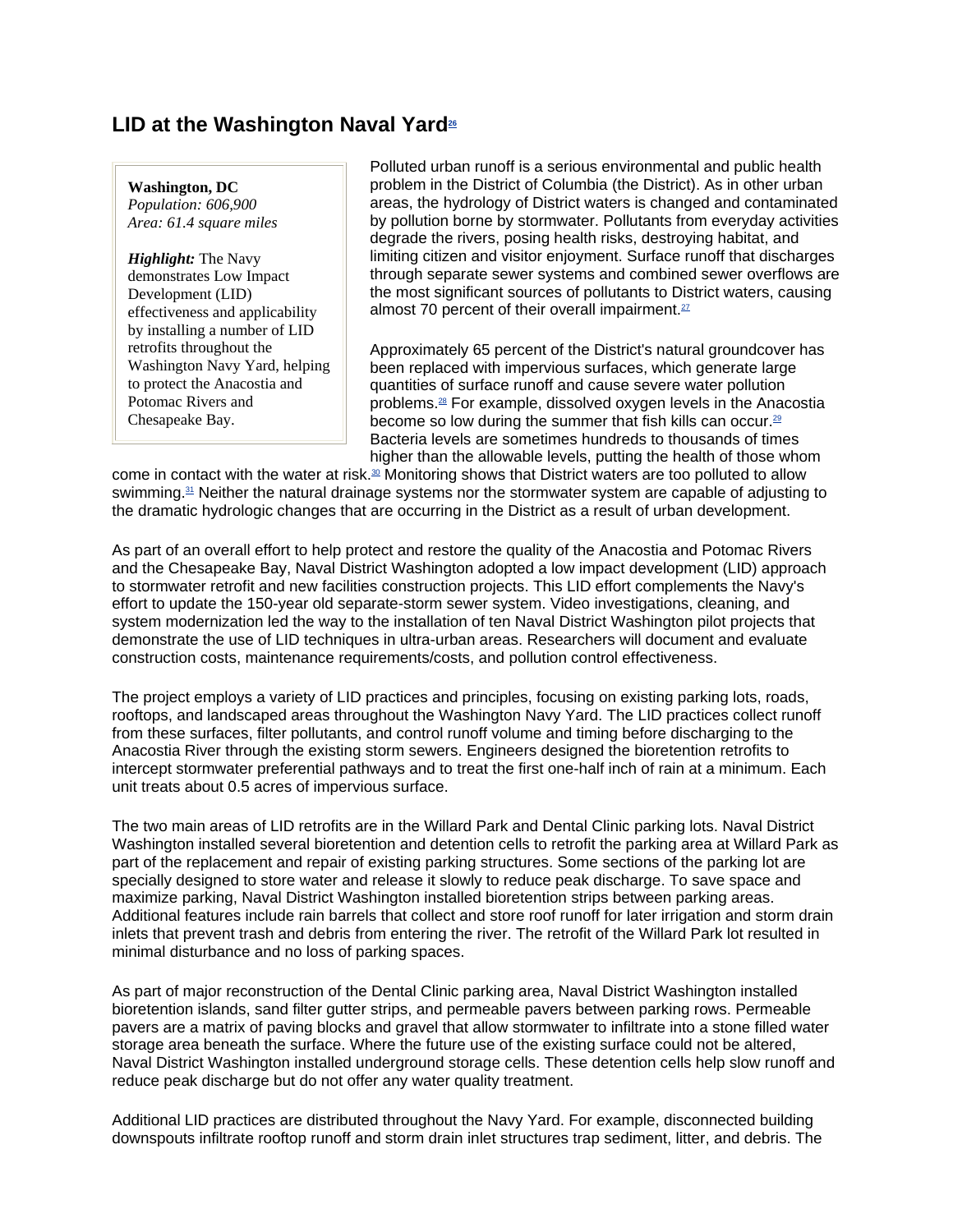## LID at the Washington Naval Yard[26]

**Washington, DC**
*Population: 606,900*
*Area: 61.4 square miles*

***Highlight:*** The Navy demonstrates Low Impact Development (LID) effectiveness and applicability by installing a number of LID retrofits throughout the Washington Navy Yard, helping to protect the Anacostia and Potomac Rivers and Chesapeake Bay.

Polluted urban runoff is a serious environmental and public health problem in the District of Columbia (the District). As in other urban areas, the hydrology of District waters is changed and contaminated by pollution borne by stormwater. Pollutants from everyday activities degrade the rivers, posing health risks, destroying habitat, and limiting citizen and visitor enjoyment. Surface runoff that discharges through separate sewer systems and combined sewer overflows are the most significant sources of pollutants to District waters, causing almost 70 percent of their overall impairment.[27]

Approximately 65 percent of the District's natural groundcover has been replaced with impervious surfaces, which generate large quantities of surface runoff and cause severe water pollution problems.[28] For example, dissolved oxygen levels in the Anacostia become so low during the summer that fish kills can occur.[29] Bacteria levels are sometimes hundreds to thousands of times higher than the allowable levels, putting the health of those whom come in contact with the water at risk.[30] Monitoring shows that District waters are too polluted to allow swimming.[31] Neither the natural drainage systems nor the stormwater system are capable of adjusting to the dramatic hydrologic changes that are occurring in the District as a result of urban development.

As part of an overall effort to help protect and restore the quality of the Anacostia and Potomac Rivers and the Chesapeake Bay, Naval District Washington adopted a low impact development (LID) approach to stormwater retrofit and new facilities construction projects. This LID effort complements the Navy's effort to update the 150-year old separate-storm sewer system. Video investigations, cleaning, and system modernization led the way to the installation of ten Naval District Washington pilot projects that demonstrate the use of LID techniques in ultra-urban areas. Researchers will document and evaluate construction costs, maintenance requirements/costs, and pollution control effectiveness.

The project employs a variety of LID practices and principles, focusing on existing parking lots, roads, rooftops, and landscaped areas throughout the Washington Navy Yard. The LID practices collect runoff from these surfaces, filter pollutants, and control runoff volume and timing before discharging to the Anacostia River through the existing storm sewers. Engineers designed the bioretention retrofits to intercept stormwater preferential pathways and to treat the first one-half inch of rain at a minimum. Each unit treats about 0.5 acres of impervious surface.

The two main areas of LID retrofits are in the Willard Park and Dental Clinic parking lots. Naval District Washington installed several bioretention and detention cells to retrofit the parking area at Willard Park as part of the replacement and repair of existing parking structures. Some sections of the parking lot are specially designed to store water and release it slowly to reduce peak discharge. To save space and maximize parking, Naval District Washington installed bioretention strips between parking areas. Additional features include rain barrels that collect and store roof runoff for later irrigation and storm drain inlets that prevent trash and debris from entering the river. The retrofit of the Willard Park lot resulted in minimal disturbance and no loss of parking spaces.

As part of major reconstruction of the Dental Clinic parking area, Naval District Washington installed bioretention islands, sand filter gutter strips, and permeable pavers between parking rows. Permeable pavers are a matrix of paving blocks and gravel that allow stormwater to infiltrate into a stone filled water storage area beneath the surface. Where the future use of the existing surface could not be altered, Naval District Washington installed underground storage cells. These detention cells help slow runoff and reduce peak discharge but do not offer any water quality treatment.

Additional LID practices are distributed throughout the Navy Yard. For example, disconnected building downspouts infiltrate rooftop runoff and storm drain inlet structures trap sediment, litter, and debris. The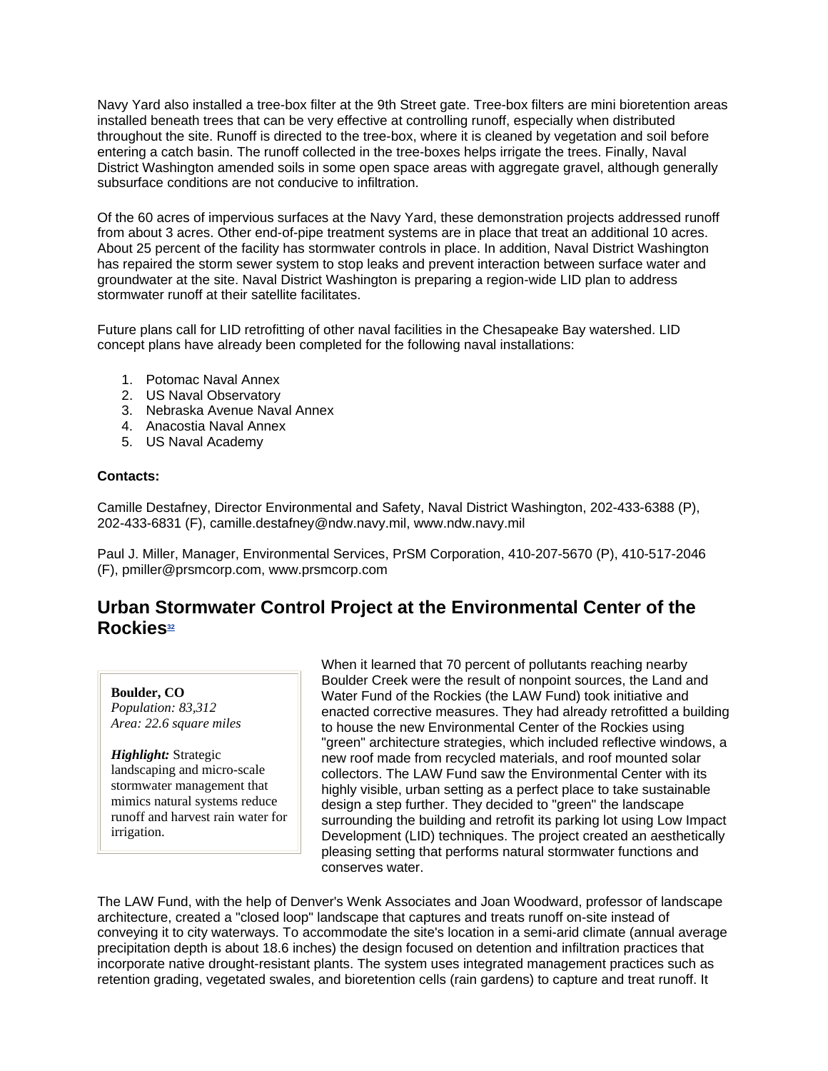Navy Yard also installed a tree-box filter at the 9th Street gate. Tree-box filters are mini bioretention areas installed beneath trees that can be very effective at controlling runoff, especially when distributed throughout the site. Runoff is directed to the tree-box, where it is cleaned by vegetation and soil before entering a catch basin. The runoff collected in the tree-boxes helps irrigate the trees. Finally, Naval District Washington amended soils in some open space areas with aggregate gravel, although generally subsurface conditions are not conducive to infiltration.

Of the 60 acres of impervious surfaces at the Navy Yard, these demonstration projects addressed runoff from about 3 acres. Other end-of-pipe treatment systems are in place that treat an additional 10 acres. About 25 percent of the facility has stormwater controls in place. In addition, Naval District Washington has repaired the storm sewer system to stop leaks and prevent interaction between surface water and groundwater at the site. Naval District Washington is preparing a region-wide LID plan to address stormwater runoff at their satellite facilitates.

Future plans call for LID retrofitting of other naval facilities in the Chesapeake Bay watershed. LID concept plans have already been completed for the following naval installations:

1. Potomac Naval Annex
2. US Naval Observatory
3. Nebraska Avenue Naval Annex
4. Anacostia Naval Annex
5. US Naval Academy

**Contacts:**

Camille Destafney, Director Environmental and Safety, Naval District Washington, 202-433-6388 (P), 202-433-6831 (F), camille.destafney@ndw.navy.mil, www.ndw.navy.mil

Paul J. Miller, Manager, Environmental Services, PrSM Corporation, 410-207-5670 (P), 410-517-2046 (F), pmiller@prsmcorp.com, www.prsmcorp.com

## Urban Stormwater Control Project at the Environmental Center of the Rockies[32]

**Boulder, CO**
*Population: 83,312*
*Area: 22.6 square miles*

***Highlight:*** Strategic landscaping and micro-scale stormwater management that mimics natural systems reduce runoff and harvest rain water for irrigation.

When it learned that 70 percent of pollutants reaching nearby Boulder Creek were the result of nonpoint sources, the Land and Water Fund of the Rockies (the LAW Fund) took initiative and enacted corrective measures. They had already retrofitted a building to house the new Environmental Center of the Rockies using "green" architecture strategies, which included reflective windows, a new roof made from recycled materials, and roof mounted solar collectors. The LAW Fund saw the Environmental Center with its highly visible, urban setting as a perfect place to take sustainable design a step further. They decided to "green" the landscape surrounding the building and retrofit its parking lot using Low Impact Development (LID) techniques. The project created an aesthetically pleasing setting that performs natural stormwater functions and conserves water.

The LAW Fund, with the help of Denver's Wenk Associates and Joan Woodward, professor of landscape architecture, created a "closed loop" landscape that captures and treats runoff on-site instead of conveying it to city waterways. To accommodate the site's location in a semi-arid climate (annual average precipitation depth is about 18.6 inches) the design focused on detention and infiltration practices that incorporate native drought-resistant plants. The system uses integrated management practices such as retention grading, vegetated swales, and bioretention cells (rain gardens) to capture and treat runoff. It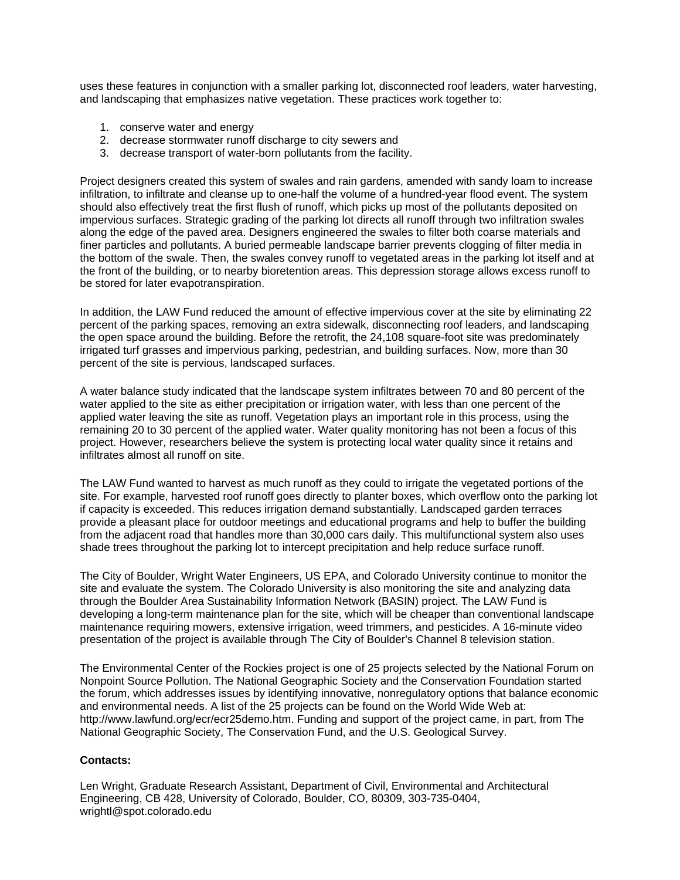uses these features in conjunction with a smaller parking lot, disconnected roof leaders, water harvesting, and landscaping that emphasizes native vegetation. These practices work together to:

1. conserve water and energy
2. decrease stormwater runoff discharge to city sewers and
3. decrease transport of water-born pollutants from the facility.

Project designers created this system of swales and rain gardens, amended with sandy loam to increase infiltration, to infiltrate and cleanse up to one-half the volume of a hundred-year flood event. The system should also effectively treat the first flush of runoff, which picks up most of the pollutants deposited on impervious surfaces. Strategic grading of the parking lot directs all runoff through two infiltration swales along the edge of the paved area. Designers engineered the swales to filter both coarse materials and finer particles and pollutants. A buried permeable landscape barrier prevents clogging of filter media in the bottom of the swale. Then, the swales convey runoff to vegetated areas in the parking lot itself and at the front of the building, or to nearby bioretention areas. This depression storage allows excess runoff to be stored for later evapotranspiration.

In addition, the LAW Fund reduced the amount of effective impervious cover at the site by eliminating 22 percent of the parking spaces, removing an extra sidewalk, disconnecting roof leaders, and landscaping the open space around the building. Before the retrofit, the 24,108 square-foot site was predominately irrigated turf grasses and impervious parking, pedestrian, and building surfaces. Now, more than 30 percent of the site is pervious, landscaped surfaces.

A water balance study indicated that the landscape system infiltrates between 70 and 80 percent of the water applied to the site as either precipitation or irrigation water, with less than one percent of the applied water leaving the site as runoff. Vegetation plays an important role in this process, using the remaining 20 to 30 percent of the applied water. Water quality monitoring has not been a focus of this project. However, researchers believe the system is protecting local water quality since it retains and infiltrates almost all runoff on site.

The LAW Fund wanted to harvest as much runoff as they could to irrigate the vegetated portions of the site. For example, harvested roof runoff goes directly to planter boxes, which overflow onto the parking lot if capacity is exceeded. This reduces irrigation demand substantially. Landscaped garden terraces provide a pleasant place for outdoor meetings and educational programs and help to buffer the building from the adjacent road that handles more than 30,000 cars daily. This multifunctional system also uses shade trees throughout the parking lot to intercept precipitation and help reduce surface runoff.

The City of Boulder, Wright Water Engineers, US EPA, and Colorado University continue to monitor the site and evaluate the system. The Colorado University is also monitoring the site and analyzing data through the Boulder Area Sustainability Information Network (BASIN) project. The LAW Fund is developing a long-term maintenance plan for the site, which will be cheaper than conventional landscape maintenance requiring mowers, extensive irrigation, weed trimmers, and pesticides. A 16-minute video presentation of the project is available through The City of Boulder's Channel 8 television station.

The Environmental Center of the Rockies project is one of 25 projects selected by the National Forum on Nonpoint Source Pollution. The National Geographic Society and the Conservation Foundation started the forum, which addresses issues by identifying innovative, nonregulatory options that balance economic and environmental needs. A list of the 25 projects can be found on the World Wide Web at: http://www.lawfund.org/ecr/ecr25demo.htm. Funding and support of the project came, in part, from The National Geographic Society, The Conservation Fund, and the U.S. Geological Survey.

**Contacts:**

Len Wright, Graduate Research Assistant, Department of Civil, Environmental and Architectural Engineering, CB 428, University of Colorado, Boulder, CO, 80309, 303-735-0404, wrightl@spot.colorado.edu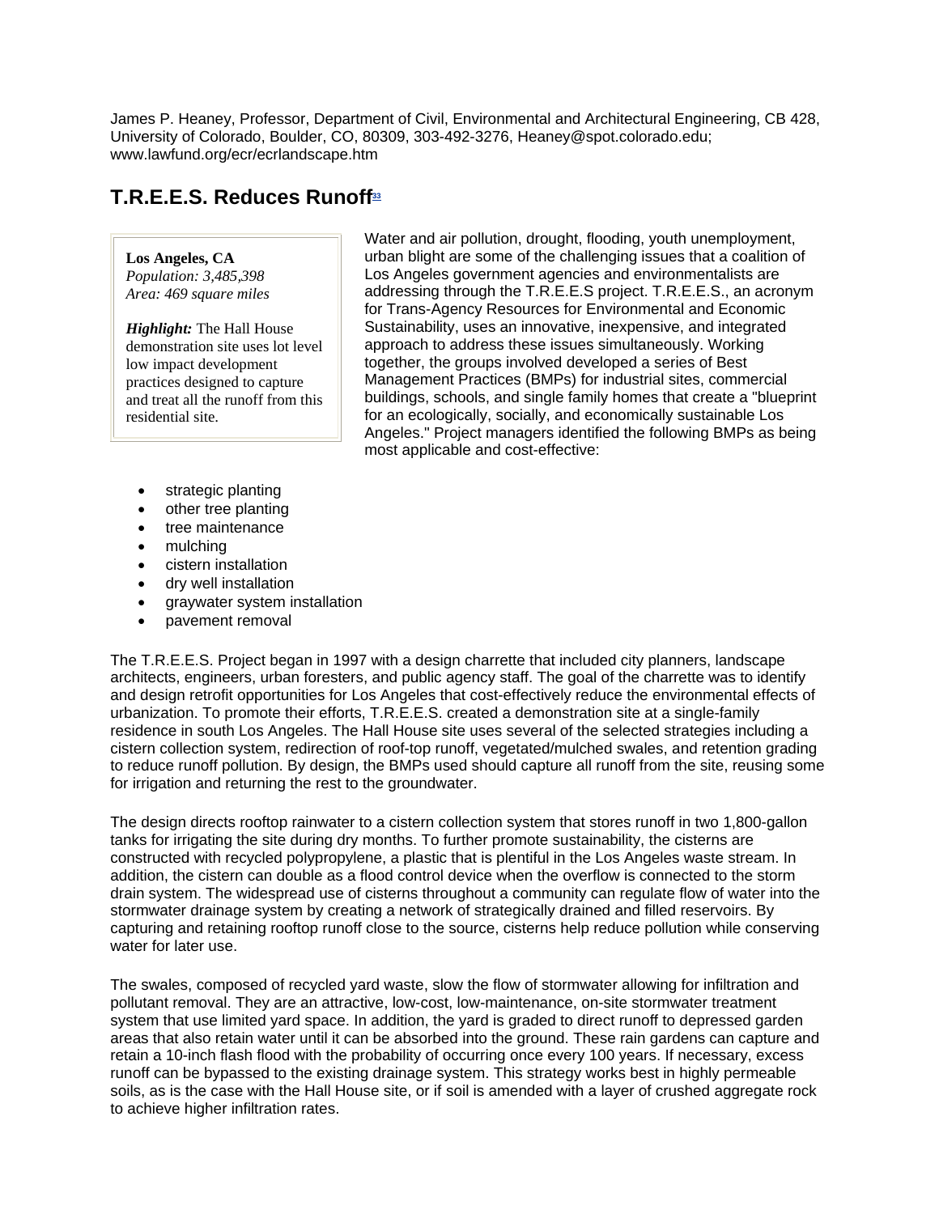James P. Heaney, Professor, Department of Civil, Environmental and Architectural Engineering, CB 428, University of Colorado, Boulder, CO, 80309, 303-492-3276, Heaney@spot.colorado.edu; www.lawfund.org/ecr/ecrlandscape.htm

## T.R.E.E.S. Reduces Runoff[33]

**Los Angeles, CA**
*Population: 3,485,398*
*Area: 469 square miles*

***Highlight:*** The Hall House demonstration site uses lot level low impact development practices designed to capture and treat all the runoff from this residential site.

Water and air pollution, drought, flooding, youth unemployment, urban blight are some of the challenging issues that a coalition of Los Angeles government agencies and environmentalists are addressing through the T.R.E.E.S project. T.R.E.E.S., an acronym for Trans-Agency Resources for Environmental and Economic Sustainability, uses an innovative, inexpensive, and integrated approach to address these issues simultaneously. Working together, the groups involved developed a series of Best Management Practices (BMPs) for industrial sites, commercial buildings, schools, and single family homes that create a "blueprint for an ecologically, socially, and economically sustainable Los Angeles." Project managers identified the following BMPs as being most applicable and cost-effective:

- strategic planting
- other tree planting
- tree maintenance
- mulching
- cistern installation
- dry well installation
- graywater system installation
- pavement removal

The T.R.E.E.S. Project began in 1997 with a design charrette that included city planners, landscape architects, engineers, urban foresters, and public agency staff. The goal of the charrette was to identify and design retrofit opportunities for Los Angeles that cost-effectively reduce the environmental effects of urbanization. To promote their efforts, T.R.E.E.S. created a demonstration site at a single-family residence in south Los Angeles. The Hall House site uses several of the selected strategies including a cistern collection system, redirection of roof-top runoff, vegetated/mulched swales, and retention grading to reduce runoff pollution. By design, the BMPs used should capture all runoff from the site, reusing some for irrigation and returning the rest to the groundwater.

The design directs rooftop rainwater to a cistern collection system that stores runoff in two 1,800-gallon tanks for irrigating the site during dry months. To further promote sustainability, the cisterns are constructed with recycled polypropylene, a plastic that is plentiful in the Los Angeles waste stream. In addition, the cistern can double as a flood control device when the overflow is connected to the storm drain system. The widespread use of cisterns throughout a community can regulate flow of water into the stormwater drainage system by creating a network of strategically drained and filled reservoirs. By capturing and retaining rooftop runoff close to the source, cisterns help reduce pollution while conserving water for later use.

The swales, composed of recycled yard waste, slow the flow of stormwater allowing for infiltration and pollutant removal. They are an attractive, low-cost, low-maintenance, on-site stormwater treatment system that use limited yard space. In addition, the yard is graded to direct runoff to depressed garden areas that also retain water until it can be absorbed into the ground. These rain gardens can capture and retain a 10-inch flash flood with the probability of occurring once every 100 years. If necessary, excess runoff can be bypassed to the existing drainage system. This strategy works best in highly permeable soils, as is the case with the Hall House site, or if soil is amended with a layer of crushed aggregate rock to achieve higher infiltration rates.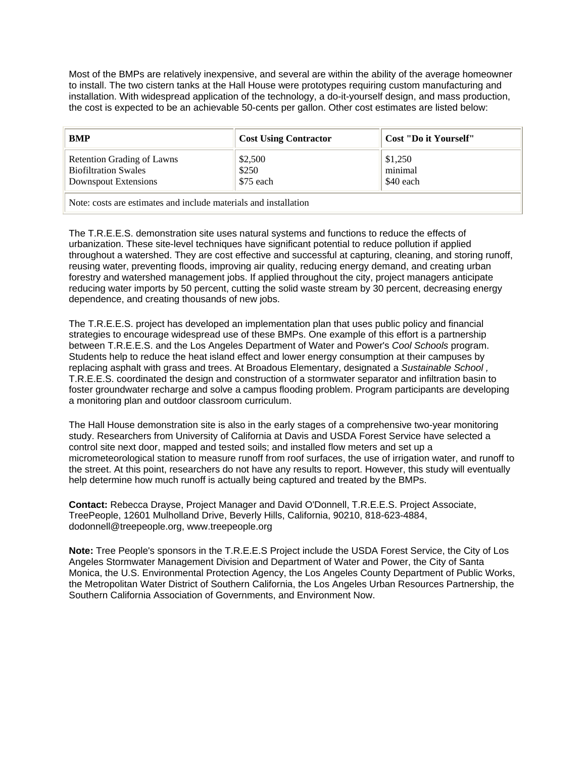Most of the BMPs are relatively inexpensive, and several are within the ability of the average homeowner to install. The two cistern tanks at the Hall House were prototypes requiring custom manufacturing and installation. With widespread application of the technology, a do-it-yourself design, and mass production, the cost is expected to be an achievable 50-cents per gallon. Other cost estimates are listed below:

| BMP | Cost Using Contractor | Cost "Do it Yourself" |
|---|---|---|
| Retention Grading of Lawns | $2,500 | $1,250 |
| Biofiltration Swales | $250 | minimal |
| Downspout Extensions | $75 each | $40 each |
| Note: costs are estimates and include materials and installation | | |

The T.R.E.E.S. demonstration site uses natural systems and functions to reduce the effects of urbanization. These site-level techniques have significant potential to reduce pollution if applied throughout a watershed. They are cost effective and successful at capturing, cleaning, and storing runoff, reusing water, preventing floods, improving air quality, reducing energy demand, and creating urban forestry and watershed management jobs. If applied throughout the city, project managers anticipate reducing water imports by 50 percent, cutting the solid waste stream by 30 percent, decreasing energy dependence, and creating thousands of new jobs.

The T.R.E.E.S. project has developed an implementation plan that uses public policy and financial strategies to encourage widespread use of these BMPs. One example of this effort is a partnership between T.R.E.E.S. and the Los Angeles Department of Water and Power's *Cool Schools* program. Students help to reduce the heat island effect and lower energy consumption at their campuses by replacing asphalt with grass and trees. At Broadous Elementary, designated a *Sustainable School ,* T.R.E.E.S. coordinated the design and construction of a stormwater separator and infiltration basin to foster groundwater recharge and solve a campus flooding problem. Program participants are developing a monitoring plan and outdoor classroom curriculum.

The Hall House demonstration site is also in the early stages of a comprehensive two-year monitoring study. Researchers from University of California at Davis and USDA Forest Service have selected a control site next door, mapped and tested soils; and installed flow meters and set up a micrometeorological station to measure runoff from roof surfaces, the use of irrigation water, and runoff to the street. At this point, researchers do not have any results to report. However, this study will eventually help determine how much runoff is actually being captured and treated by the BMPs.

**Contact:** Rebecca Drayse, Project Manager and David O'Donnell, T.R.E.E.S. Project Associate, TreePeople, 12601 Mulholland Drive, Beverly Hills, California, 90210, 818-623-4884, dodonnell@treepeople.org, www.treepeople.org

**Note:** Tree People's sponsors in the T.R.E.E.S Project include the USDA Forest Service, the City of Los Angeles Stormwater Management Division and Department of Water and Power, the City of Santa Monica, the U.S. Environmental Protection Agency, the Los Angeles County Department of Public Works, the Metropolitan Water District of Southern California, the Los Angeles Urban Resources Partnership, the Southern California Association of Governments, and Environment Now.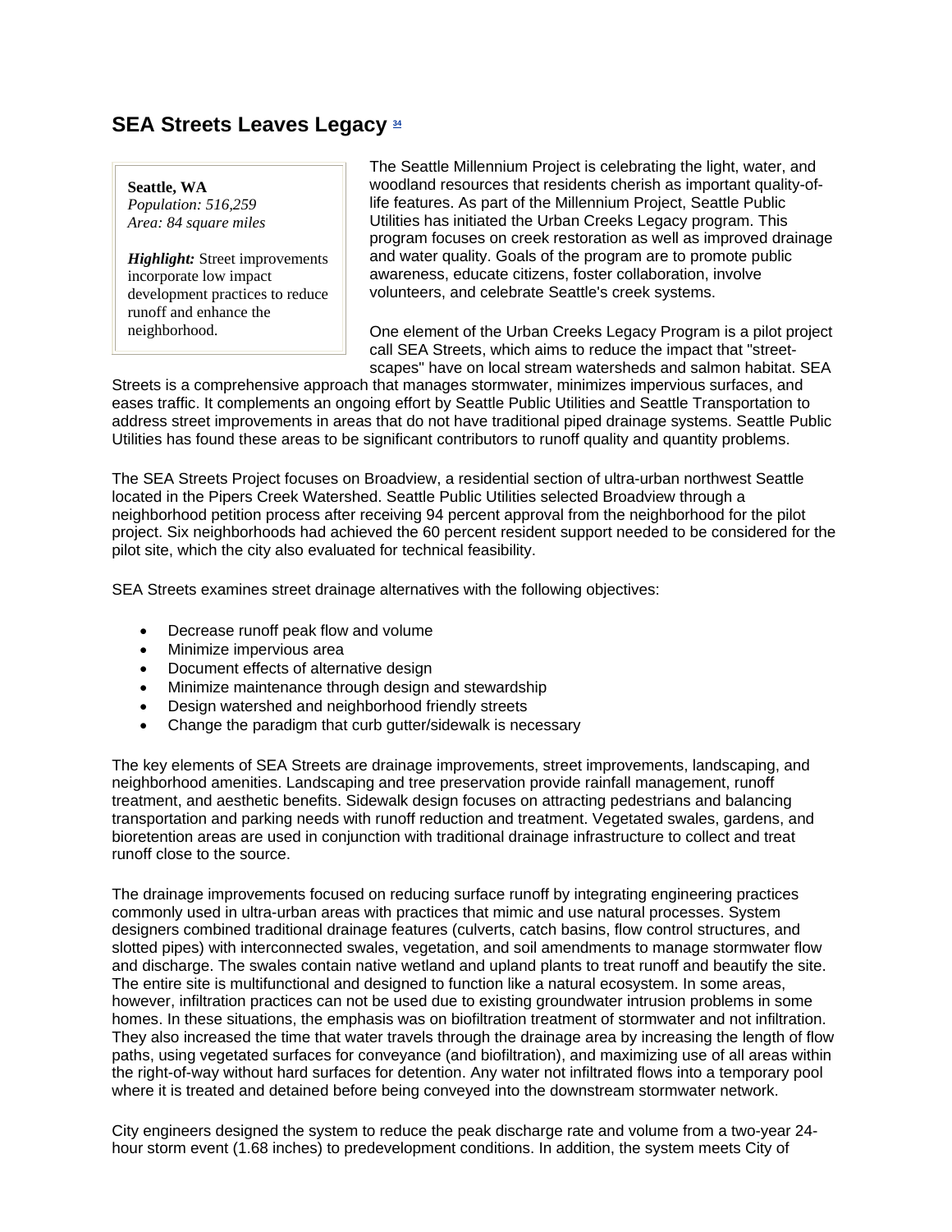## SEA Streets Leaves Legacy [34]

**Seattle, WA**
*Population: 516,259*
*Area: 84 square miles*

***Highlight:*** Street improvements incorporate low impact development practices to reduce runoff and enhance the neighborhood.

The Seattle Millennium Project is celebrating the light, water, and woodland resources that residents cherish as important quality-of-life features. As part of the Millennium Project, Seattle Public Utilities has initiated the Urban Creeks Legacy program. This program focuses on creek restoration as well as improved drainage and water quality. Goals of the program are to promote public awareness, educate citizens, foster collaboration, involve volunteers, and celebrate Seattle's creek systems.

One element of the Urban Creeks Legacy Program is a pilot project call SEA Streets, which aims to reduce the impact that "street-scapes" have on local stream watersheds and salmon habitat. SEA Streets is a comprehensive approach that manages stormwater, minimizes impervious surfaces, and eases traffic. It complements an ongoing effort by Seattle Public Utilities and Seattle Transportation to address street improvements in areas that do not have traditional piped drainage systems. Seattle Public Utilities has found these areas to be significant contributors to runoff quality and quantity problems.

The SEA Streets Project focuses on Broadview, a residential section of ultra-urban northwest Seattle located in the Pipers Creek Watershed. Seattle Public Utilities selected Broadview through a neighborhood petition process after receiving 94 percent approval from the neighborhood for the pilot project. Six neighborhoods had achieved the 60 percent resident support needed to be considered for the pilot site, which the city also evaluated for technical feasibility.

SEA Streets examines street drainage alternatives with the following objectives:

- Decrease runoff peak flow and volume
- Minimize impervious area
- Document effects of alternative design
- Minimize maintenance through design and stewardship
- Design watershed and neighborhood friendly streets
- Change the paradigm that curb gutter/sidewalk is necessary

The key elements of SEA Streets are drainage improvements, street improvements, landscaping, and neighborhood amenities. Landscaping and tree preservation provide rainfall management, runoff treatment, and aesthetic benefits. Sidewalk design focuses on attracting pedestrians and balancing transportation and parking needs with runoff reduction and treatment. Vegetated swales, gardens, and bioretention areas are used in conjunction with traditional drainage infrastructure to collect and treat runoff close to the source.

The drainage improvements focused on reducing surface runoff by integrating engineering practices commonly used in ultra-urban areas with practices that mimic and use natural processes. System designers combined traditional drainage features (culverts, catch basins, flow control structures, and slotted pipes) with interconnected swales, vegetation, and soil amendments to manage stormwater flow and discharge. The swales contain native wetland and upland plants to treat runoff and beautify the site. The entire site is multifunctional and designed to function like a natural ecosystem. In some areas, however, infiltration practices can not be used due to existing groundwater intrusion problems in some homes. In these situations, the emphasis was on biofiltration treatment of stormwater and not infiltration. They also increased the time that water travels through the drainage area by increasing the length of flow paths, using vegetated surfaces for conveyance (and biofiltration), and maximizing use of all areas within the right-of-way without hard surfaces for detention. Any water not infiltrated flows into a temporary pool where it is treated and detained before being conveyed into the downstream stormwater network.

City engineers designed the system to reduce the peak discharge rate and volume from a two-year 24-hour storm event (1.68 inches) to predevelopment conditions. In addition, the system meets City of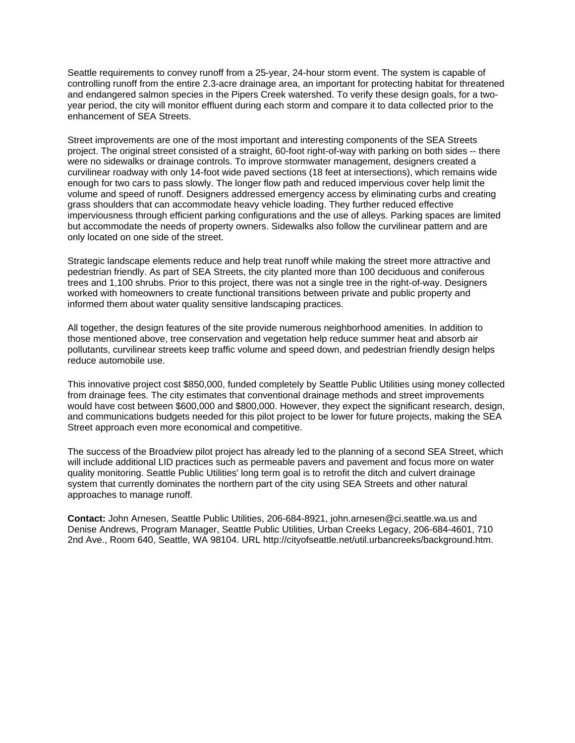Seattle requirements to convey runoff from a 25-year, 24-hour storm event. The system is capable of controlling runoff from the entire 2.3-acre drainage area, an important for protecting habitat for threatened and endangered salmon species in the Pipers Creek watershed. To verify these design goals, for a two-year period, the city will monitor effluent during each storm and compare it to data collected prior to the enhancement of SEA Streets.

Street improvements are one of the most important and interesting components of the SEA Streets project. The original street consisted of a straight, 60-foot right-of-way with parking on both sides -- there were no sidewalks or drainage controls. To improve stormwater management, designers created a curvilinear roadway with only 14-foot wide paved sections (18 feet at intersections), which remains wide enough for two cars to pass slowly. The longer flow path and reduced impervious cover help limit the volume and speed of runoff. Designers addressed emergency access by eliminating curbs and creating grass shoulders that can accommodate heavy vehicle loading. They further reduced effective imperviousness through efficient parking configurations and the use of alleys. Parking spaces are limited but accommodate the needs of property owners. Sidewalks also follow the curvilinear pattern and are only located on one side of the street.

Strategic landscape elements reduce and help treat runoff while making the street more attractive and pedestrian friendly. As part of SEA Streets, the city planted more than 100 deciduous and coniferous trees and 1,100 shrubs. Prior to this project, there was not a single tree in the right-of-way. Designers worked with homeowners to create functional transitions between private and public property and informed them about water quality sensitive landscaping practices.

All together, the design features of the site provide numerous neighborhood amenities. In addition to those mentioned above, tree conservation and vegetation help reduce summer heat and absorb air pollutants, curvilinear streets keep traffic volume and speed down, and pedestrian friendly design helps reduce automobile use.

This innovative project cost $850,000, funded completely by Seattle Public Utilities using money collected from drainage fees. The city estimates that conventional drainage methods and street improvements would have cost between $600,000 and $800,000. However, they expect the significant research, design, and communications budgets needed for this pilot project to be lower for future projects, making the SEA Street approach even more economical and competitive.

The success of the Broadview pilot project has already led to the planning of a second SEA Street, which will include additional LID practices such as permeable pavers and pavement and focus more on water quality monitoring. Seattle Public Utilities' long term goal is to retrofit the ditch and culvert drainage system that currently dominates the northern part of the city using SEA Streets and other natural approaches to manage runoff.

**Contact:** John Arnesen, Seattle Public Utilities, 206-684-8921, john.arnesen@ci.seattle.wa.us and Denise Andrews, Program Manager, Seattle Public Utilities, Urban Creeks Legacy, 206-684-4601, 710 2nd Ave., Room 640, Seattle, WA 98104. URL http://cityofseattle.net/util.urbancreeks/background.htm.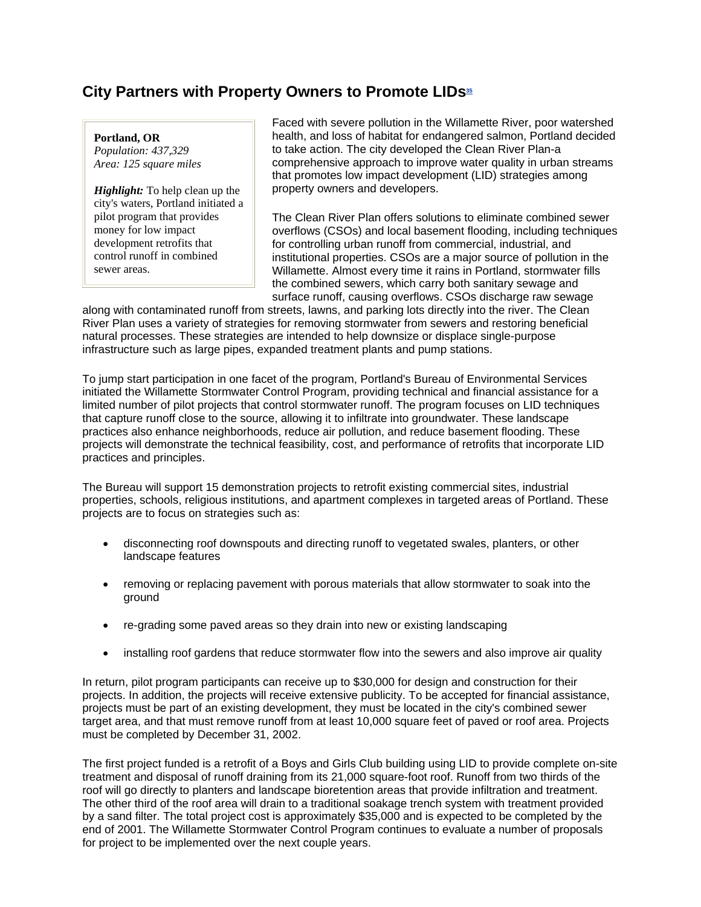## City Partners with Property Owners to Promote LIDs[35]

**Portland, OR**
*Population: 437,329*
*Area: 125 square miles*

***Highlight:*** To help clean up the city's waters, Portland initiated a pilot program that provides money for low impact development retrofits that control runoff in combined sewer areas.

Faced with severe pollution in the Willamette River, poor watershed health, and loss of habitat for endangered salmon, Portland decided to take action. The city developed the Clean River Plan-a comprehensive approach to improve water quality in urban streams that promotes low impact development (LID) strategies among property owners and developers.

The Clean River Plan offers solutions to eliminate combined sewer overflows (CSOs) and local basement flooding, including techniques for controlling urban runoff from commercial, industrial, and institutional properties. CSOs are a major source of pollution in the Willamette. Almost every time it rains in Portland, stormwater fills the combined sewers, which carry both sanitary sewage and surface runoff, causing overflows. CSOs discharge raw sewage along with contaminated runoff from streets, lawns, and parking lots directly into the river. The Clean River Plan uses a variety of strategies for removing stormwater from sewers and restoring beneficial natural processes. These strategies are intended to help downsize or displace single-purpose infrastructure such as large pipes, expanded treatment plants and pump stations.

To jump start participation in one facet of the program, Portland's Bureau of Environmental Services initiated the Willamette Stormwater Control Program, providing technical and financial assistance for a limited number of pilot projects that control stormwater runoff. The program focuses on LID techniques that capture runoff close to the source, allowing it to infiltrate into groundwater. These landscape practices also enhance neighborhoods, reduce air pollution, and reduce basement flooding. These projects will demonstrate the technical feasibility, cost, and performance of retrofits that incorporate LID practices and principles.

The Bureau will support 15 demonstration projects to retrofit existing commercial sites, industrial properties, schools, religious institutions, and apartment complexes in targeted areas of Portland. These projects are to focus on strategies such as:

- disconnecting roof downspouts and directing runoff to vegetated swales, planters, or other landscape features
- removing or replacing pavement with porous materials that allow stormwater to soak into the ground
- re-grading some paved areas so they drain into new or existing landscaping
- installing roof gardens that reduce stormwater flow into the sewers and also improve air quality

In return, pilot program participants can receive up to $30,000 for design and construction for their projects. In addition, the projects will receive extensive publicity. To be accepted for financial assistance, projects must be part of an existing development, they must be located in the city's combined sewer target area, and that must remove runoff from at least 10,000 square feet of paved or roof area. Projects must be completed by December 31, 2002.

The first project funded is a retrofit of a Boys and Girls Club building using LID to provide complete on-site treatment and disposal of runoff draining from its 21,000 square-foot roof. Runoff from two thirds of the roof will go directly to planters and landscape bioretention areas that provide infiltration and treatment. The other third of the roof area will drain to a traditional soakage trench system with treatment provided by a sand filter. The total project cost is approximately $35,000 and is expected to be completed by the end of 2001. The Willamette Stormwater Control Program continues to evaluate a number of proposals for project to be implemented over the next couple years.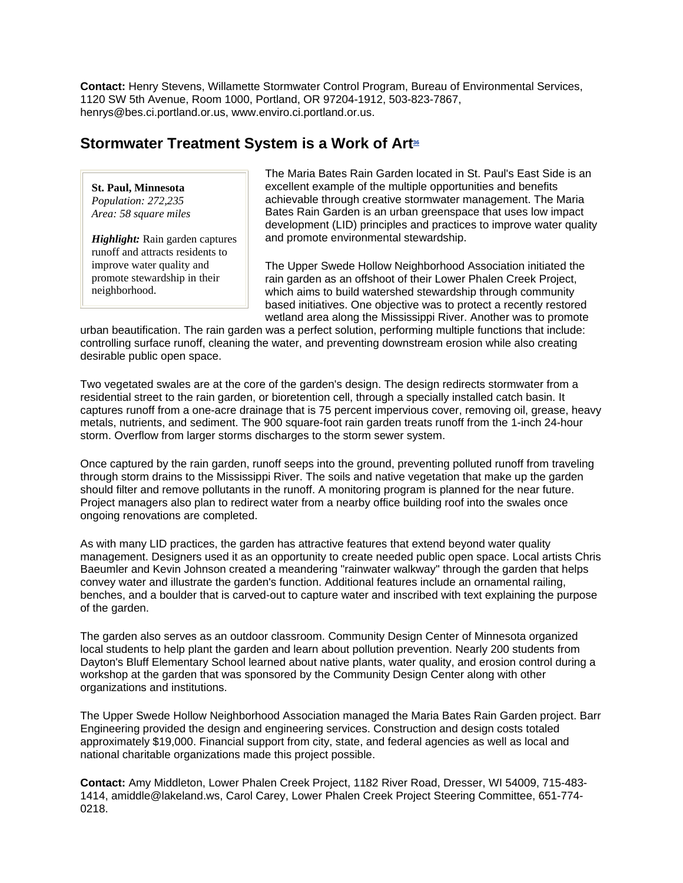**Contact:** Henry Stevens, Willamette Stormwater Control Program, Bureau of Environmental Services, 1120 SW 5th Avenue, Room 1000, Portland, OR 97204-1912, 503-823-7867, henrys@bes.ci.portland.or.us, www.enviro.ci.portland.or.us.

## Stormwater Treatment System is a Work of Art[36]

**St. Paul, Minnesota**
*Population: 272,235*
*Area: 58 square miles*

***Highlight:*** Rain garden captures runoff and attracts residents to improve water quality and promote stewardship in their neighborhood.

The Maria Bates Rain Garden located in St. Paul's East Side is an excellent example of the multiple opportunities and benefits achievable through creative stormwater management. The Maria Bates Rain Garden is an urban greenspace that uses low impact development (LID) principles and practices to improve water quality and promote environmental stewardship.

The Upper Swede Hollow Neighborhood Association initiated the rain garden as an offshoot of their Lower Phalen Creek Project, which aims to build watershed stewardship through community based initiatives. One objective was to protect a recently restored wetland area along the Mississippi River. Another was to promote urban beautification. The rain garden was a perfect solution, performing multiple functions that include: controlling surface runoff, cleaning the water, and preventing downstream erosion while also creating desirable public open space.

Two vegetated swales are at the core of the garden's design. The design redirects stormwater from a residential street to the rain garden, or bioretention cell, through a specially installed catch basin. It captures runoff from a one-acre drainage that is 75 percent impervious cover, removing oil, grease, heavy metals, nutrients, and sediment. The 900 square-foot rain garden treats runoff from the 1-inch 24-hour storm. Overflow from larger storms discharges to the storm sewer system.

Once captured by the rain garden, runoff seeps into the ground, preventing polluted runoff from traveling through storm drains to the Mississippi River. The soils and native vegetation that make up the garden should filter and remove pollutants in the runoff. A monitoring program is planned for the near future. Project managers also plan to redirect water from a nearby office building roof into the swales once ongoing renovations are completed.

As with many LID practices, the garden has attractive features that extend beyond water quality management. Designers used it as an opportunity to create needed public open space. Local artists Chris Baeumler and Kevin Johnson created a meandering "rainwater walkway" through the garden that helps convey water and illustrate the garden's function. Additional features include an ornamental railing, benches, and a boulder that is carved-out to capture water and inscribed with text explaining the purpose of the garden.

The garden also serves as an outdoor classroom. Community Design Center of Minnesota organized local students to help plant the garden and learn about pollution prevention. Nearly 200 students from Dayton's Bluff Elementary School learned about native plants, water quality, and erosion control during a workshop at the garden that was sponsored by the Community Design Center along with other organizations and institutions.

The Upper Swede Hollow Neighborhood Association managed the Maria Bates Rain Garden project. Barr Engineering provided the design and engineering services. Construction and design costs totaled approximately $19,000. Financial support from city, state, and federal agencies as well as local and national charitable organizations made this project possible.

**Contact:** Amy Middleton, Lower Phalen Creek Project, 1182 River Road, Dresser, WI 54009, 715-483-1414, amiddle@lakeland.ws, Carol Carey, Lower Phalen Creek Project Steering Committee, 651-774-0218.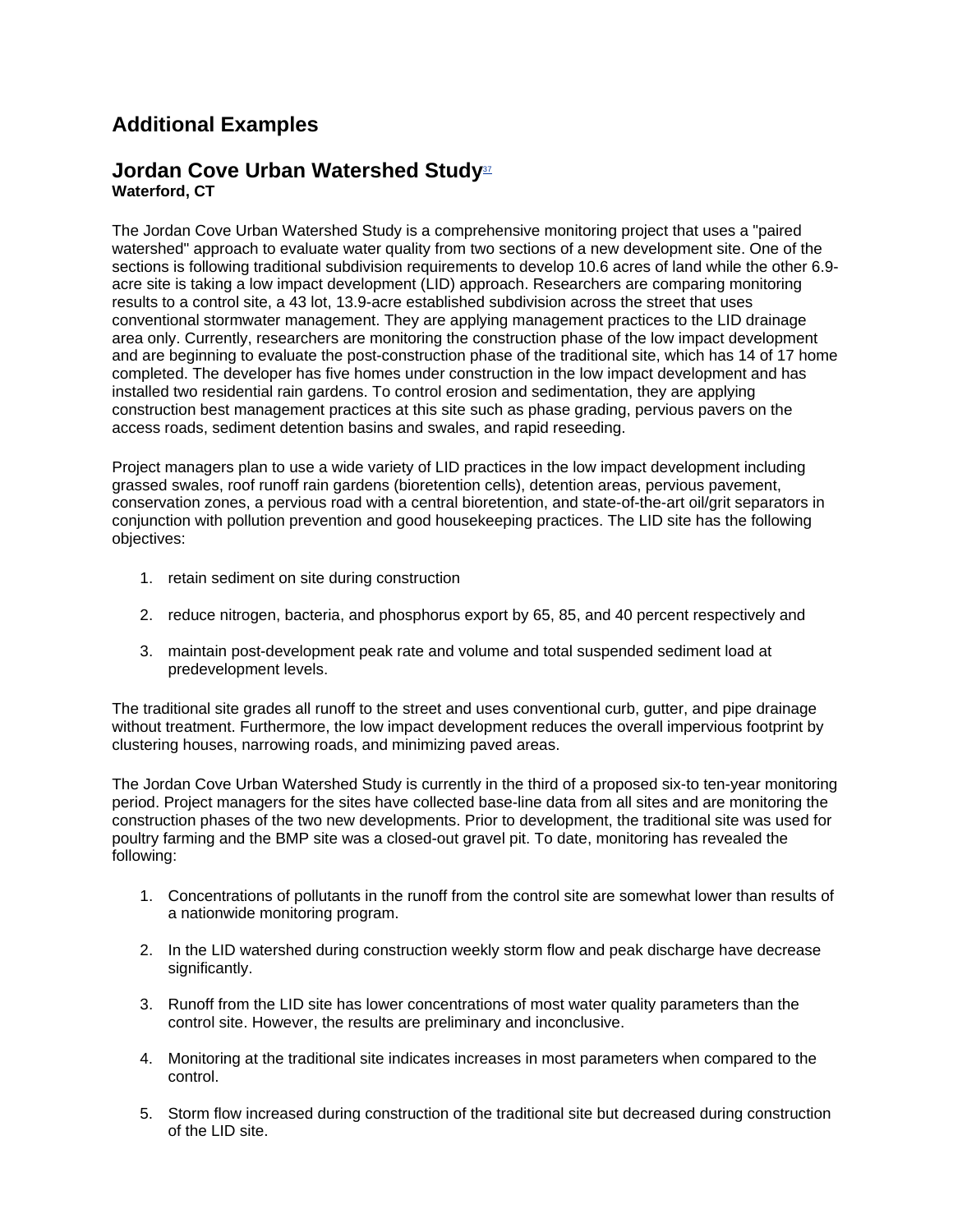## Additional Examples

## Jordan Cove Urban Watershed Study[37]

**Waterford, CT**

The Jordan Cove Urban Watershed Study is a comprehensive monitoring project that uses a "paired watershed" approach to evaluate water quality from two sections of a new development site. One of the sections is following traditional subdivision requirements to develop 10.6 acres of land while the other 6.9-acre site is taking a low impact development (LID) approach. Researchers are comparing monitoring results to a control site, a 43 lot, 13.9-acre established subdivision across the street that uses conventional stormwater management. They are applying management practices to the LID drainage area only. Currently, researchers are monitoring the construction phase of the low impact development and are beginning to evaluate the post-construction phase of the traditional site, which has 14 of 17 home completed. The developer has five homes under construction in the low impact development and has installed two residential rain gardens. To control erosion and sedimentation, they are applying construction best management practices at this site such as phase grading, pervious pavers on the access roads, sediment detention basins and swales, and rapid reseeding.

Project managers plan to use a wide variety of LID practices in the low impact development including grassed swales, roof runoff rain gardens (bioretention cells), detention areas, pervious pavement, conservation zones, a pervious road with a central bioretention, and state-of-the-art oil/grit separators in conjunction with pollution prevention and good housekeeping practices. The LID site has the following objectives:

1. retain sediment on site during construction
2. reduce nitrogen, bacteria, and phosphorus export by 65, 85, and 40 percent respectively and
3. maintain post-development peak rate and volume and total suspended sediment load at predevelopment levels.

The traditional site grades all runoff to the street and uses conventional curb, gutter, and pipe drainage without treatment. Furthermore, the low impact development reduces the overall impervious footprint by clustering houses, narrowing roads, and minimizing paved areas.

The Jordan Cove Urban Watershed Study is currently in the third of a proposed six-to ten-year monitoring period. Project managers for the sites have collected base-line data from all sites and are monitoring the construction phases of the two new developments. Prior to development, the traditional site was used for poultry farming and the BMP site was a closed-out gravel pit. To date, monitoring has revealed the following:

1. Concentrations of pollutants in the runoff from the control site are somewhat lower than results of a nationwide monitoring program.
2. In the LID watershed during construction weekly storm flow and peak discharge have decrease significantly.
3. Runoff from the LID site has lower concentrations of most water quality parameters than the control site. However, the results are preliminary and inconclusive.
4. Monitoring at the traditional site indicates increases in most parameters when compared to the control.
5. Storm flow increased during construction of the traditional site but decreased during construction of the LID site.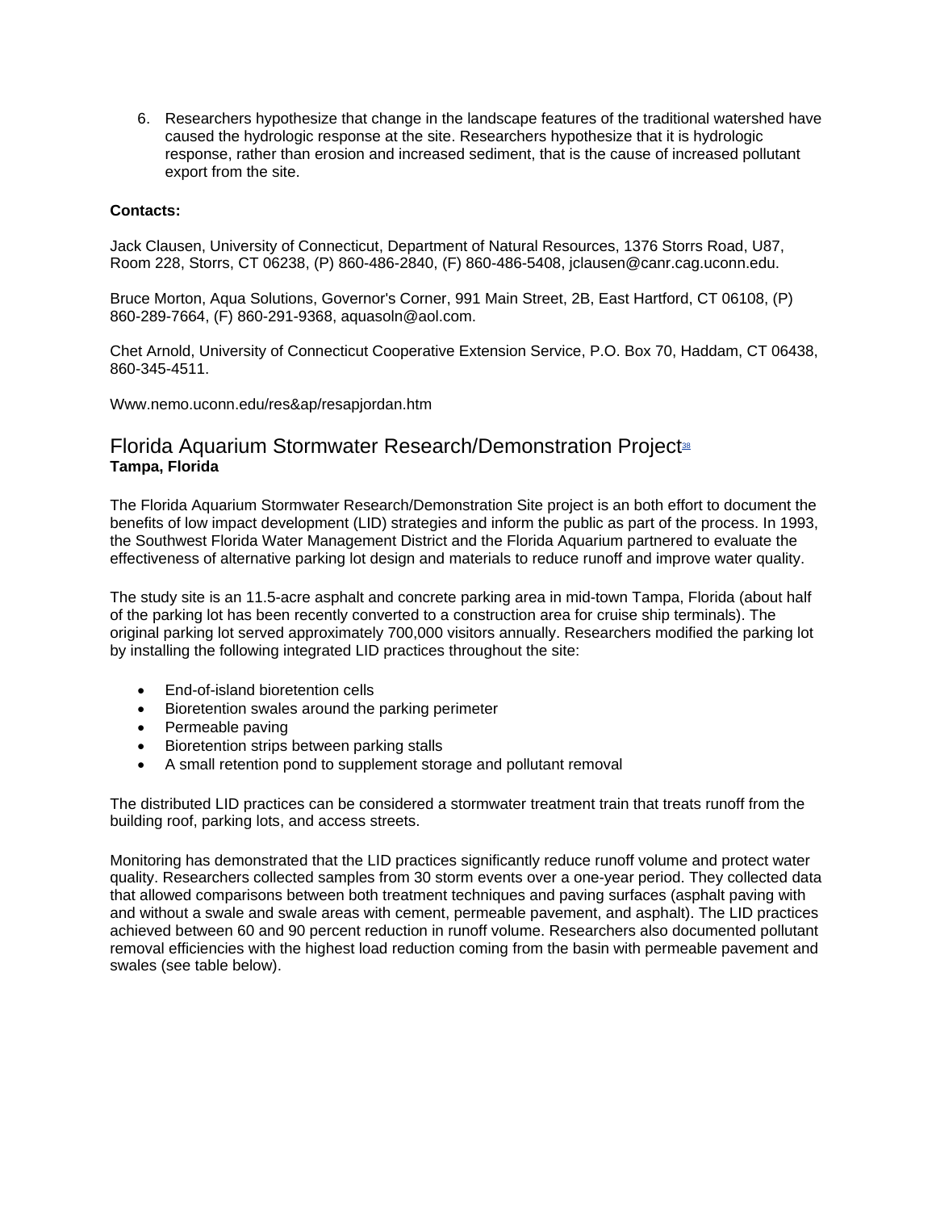6. Researchers hypothesize that change in the landscape features of the traditional watershed have caused the hydrologic response at the site. Researchers hypothesize that it is hydrologic response, rather than erosion and increased sediment, that is the cause of increased pollutant export from the site.

**Contacts:**

Jack Clausen, University of Connecticut, Department of Natural Resources, 1376 Storrs Road, U87, Room 228, Storrs, CT 06238, (P) 860-486-2840, (F) 860-486-5408, jclausen@canr.cag.uconn.edu.

Bruce Morton, Aqua Solutions, Governor's Corner, 991 Main Street, 2B, East Hartford, CT 06108, (P) 860-289-7664, (F) 860-291-9368, aquasoln@aol.com.

Chet Arnold, University of Connecticut Cooperative Extension Service, P.O. Box 70, Haddam, CT 06438, 860-345-4511.

Www.nemo.uconn.edu/res&ap/resapjordan.htm

## Florida Aquarium Stormwater Research/Demonstration Project[38]

**Tampa, Florida**

The Florida Aquarium Stormwater Research/Demonstration Site project is an both effort to document the benefits of low impact development (LID) strategies and inform the public as part of the process. In 1993, the Southwest Florida Water Management District and the Florida Aquarium partnered to evaluate the effectiveness of alternative parking lot design and materials to reduce runoff and improve water quality.

The study site is an 11.5-acre asphalt and concrete parking area in mid-town Tampa, Florida (about half of the parking lot has been recently converted to a construction area for cruise ship terminals). The original parking lot served approximately 700,000 visitors annually. Researchers modified the parking lot by installing the following integrated LID practices throughout the site:

- End-of-island bioretention cells
- Bioretention swales around the parking perimeter
- Permeable paving
- Bioretention strips between parking stalls
- A small retention pond to supplement storage and pollutant removal

The distributed LID practices can be considered a stormwater treatment train that treats runoff from the building roof, parking lots, and access streets.

Monitoring has demonstrated that the LID practices significantly reduce runoff volume and protect water quality. Researchers collected samples from 30 storm events over a one-year period. They collected data that allowed comparisons between both treatment techniques and paving surfaces (asphalt paving with and without a swale and swale areas with cement, permeable pavement, and asphalt). The LID practices achieved between 60 and 90 percent reduction in runoff volume. Researchers also documented pollutant removal efficiencies with the highest load reduction coming from the basin with permeable pavement and swales (see table below).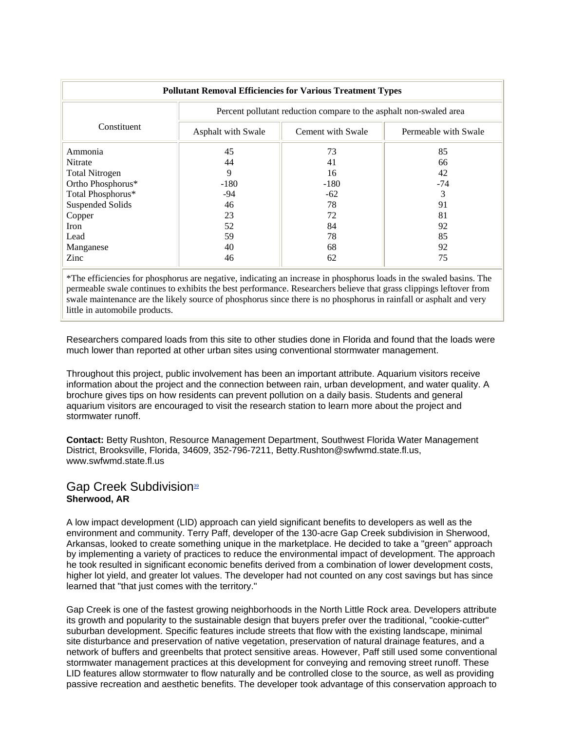| Pollutant Removal Efficiencies for Various Treatment Types | | | |
|---|---|---|---|
| Constituent | Percent pollutant reduction compare to the asphalt non-swaled area | | |
| | Asphalt with Swale | Cement with Swale | Permeable with Swale |
| Ammonia | 45 | 73 | 85 |
| Nitrate | 44 | 41 | 66 |
| Total Nitrogen | 9 | 16 | 42 |
| Ortho Phosphorus* | -180 | -180 | -74 |
| Total Phosphorus* | -94 | -62 | 3 |
| Suspended Solids | 46 | 78 | 91 |
| Copper | 23 | 72 | 81 |
| Iron | 52 | 84 | 92 |
| Lead | 59 | 78 | 85 |
| Manganese | 40 | 68 | 92 |
| Zinc | 46 | 62 | 75 |

*The efficiencies for phosphorus are negative, indicating an increase in phosphorus loads in the swaled basins. The permeable swale continues to exhibits the best performance. Researchers believe that grass clippings leftover from swale maintenance are the likely source of phosphorus since there is no phosphorus in rainfall or asphalt and very little in automobile products.

Researchers compared loads from this site to other studies done in Florida and found that the loads were much lower than reported at other urban sites using conventional stormwater management.

Throughout this project, public involvement has been an important attribute. Aquarium visitors receive information about the project and the connection between rain, urban development, and water quality. A brochure gives tips on how residents can prevent pollution on a daily basis. Students and general aquarium visitors are encouraged to visit the research station to learn more about the project and stormwater runoff.

**Contact:** Betty Rushton, Resource Management Department, Southwest Florida Water Management District, Brooksville, Florida, 34609, 352-796-7211, Betty.Rushton@swfwmd.state.fl.us, www.swfwmd.state.fl.us

## Gap Creek Subdivision[39]

**Sherwood, AR**

A low impact development (LID) approach can yield significant benefits to developers as well as the environment and community. Terry Paff, developer of the 130-acre Gap Creek subdivision in Sherwood, Arkansas, looked to create something unique in the marketplace. He decided to take a "green" approach by implementing a variety of practices to reduce the environmental impact of development. The approach he took resulted in significant economic benefits derived from a combination of lower development costs, higher lot yield, and greater lot values. The developer had not counted on any cost savings but has since learned that "that just comes with the territory."

Gap Creek is one of the fastest growing neighborhoods in the North Little Rock area. Developers attribute its growth and popularity to the sustainable design that buyers prefer over the traditional, "cookie-cutter" suburban development. Specific features include streets that flow with the existing landscape, minimal site disturbance and preservation of native vegetation, preservation of natural drainage features, and a network of buffers and greenbelts that protect sensitive areas. However, Paff still used some conventional stormwater management practices at this development for conveying and removing street runoff. These LID features allow stormwater to flow naturally and be controlled close to the source, as well as providing passive recreation and aesthetic benefits. The developer took advantage of this conservation approach to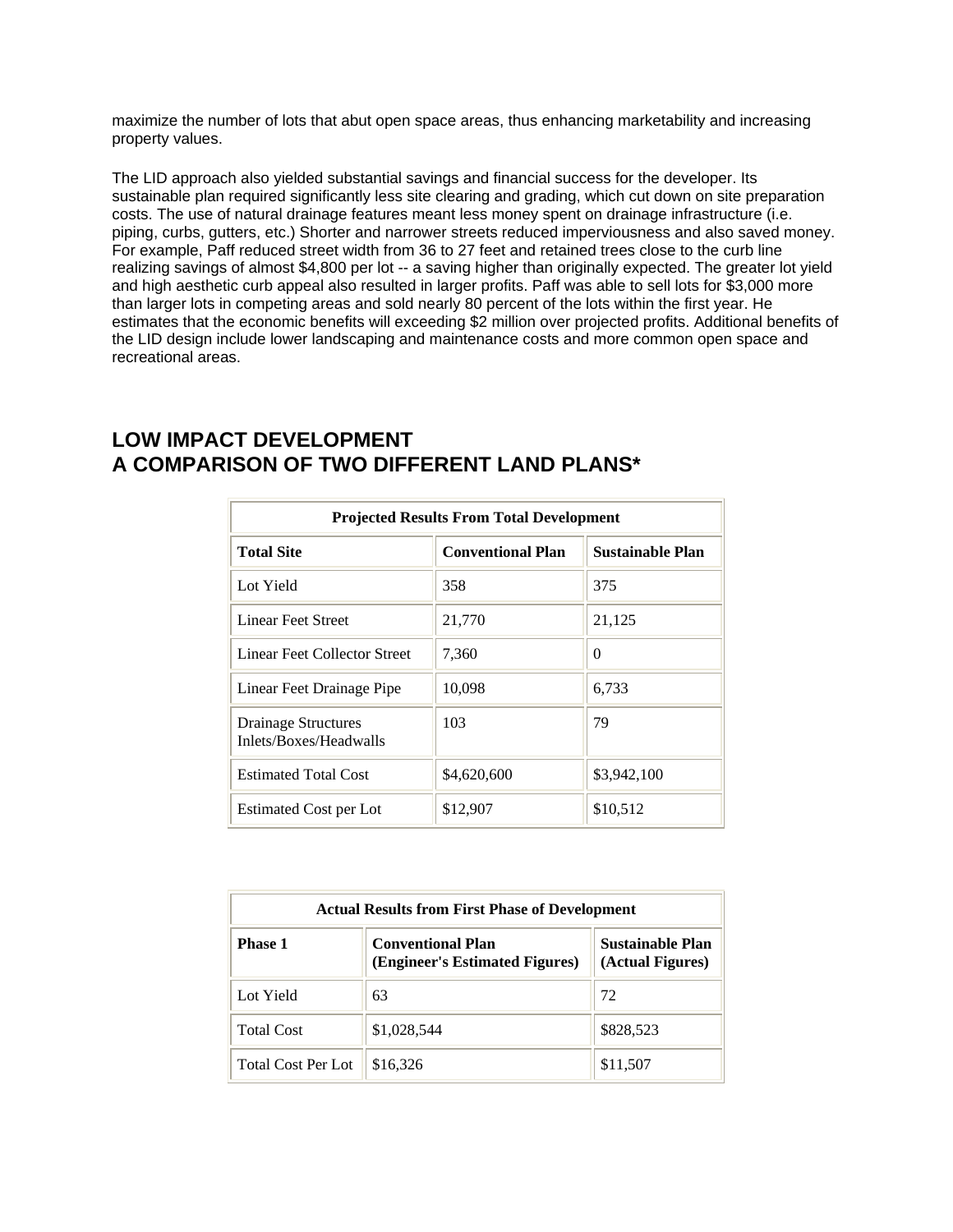maximize the number of lots that abut open space areas, thus enhancing marketability and increasing property values.

The LID approach also yielded substantial savings and financial success for the developer. Its sustainable plan required significantly less site clearing and grading, which cut down on site preparation costs. The use of natural drainage features meant less money spent on drainage infrastructure (i.e. piping, curbs, gutters, etc.) Shorter and narrower streets reduced imperviousness and also saved money. For example, Paff reduced street width from 36 to 27 feet and retained trees close to the curb line realizing savings of almost $4,800 per lot -- a saving higher than originally expected. The greater lot yield and high aesthetic curb appeal also resulted in larger profits. Paff was able to sell lots for $3,000 more than larger lots in competing areas and sold nearly 80 percent of the lots within the first year. He estimates that the economic benefits will exceeding $2 million over projected profits. Additional benefits of the LID design include lower landscaping and maintenance costs and more common open space and recreational areas.

## LOW IMPACT DEVELOPMENT
## A COMPARISON OF TWO DIFFERENT LAND PLANS*

| Projected Results From Total Development | | |
|---|---|---|
| **Total Site** | **Conventional Plan** | **Sustainable Plan** |
| Lot Yield | 358 | 375 |
| Linear Feet Street | 21,770 | 21,125 |
| Linear Feet Collector Street | 7,360 | 0 |
| Linear Feet Drainage Pipe | 10,098 | 6,733 |
| Drainage Structures Inlets/Boxes/Headwalls | 103 | 79 |
| Estimated Total Cost | $4,620,600 | $3,942,100 |
| Estimated Cost per Lot | $12,907 | $10,512 |

| Actual Results from First Phase of Development | | |
|---|---|---|
| **Phase 1** | **Conventional Plan (Engineer's Estimated Figures)** | **Sustainable Plan (Actual Figures)** |
| Lot Yield | 63 | 72 |
| Total Cost | $1,028,544 | $828,523 |
| Total Cost Per Lot | $16,326 | $11,507 |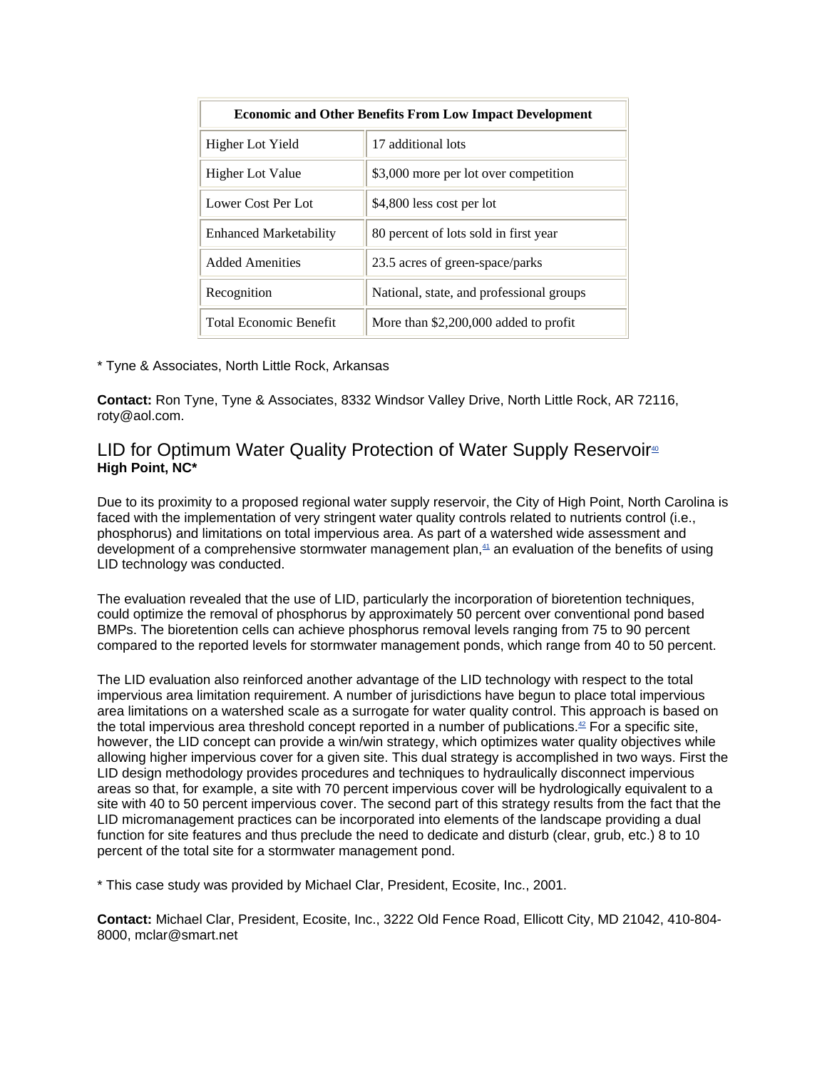| Economic and Other Benefits From Low Impact Development | |
|---|---|
| Higher Lot Yield | 17 additional lots |
| Higher Lot Value | $3,000 more per lot over competition |
| Lower Cost Per Lot | $4,800 less cost per lot |
| Enhanced Marketability | 80 percent of lots sold in first year |
| Added Amenities | 23.5 acres of green-space/parks |
| Recognition | National, state, and professional groups |
| Total Economic Benefit | More than $2,200,000 added to profit |

* Tyne & Associates, North Little Rock, Arkansas

**Contact:** Ron Tyne, Tyne & Associates, 8332 Windsor Valley Drive, North Little Rock, AR 72116, roty@aol.com.

## LID for Optimum Water Quality Protection of Water Supply Reservoir[40]

**High Point, NC***

Due to its proximity to a proposed regional water supply reservoir, the City of High Point, North Carolina is faced with the implementation of very stringent water quality controls related to nutrients control (i.e., phosphorus) and limitations on total impervious area. As part of a watershed wide assessment and development of a comprehensive stormwater management plan,[41] an evaluation of the benefits of using LID technology was conducted.

The evaluation revealed that the use of LID, particularly the incorporation of bioretention techniques, could optimize the removal of phosphorus by approximately 50 percent over conventional pond based BMPs. The bioretention cells can achieve phosphorus removal levels ranging from 75 to 90 percent compared to the reported levels for stormwater management ponds, which range from 40 to 50 percent.

The LID evaluation also reinforced another advantage of the LID technology with respect to the total impervious area limitation requirement. A number of jurisdictions have begun to place total impervious area limitations on a watershed scale as a surrogate for water quality control. This approach is based on the total impervious area threshold concept reported in a number of publications.[42] For a specific site, however, the LID concept can provide a win/win strategy, which optimizes water quality objectives while allowing higher impervious cover for a given site. This dual strategy is accomplished in two ways. First the LID design methodology provides procedures and techniques to hydraulically disconnect impervious areas so that, for example, a site with 70 percent impervious cover will be hydrologically equivalent to a site with 40 to 50 percent impervious cover. The second part of this strategy results from the fact that the LID micromanagement practices can be incorporated into elements of the landscape providing a dual function for site features and thus preclude the need to dedicate and disturb (clear, grub, etc.) 8 to 10 percent of the total site for a stormwater management pond.

* This case study was provided by Michael Clar, President, Ecosite, Inc., 2001.

**Contact:** Michael Clar, President, Ecosite, Inc., 3222 Old Fence Road, Ellicott City, MD 21042, 410-804-8000, mclar@smart.net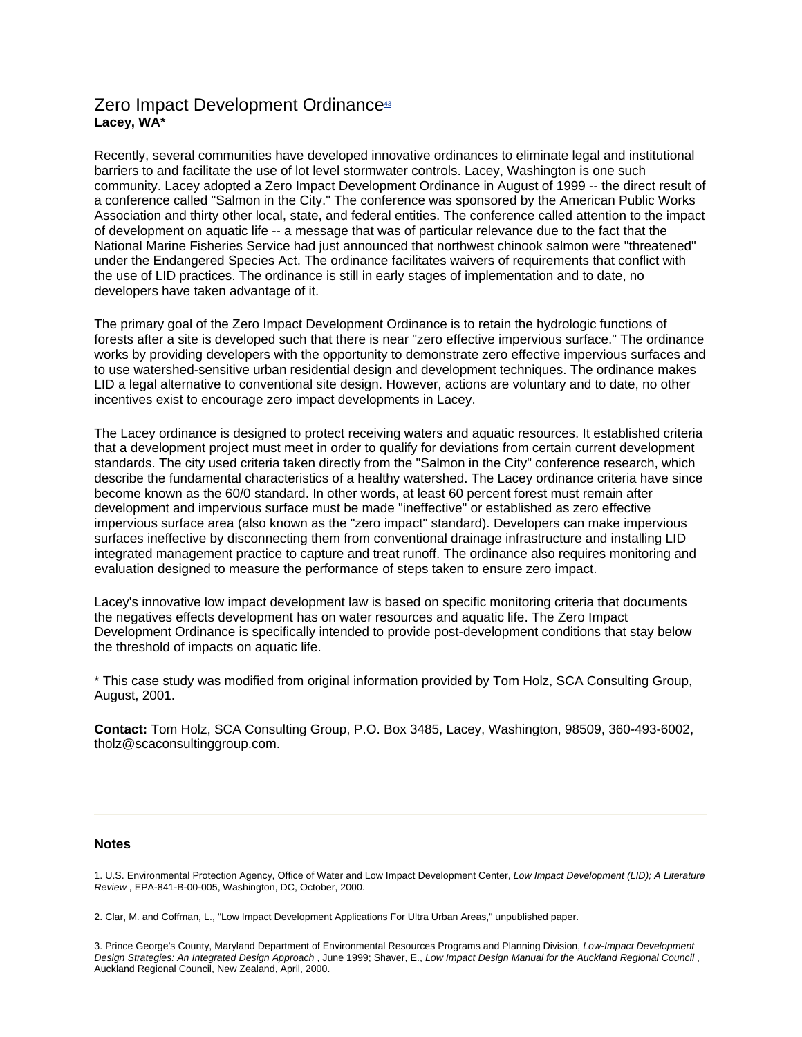## Zero Impact Development Ordinance[43]

**Lacey, WA***

Recently, several communities have developed innovative ordinances to eliminate legal and institutional barriers to and facilitate the use of lot level stormwater controls. Lacey, Washington is one such community. Lacey adopted a Zero Impact Development Ordinance in August of 1999 -- the direct result of a conference called "Salmon in the City." The conference was sponsored by the American Public Works Association and thirty other local, state, and federal entities. The conference called attention to the impact of development on aquatic life -- a message that was of particular relevance due to the fact that the National Marine Fisheries Service had just announced that northwest chinook salmon were "threatened" under the Endangered Species Act. The ordinance facilitates waivers of requirements that conflict with the use of LID practices. The ordinance is still in early stages of implementation and to date, no developers have taken advantage of it.

The primary goal of the Zero Impact Development Ordinance is to retain the hydrologic functions of forests after a site is developed such that there is near "zero effective impervious surface." The ordinance works by providing developers with the opportunity to demonstrate zero effective impervious surfaces and to use watershed-sensitive urban residential design and development techniques. The ordinance makes LID a legal alternative to conventional site design. However, actions are voluntary and to date, no other incentives exist to encourage zero impact developments in Lacey.

The Lacey ordinance is designed to protect receiving waters and aquatic resources. It established criteria that a development project must meet in order to qualify for deviations from certain current development standards. The city used criteria taken directly from the "Salmon in the City" conference research, which describe the fundamental characteristics of a healthy watershed. The Lacey ordinance criteria have since become known as the 60/0 standard. In other words, at least 60 percent forest must remain after development and impervious surface must be made "ineffective" or established as zero effective impervious surface area (also known as the "zero impact" standard). Developers can make impervious surfaces ineffective by disconnecting them from conventional drainage infrastructure and installing LID integrated management practice to capture and treat runoff. The ordinance also requires monitoring and evaluation designed to measure the performance of steps taken to ensure zero impact.

Lacey's innovative low impact development law is based on specific monitoring criteria that documents the negatives effects development has on water resources and aquatic life. The Zero Impact Development Ordinance is specifically intended to provide post-development conditions that stay below the threshold of impacts on aquatic life.

* This case study was modified from original information provided by Tom Holz, SCA Consulting Group, August, 2001.

**Contact:** Tom Holz, SCA Consulting Group, P.O. Box 3485, Lacey, Washington, 98509, 360-493-6002, tholz@scaconsultinggroup.com.

---

### Notes

1. U.S. Environmental Protection Agency, Office of Water and Low Impact Development Center, *Low Impact Development (LID); A Literature Review* , EPA-841-B-00-005, Washington, DC, October, 2000.

2. Clar, M. and Coffman, L., "Low Impact Development Applications For Ultra Urban Areas," unpublished paper.

3. Prince George's County, Maryland Department of Environmental Resources Programs and Planning Division, *Low-Impact Development Design Strategies: An Integrated Design Approach* , June 1999; Shaver, E., *Low Impact Design Manual for the Auckland Regional Council* , Auckland Regional Council, New Zealand, April, 2000.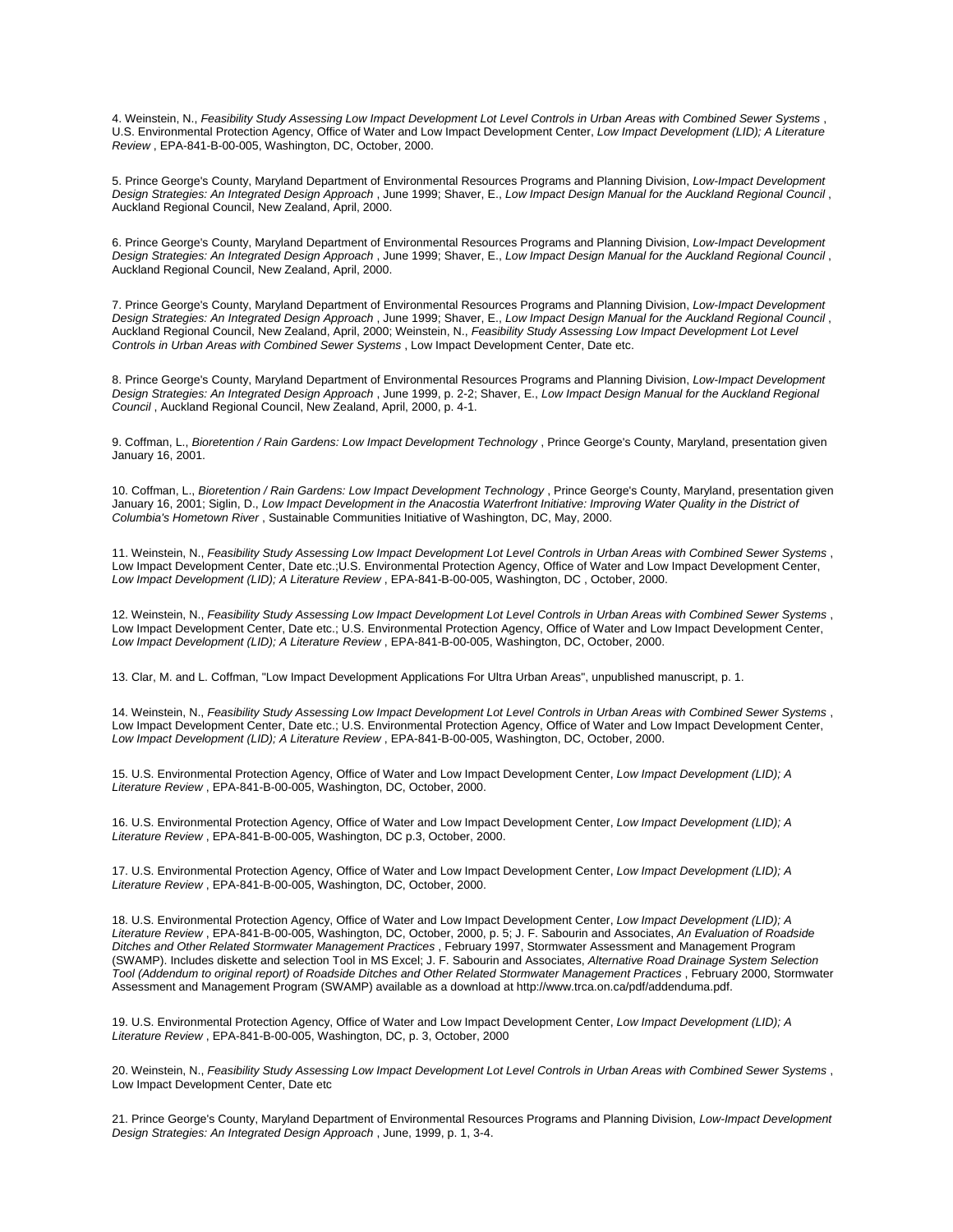4. Weinstein, N., *Feasibility Study Assessing Low Impact Development Lot Level Controls in Urban Areas with Combined Sewer Systems* , U.S. Environmental Protection Agency, Office of Water and Low Impact Development Center, *Low Impact Development (LID); A Literature Review* , EPA-841-B-00-005, Washington, DC, October, 2000.

5. Prince George's County, Maryland Department of Environmental Resources Programs and Planning Division, *Low-Impact Development Design Strategies: An Integrated Design Approach* , June 1999; Shaver, E., *Low Impact Design Manual for the Auckland Regional Council* , Auckland Regional Council, New Zealand, April, 2000.

6. Prince George's County, Maryland Department of Environmental Resources Programs and Planning Division, *Low-Impact Development Design Strategies: An Integrated Design Approach* , June 1999; Shaver, E., *Low Impact Design Manual for the Auckland Regional Council* , Auckland Regional Council, New Zealand, April, 2000.

7. Prince George's County, Maryland Department of Environmental Resources Programs and Planning Division, *Low-Impact Development Design Strategies: An Integrated Design Approach* , June 1999; Shaver, E., *Low Impact Design Manual for the Auckland Regional Council* , Auckland Regional Council, New Zealand, April, 2000; Weinstein, N., *Feasibility Study Assessing Low Impact Development Lot Level Controls in Urban Areas with Combined Sewer Systems* , Low Impact Development Center, Date etc.

8. Prince George's County, Maryland Department of Environmental Resources Programs and Planning Division, *Low-Impact Development Design Strategies: An Integrated Design Approach* , June 1999, p. 2-2; Shaver, E., *Low Impact Design Manual for the Auckland Regional Council* , Auckland Regional Council, New Zealand, April, 2000, p. 4-1.

9. Coffman, L., *Bioretention / Rain Gardens: Low Impact Development Technology* , Prince George's County, Maryland, presentation given January 16, 2001.

10. Coffman, L., *Bioretention / Rain Gardens: Low Impact Development Technology* , Prince George's County, Maryland, presentation given January 16, 2001; Siglin, D., *Low Impact Development in the Anacostia Waterfront Initiative: Improving Water Quality in the District of Columbia's Hometown River* , Sustainable Communities Initiative of Washington, DC, May, 2000.

11. Weinstein, N., *Feasibility Study Assessing Low Impact Development Lot Level Controls in Urban Areas with Combined Sewer Systems* , Low Impact Development Center, Date etc.;U.S. Environmental Protection Agency, Office of Water and Low Impact Development Center, *Low Impact Development (LID); A Literature Review* , EPA-841-B-00-005, Washington, DC , October, 2000.

12. Weinstein, N., *Feasibility Study Assessing Low Impact Development Lot Level Controls in Urban Areas with Combined Sewer Systems* , Low Impact Development Center, Date etc.; U.S. Environmental Protection Agency, Office of Water and Low Impact Development Center, *Low Impact Development (LID); A Literature Review* , EPA-841-B-00-005, Washington, DC, October, 2000.

13. Clar, M. and L. Coffman, "Low Impact Development Applications For Ultra Urban Areas", unpublished manuscript, p. 1.

14. Weinstein, N., *Feasibility Study Assessing Low Impact Development Lot Level Controls in Urban Areas with Combined Sewer Systems* , Low Impact Development Center, Date etc.; U.S. Environmental Protection Agency, Office of Water and Low Impact Development Center, *Low Impact Development (LID); A Literature Review* , EPA-841-B-00-005, Washington, DC, October, 2000.

15. U.S. Environmental Protection Agency, Office of Water and Low Impact Development Center, *Low Impact Development (LID); A Literature Review* , EPA-841-B-00-005, Washington, DC, October, 2000.

16. U.S. Environmental Protection Agency, Office of Water and Low Impact Development Center, *Low Impact Development (LID); A Literature Review* , EPA-841-B-00-005, Washington, DC p.3, October, 2000.

17. U.S. Environmental Protection Agency, Office of Water and Low Impact Development Center, *Low Impact Development (LID); A Literature Review* , EPA-841-B-00-005, Washington, DC, October, 2000.

18. U.S. Environmental Protection Agency, Office of Water and Low Impact Development Center, *Low Impact Development (LID); A Literature Review* , EPA-841-B-00-005, Washington, DC, October, 2000, p. 5; J. F. Sabourin and Associates, *An Evaluation of Roadside Ditches and Other Related Stormwater Management Practices* , February 1997, Stormwater Assessment and Management Program (SWAMP). Includes diskette and selection Tool in MS Excel; J. F. Sabourin and Associates, *Alternative Road Drainage System Selection Tool (Addendum to original report) of Roadside Ditches and Other Related Stormwater Management Practices* , February 2000, Stormwater Assessment and Management Program (SWAMP) available as a download at http://www.trca.on.ca/pdf/addenduma.pdf.

19. U.S. Environmental Protection Agency, Office of Water and Low Impact Development Center, *Low Impact Development (LID); A Literature Review* , EPA-841-B-00-005, Washington, DC, p. 3, October, 2000

20. Weinstein, N., *Feasibility Study Assessing Low Impact Development Lot Level Controls in Urban Areas with Combined Sewer Systems* , Low Impact Development Center, Date etc

21. Prince George's County, Maryland Department of Environmental Resources Programs and Planning Division, *Low-Impact Development Design Strategies: An Integrated Design Approach* , June, 1999, p. 1, 3-4.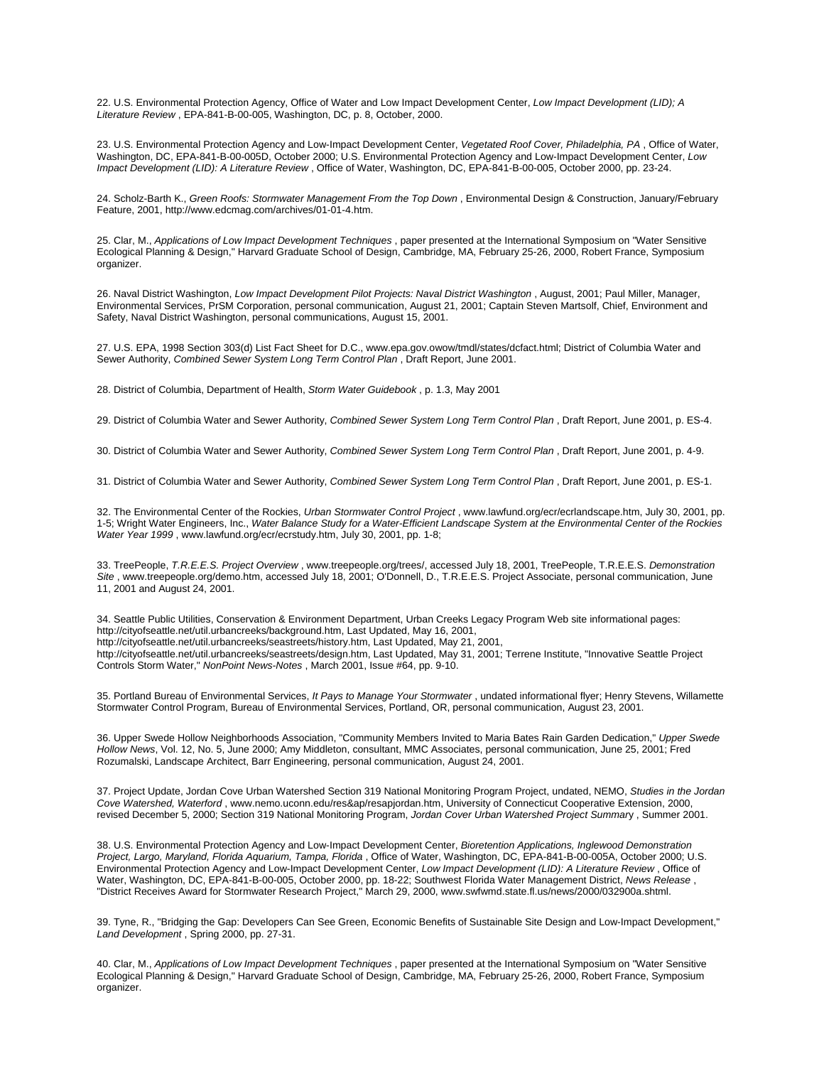22. U.S. Environmental Protection Agency, Office of Water and Low Impact Development Center, *Low Impact Development (LID); A Literature Review* , EPA-841-B-00-005, Washington, DC, p. 8, October, 2000.

23. U.S. Environmental Protection Agency and Low-Impact Development Center, *Vegetated Roof Cover, Philadelphia, PA* , Office of Water, Washington, DC, EPA-841-B-00-005D, October 2000; U.S. Environmental Protection Agency and Low-Impact Development Center, *Low Impact Development (LID): A Literature Review* , Office of Water, Washington, DC, EPA-841-B-00-005, October 2000, pp. 23-24.

24. Scholz-Barth K., *Green Roofs: Stormwater Management From the Top Down* , Environmental Design & Construction, January/February Feature, 2001, http://www.edcmag.com/archives/01-01-4.htm.

25. Clar, M., *Applications of Low Impact Development Techniques* , paper presented at the International Symposium on "Water Sensitive Ecological Planning & Design," Harvard Graduate School of Design, Cambridge, MA, February 25-26, 2000, Robert France, Symposium organizer.

26. Naval District Washington, *Low Impact Development Pilot Projects: Naval District Washington* , August, 2001; Paul Miller, Manager, Environmental Services, PrSM Corporation, personal communication, August 21, 2001; Captain Steven Martsolf, Chief, Environment and Safety, Naval District Washington, personal communications, August 15, 2001.

27. U.S. EPA, 1998 Section 303(d) List Fact Sheet for D.C., www.epa.gov.owow/tmdl/states/dcfact.html; District of Columbia Water and Sewer Authority, *Combined Sewer System Long Term Control Plan* , Draft Report, June 2001.

28. District of Columbia, Department of Health, *Storm Water Guidebook* , p. 1.3, May 2001

29. District of Columbia Water and Sewer Authority, *Combined Sewer System Long Term Control Plan* , Draft Report, June 2001, p. ES-4.

30. District of Columbia Water and Sewer Authority, *Combined Sewer System Long Term Control Plan* , Draft Report, June 2001, p. 4-9.

31. District of Columbia Water and Sewer Authority, *Combined Sewer System Long Term Control Plan* , Draft Report, June 2001, p. ES-1.

32. The Environmental Center of the Rockies, *Urban Stormwater Control Project* , www.lawfund.org/ecr/ecrlandscape.htm, July 30, 2001, pp. 1-5; Wright Water Engineers, Inc., *Water Balance Study for a Water-Efficient Landscape System at the Environmental Center of the Rockies Water Year 1999* , www.lawfund.org/ecr/ecrstudy.htm, July 30, 2001, pp. 1-8;

33. TreePeople, *T.R.E.E.S. Project Overview* , www.treepeople.org/trees/, accessed July 18, 2001, TreePeople, T.R.E.E.S. *Demonstration Site* , www.treepeople.org/demo.htm, accessed July 18, 2001; O'Donnell, D., T.R.E.E.S. Project Associate, personal communication, June 11, 2001 and August 24, 2001.

34. Seattle Public Utilities, Conservation & Environment Department, Urban Creeks Legacy Program Web site informational pages: http://cityofseattle.net/util.urbancreeks/background.htm, Last Updated, May 16, 2001, http://cityofseattle.net/util.urbancreeks/seastreets/history.htm, Last Updated, May 21, 2001, http://cityofseattle.net/util.urbancreeks/seastreets/design.htm, Last Updated, May 31, 2001; Terrene Institute, "Innovative Seattle Project Controls Storm Water," *NonPoint News-Notes* , March 2001, Issue #64, pp. 9-10.

35. Portland Bureau of Environmental Services, *It Pays to Manage Your Stormwater* , undated informational flyer; Henry Stevens, Willamette Stormwater Control Program, Bureau of Environmental Services, Portland, OR, personal communication, August 23, 2001.

36. Upper Swede Hollow Neighborhoods Association, "Community Members Invited to Maria Bates Rain Garden Dedication," *Upper Swede Hollow News*, Vol. 12, No. 5, June 2000; Amy Middleton, consultant, MMC Associates, personal communication, June 25, 2001; Fred Rozumalski, Landscape Architect, Barr Engineering, personal communication, August 24, 2001.

37. Project Update, Jordan Cove Urban Watershed Section 319 National Monitoring Program Project, undated, NEMO, *Studies in the Jordan Cove Watershed, Waterford* , www.nemo.uconn.edu/res&ap/resapjordan.htm, University of Connecticut Cooperative Extension, 2000, revised December 5, 2000; Section 319 National Monitoring Program, *Jordan Cover Urban Watershed Project Summar*y , Summer 2001.

38. U.S. Environmental Protection Agency and Low-Impact Development Center, *Bioretention Applications, Inglewood Demonstration Project, Largo, Maryland, Florida Aquarium, Tampa, Florida* , Office of Water, Washington, DC, EPA-841-B-00-005A, October 2000; U.S. Environmental Protection Agency and Low-Impact Development Center, *Low Impact Development (LID): A Literature Review* , Office of Water, Washington, DC, EPA-841-B-00-005, October 2000, pp. 18-22; Southwest Florida Water Management District, *News Release* , "District Receives Award for Stormwater Research Project," March 29, 2000, www.swfwmd.state.fl.us/news/2000/032900a.shtml.

39. Tyne, R., "Bridging the Gap: Developers Can See Green, Economic Benefits of Sustainable Site Design and Low-Impact Development," *Land Development* , Spring 2000, pp. 27-31.

40. Clar, M., *Applications of Low Impact Development Techniques* , paper presented at the International Symposium on "Water Sensitive Ecological Planning & Design," Harvard Graduate School of Design, Cambridge, MA, February 25-26, 2000, Robert France, Symposium organizer.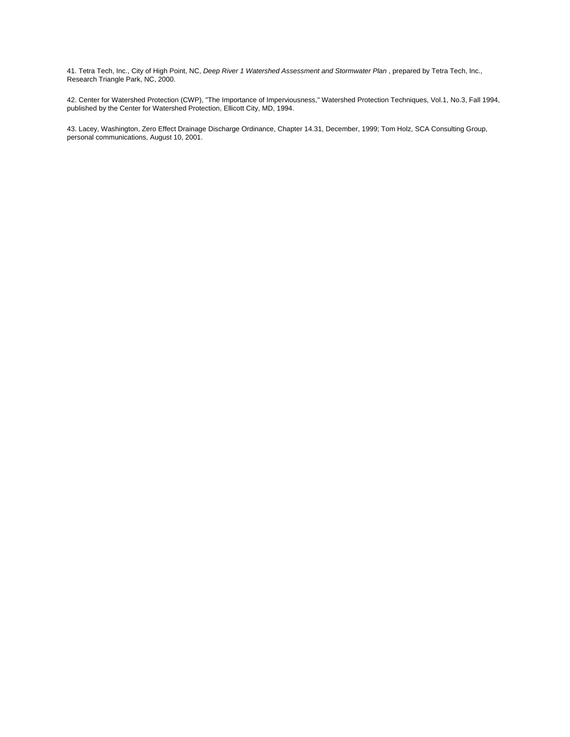41. Tetra Tech, Inc., City of High Point, NC, *Deep River 1 Watershed Assessment and Stormwater Plan* , prepared by Tetra Tech, Inc., Research Triangle Park, NC, 2000.

42. Center for Watershed Protection (CWP), "The Importance of Imperviousness," Watershed Protection Techniques, Vol.1, No.3, Fall 1994, published by the Center for Watershed Protection, Ellicott City, MD, 1994.

43. Lacey, Washington, Zero Effect Drainage Discharge Ordinance, Chapter 14.31, December, 1999; Tom Holz, SCA Consulting Group, personal communications, August 10, 2001.